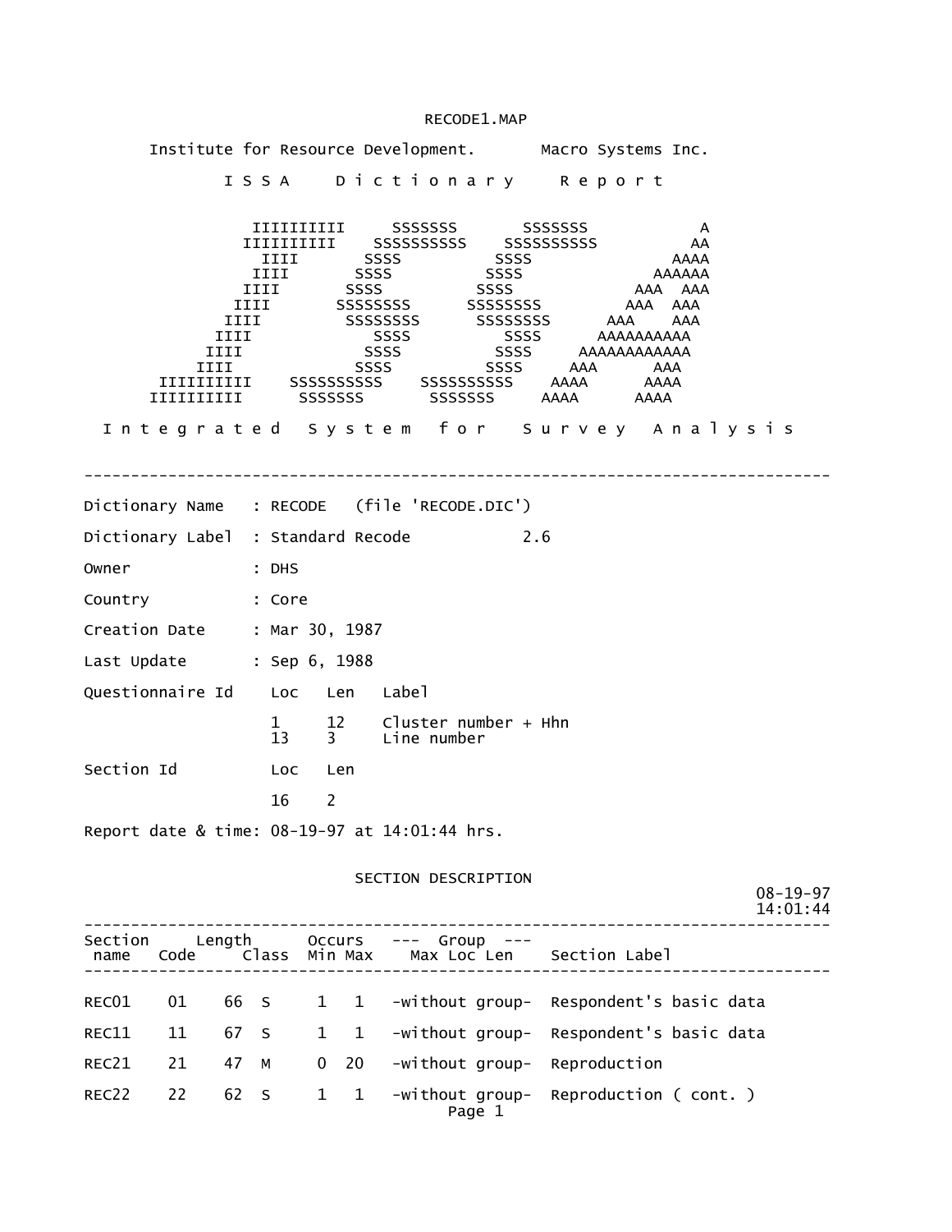RECODE1.MAP

Institute for Resource Development.       Macro Systems Inc.

I S S A   D i c t i o n a r y   R e p o r t

```
        IIIIIIIIII     SSSSSSS       SSSSSSS            A
       IIIIIIIIII    SSSSSSSSSS    SSSSSSSSSS          AA
         IIII       SSSS          SSSS               AAAA
        IIII       SSSS          SSSS              AAAAAA
       IIII       SSSS          SSSS             AAA  AAA
      IIII       SSSSSSSS      SSSSSSSS         AAA  AAA
     IIII          SSSSSSSS      SSSSSSSS      AAA    AAA
    IIII              SSSS          SSSS      AAAAAAAAAA
   IIII              SSSS          SSSS     AAAAAAAAAAAA
  IIII              SSSS          SSSS     AAA       AAA
IIIIIIIIII    SSSSSSSSSS    SSSSSSSSSS    AAAA      AAAA
IIIIIIIIII      SSSSSSS       SSSSSSS     AAAA      AAAA
```

I n t e g r a t e d   S y s t e m   f o r   S u r v e y   A n a l y s i s

---

Dictionary Name   : RECODE   (file 'RECODE.DIC')

Dictionary Label  : Standard Recode           2.6

Owner             : DHS

Country           : Core

Creation Date     : Mar 30, 1987

Last Update       : Sep 6, 1988

Questionnaire Id

| Loc | Len | Label |
|---|---|---|
| 1 | 12 | Cluster number + Hhn |
| 13 | 3 | Line number |

Section Id

| Loc | Len |
|---|---|
| 16 | 2 |

Report date & time: 08-19-97 at 14:01:44 hrs.

## SECTION DESCRIPTION

08-19-97
14:01:44

| Section name | Code | Length | Class | Occurs Min | Occurs Max | Group Max Loc Len | Section Label |
|---|---|---|---|---|---|---|---|
| REC01 | 01 | 66 | S | 1 | 1 | -without group- | Respondent's basic data |
| REC11 | 11 | 67 | S | 1 | 1 | -without group- | Respondent's basic data |
| REC21 | 21 | 47 | M | 0 | 20 | -without group- | Reproduction |
| REC22 | 22 | 62 | S | 1 | 1 | -without group- | Reproduction ( cont. ) |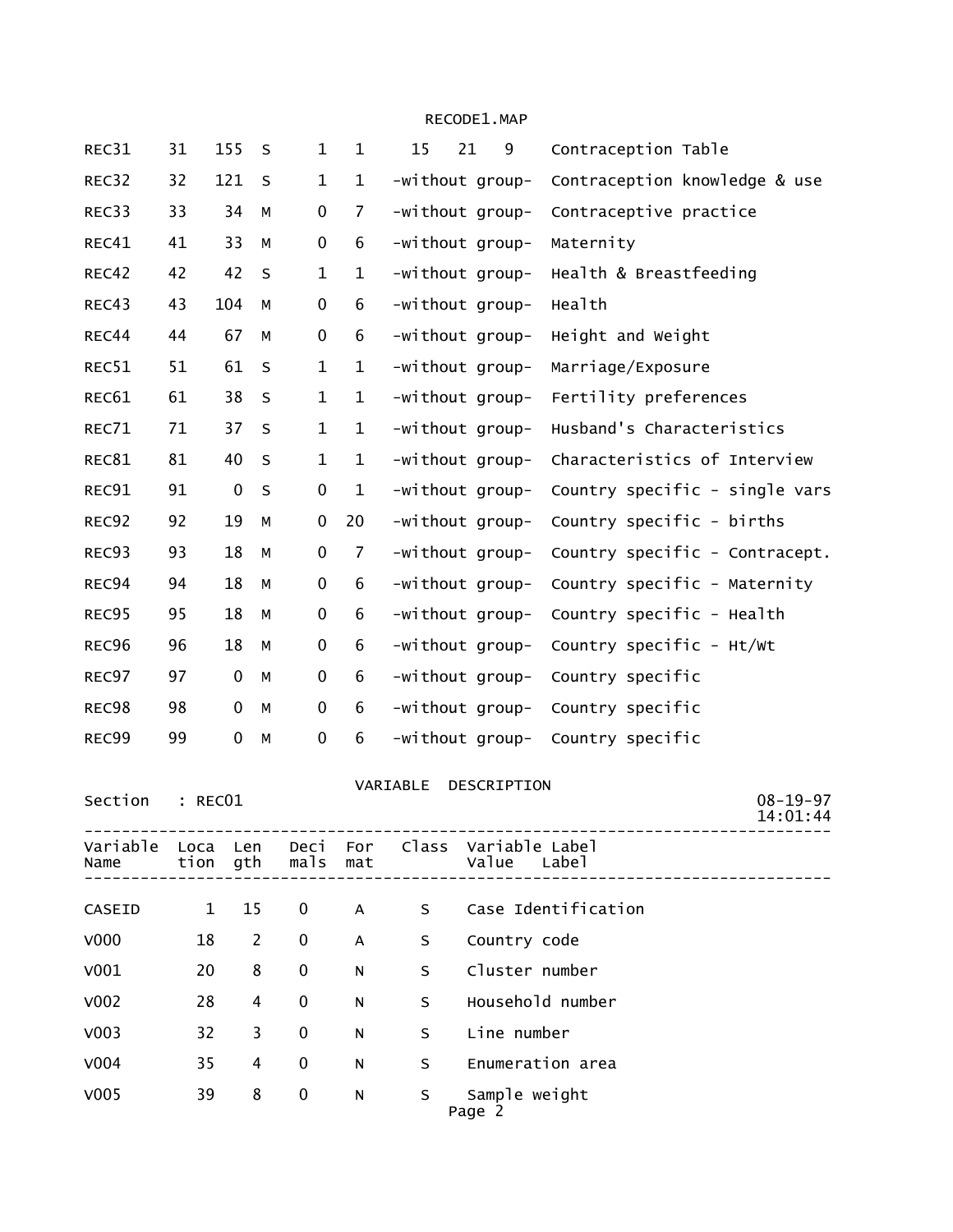| | | | | | | | | | |
|---|---|---|---|---|---|---|---|---|---|
| REC31 | 31 | 155 | S | 1 | 1 | 15 | 21 | 9 | Contraception Table |
| REC32 | 32 | 121 | S | 1 | 1 | -without group- | | | Contraception knowledge & use |
| REC33 | 33 | 34 | M | 0 | 7 | -without group- | | | Contraceptive practice |
| REC41 | 41 | 33 | M | 0 | 6 | -without group- | | | Maternity |
| REC42 | 42 | 42 | S | 1 | 1 | -without group- | | | Health & Breastfeeding |
| REC43 | 43 | 104 | M | 0 | 6 | -without group- | | | Health |
| REC44 | 44 | 67 | M | 0 | 6 | -without group- | | | Height and Weight |
| REC51 | 51 | 61 | S | 1 | 1 | -without group- | | | Marriage/Exposure |
| REC61 | 61 | 38 | S | 1 | 1 | -without group- | | | Fertility preferences |
| REC71 | 71 | 37 | S | 1 | 1 | -without group- | | | Husband's Characteristics |
| REC81 | 81 | 40 | S | 1 | 1 | -without group- | | | Characteristics of Interview |
| REC91 | 91 | 0 | S | 0 | 1 | -without group- | | | Country specific - single vars |
| REC92 | 92 | 19 | M | 0 | 20 | -without group- | | | Country specific - births |
| REC93 | 93 | 18 | M | 0 | 7 | -without group- | | | Country specific - Contracept. |
| REC94 | 94 | 18 | M | 0 | 6 | -without group- | | | Country specific - Maternity |
| REC95 | 95 | 18 | M | 0 | 6 | -without group- | | | Country specific - Health |
| REC96 | 96 | 18 | M | 0 | 6 | -without group- | | | Country specific - Ht/Wt |
| REC97 | 97 | 0 | M | 0 | 6 | -without group- | | | Country specific |
| REC98 | 98 | 0 | M | 0 | 6 | -without group- | | | Country specific |
| REC99 | 99 | 0 | M | 0 | 6 | -without group- | | | Country specific |

## VARIABLE DESCRIPTION

Section : REC01 — 08-19-97 14:01:44

| Variable Name | Location | Length | Decimals | Format | Class | Variable Label / Value Label |
|---|---|---|---|---|---|---|
| CASEID | 1 | 15 | 0 | A | S | Case Identification |
| V000 | 18 | 2 | 0 | A | S | Country code |
| V001 | 20 | 8 | 0 | N | S | Cluster number |
| V002 | 28 | 4 | 0 | N | S | Household number |
| V003 | 32 | 3 | 0 | N | S | Line number |
| V004 | 35 | 4 | 0 | N | S | Enumeration area |
| V005 | 39 | 8 | 0 | N | S | Sample weight |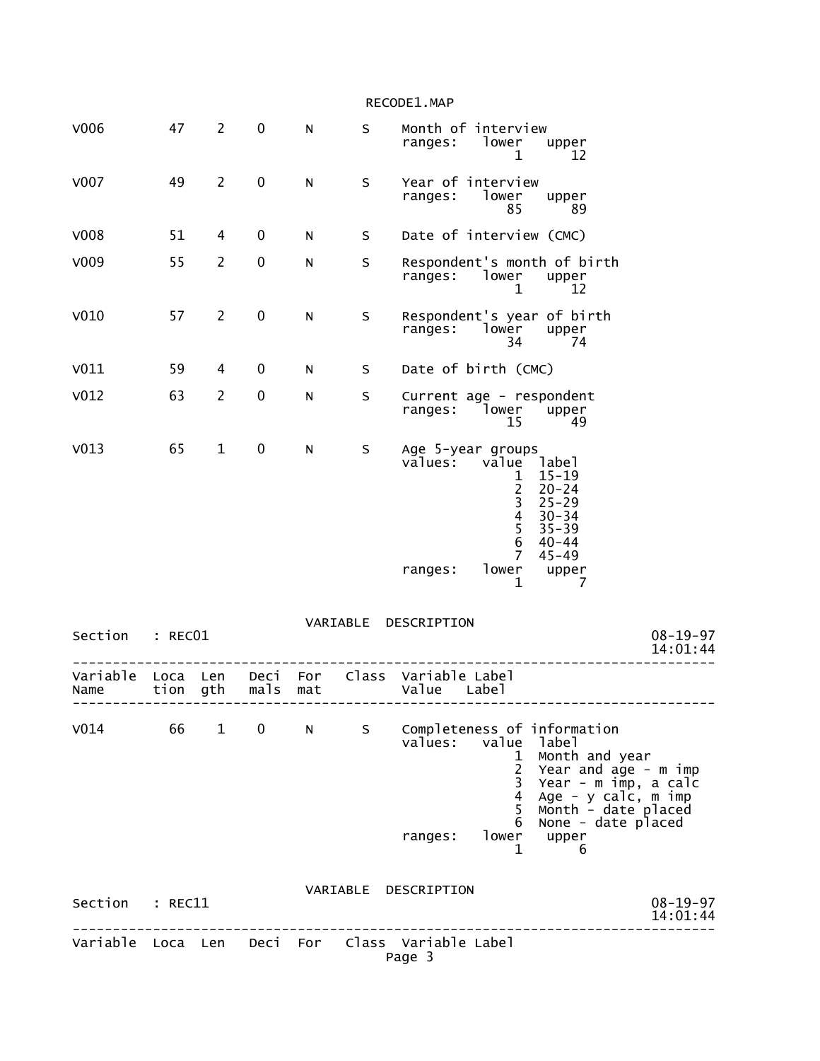| Variable Name | Location | Length | Decimals | Format | Class | Variable Label / Value Label |
|---|---|---|---|---|---|---|
| V006 | 47 | 2 | 0 | N | S | Month of interview<br>ranges: lower 1, upper 12 |
| V007 | 49 | 2 | 0 | N | S | Year of interview<br>ranges: lower 85, upper 89 |
| V008 | 51 | 4 | 0 | N | S | Date of interview (CMC) |
| V009 | 55 | 2 | 0 | N | S | Respondent's month of birth<br>ranges: lower 1, upper 12 |
| V010 | 57 | 2 | 0 | N | S | Respondent's year of birth<br>ranges: lower 34, upper 74 |
| V011 | 59 | 4 | 0 | N | S | Date of birth (CMC) |
| V012 | 63 | 2 | 0 | N | S | Current age - respondent<br>ranges: lower 15, upper 49 |
| V013 | 65 | 1 | 0 | N | S | Age 5-year groups<br>values: 1 15-19; 2 20-24; 3 25-29; 4 30-34; 5 35-39; 6 40-44; 7 45-49<br>ranges: lower 1, upper 7 |

VARIABLE DESCRIPTION

Section : REC01 08-19-97 14:01:44

| Variable Name | Location | Length | Decimals | Format | Class | Variable Label / Value Label |
|---|---|---|---|---|---|---|
| V014 | 66 | 1 | 0 | N | S | Completeness of information<br>values: 1 Month and year; 2 Year and age - m imp; 3 Year - m imp, a calc; 4 Age - y calc, m imp; 5 Month - date placed; 6 None - date placed<br>ranges: lower 1, upper 6 |

VARIABLE DESCRIPTION

Section : REC11 08-19-97 14:01:44

Variable Loca Len Deci For Class Variable Label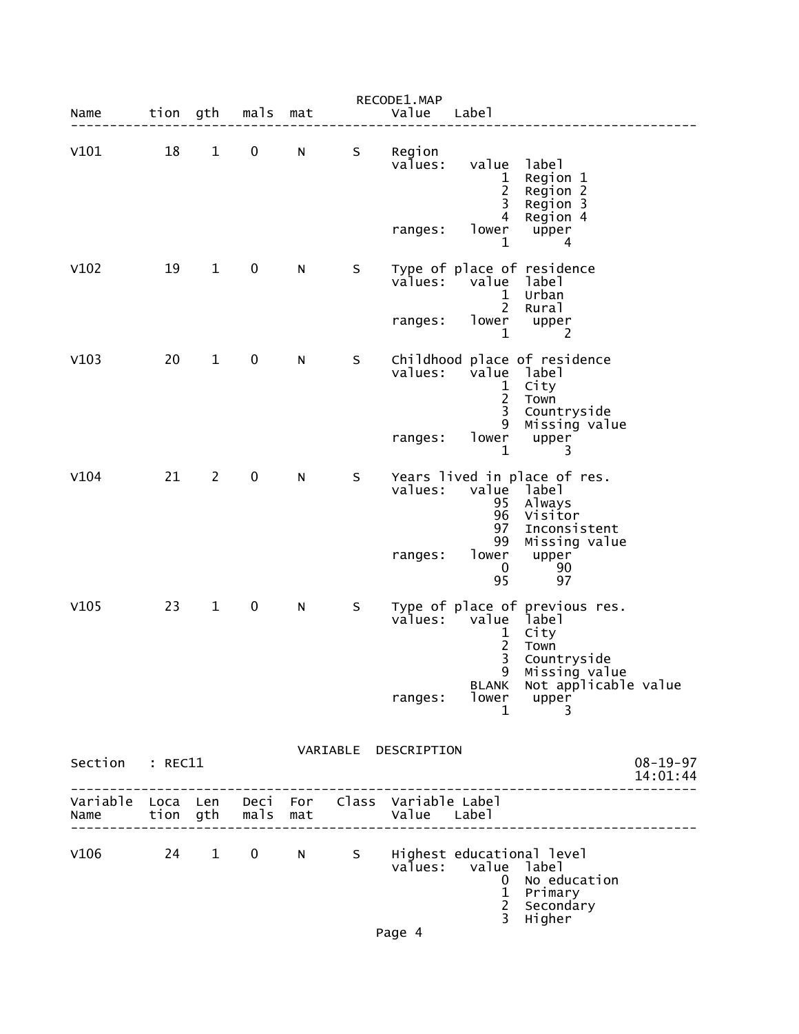RECODE1.MAP

```
Name       tion  gth   mals  mat          Value   Label
--------------------------------------------------------------------------------

V101         18    1    0     N      S    Region
                                          values:   value  label
                                                        1  Region 1
                                                        2  Region 2
                                                        3  Region 3
                                                        4  Region 4
                                          ranges:   lower   upper
                                                        1       4

V102         19    1    0     N      S    Type of place of residence
                                          values:   value  label
                                                        1  Urban
                                                        2  Rural
                                          ranges:   lower   upper
                                                        1       2

V103         20    1    0     N      S    Childhood place of residence
                                          values:   value  label
                                                        1  City
                                                        2  Town
                                                        3  Countryside
                                                        9  Missing value
                                          ranges:   lower   upper
                                                        1       3

V104         21    2    0     N      S    Years lived in place of res.
                                          values:   value  label
                                                       95  Always
                                                       96  Visitor
                                                       97  Inconsistent
                                                       99  Missing value
                                          ranges:   lower   upper
                                                        0      90
                                                       95      97

V105         23    1    0     N      S    Type of place of previous res.
                                          values:   value  label
                                                        1  City
                                                        2  Town
                                                        3  Countryside
                                                        9  Missing value
                                                    BLANK  Not applicable value
                                          ranges:   lower   upper
                                                        1       3
```

VARIABLE DESCRIPTION

```
Section   : REC11                                                        08-19-97
                                                                         14:01:44
--------------------------------------------------------------------------------
Variable  Loca  Len   Deci  For   Class  Variable Label
Name      tion  gth   mals  mat          Value   Label
--------------------------------------------------------------------------------

V106         24    1    0     N      S    Highest educational level
                                          values:   value  label
                                                        0  No education
                                                        1  Primary
                                                        2  Secondary
                                                        3  Higher
```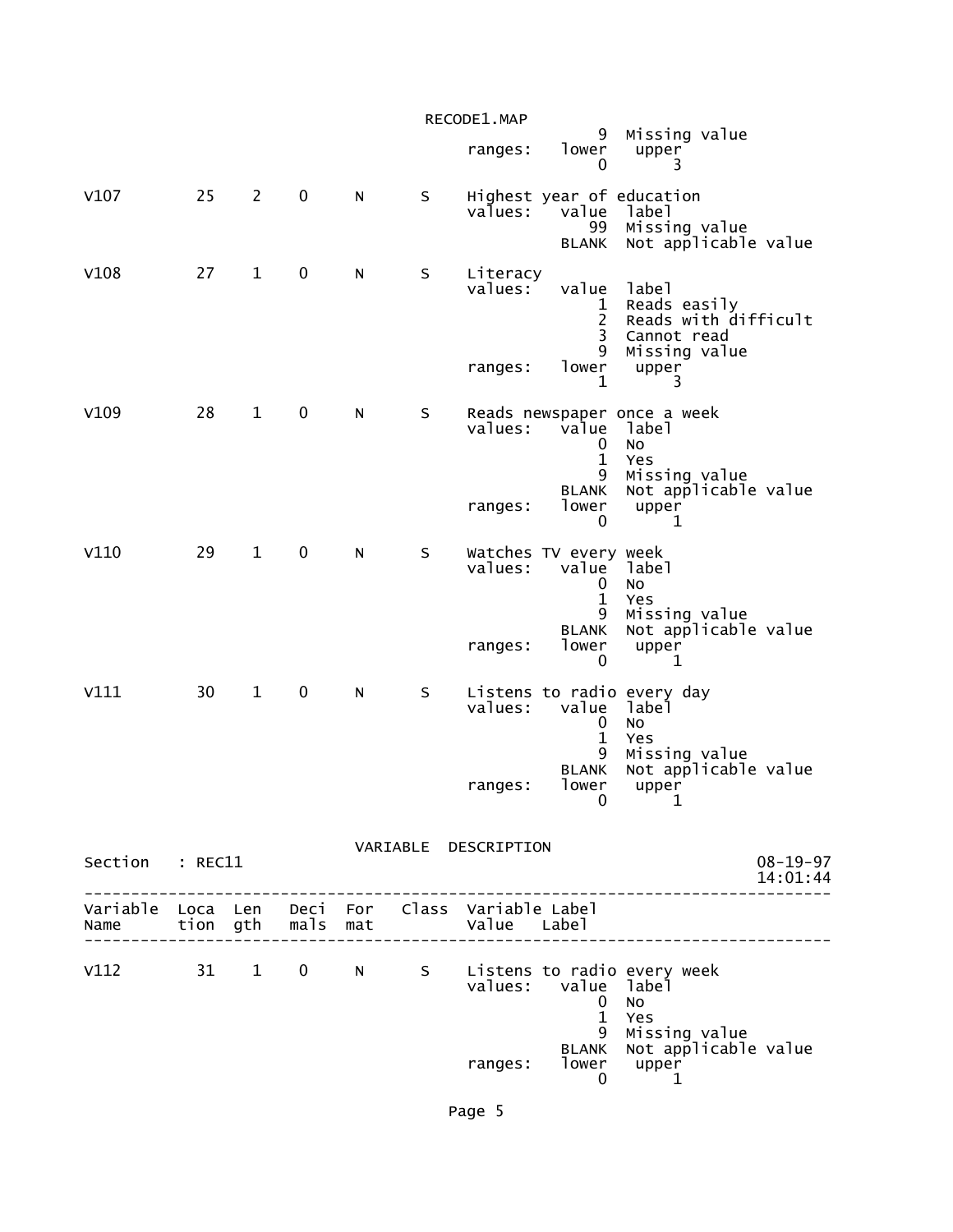```
                                                     9  Missing value
                                           ranges:   lower   upper
                                                         0       3

V107         25    2    0     N      S    Highest year of education
                                           values:   value  label
                                                        99  Missing value
                                                     BLANK  Not applicable value

V108         27    1    0     N      S    Literacy
                                           values:   value  label
                                                         1  Reads easily
                                                         2  Reads with difficult
                                                         3  Cannot read
                                                         9  Missing value
                                           ranges:   lower   upper
                                                         1       3

V109         28    1    0     N      S    Reads newspaper once a week
                                           values:   value  label
                                                         0  No
                                                         1  Yes
                                                         9  Missing value
                                                     BLANK  Not applicable value
                                           ranges:   lower   upper
                                                         0       1

V110         29    1    0     N      S    Watches TV every week
                                           values:   value  label
                                                         0  No
                                                         1  Yes
                                                         9  Missing value
                                                     BLANK  Not applicable value
                                           ranges:   lower   upper
                                                         0       1

V111         30    1    0     N      S    Listens to radio every day
                                           values:   value  label
                                                         0  No
                                                         1  Yes
                                                         9  Missing value
                                                     BLANK  Not applicable value
                                           ranges:   lower   upper
                                                         0       1
```

VARIABLE DESCRIPTION

Section : REC11 — 08-19-97 14:01:44

```
------------------------------------------------------------------------------
Variable  Loca  Len   Deci  For   Class  Variable Label
Name      tion  gth   mals  mat          Value   Label
------------------------------------------------------------------------------

V112         31    1    0     N      S    Listens to radio every week
                                           values:   value  label
                                                         0  No
                                                         1  Yes
                                                         9  Missing value
                                                     BLANK  Not applicable value
                                           ranges:   lower   upper
                                                         0       1
```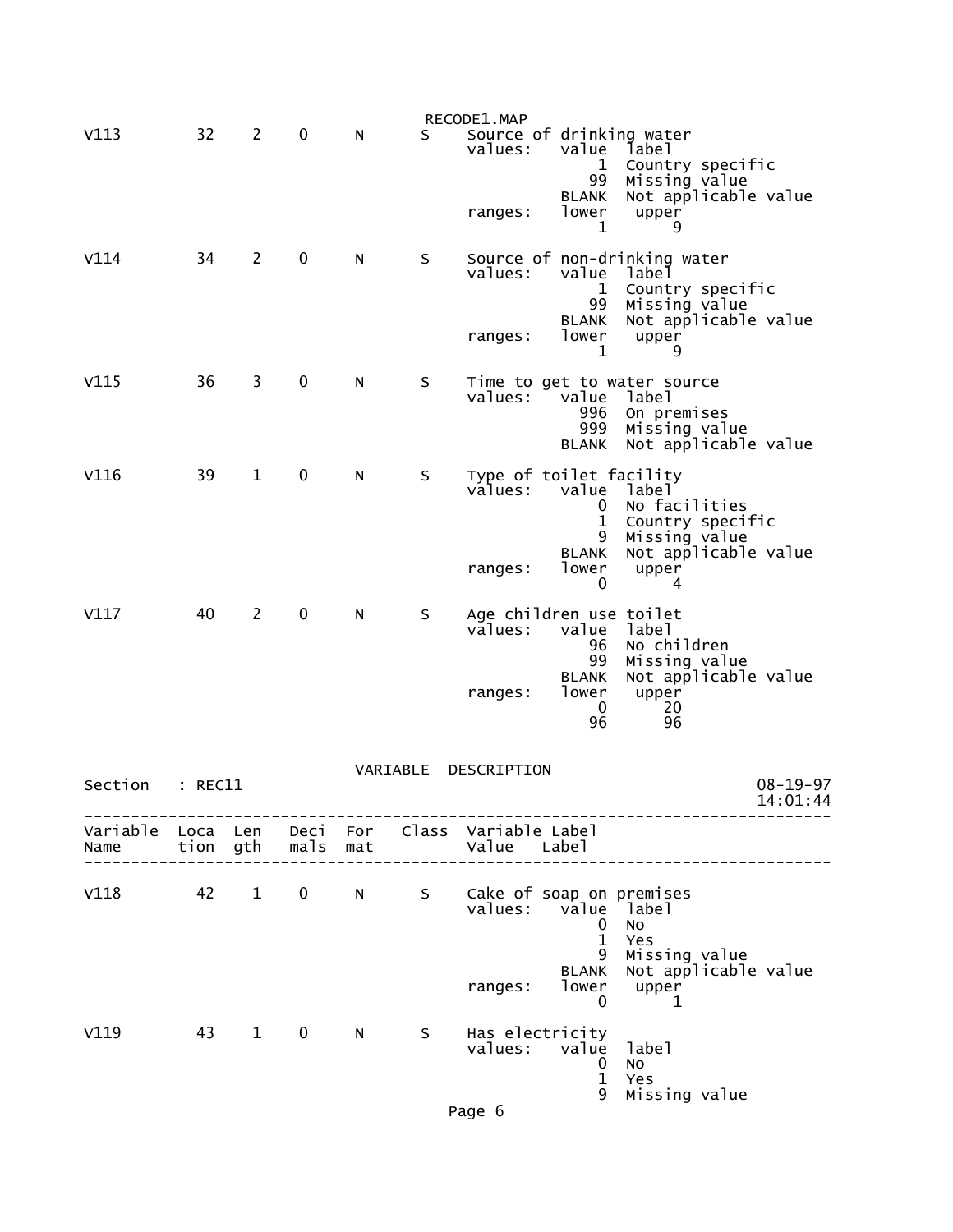RECODE1.MAP

```
V113        32   2    0     N      S    Source of drinking water
                                        values:   value  label
                                                      1  Country specific
                                                     99  Missing value
                                                  BLANK  Not applicable value
                                        ranges:   lower   upper
                                                      1       9

V114        34   2    0     N      S    Source of non-drinking water
                                        values:   value  label
                                                      1  Country specific
                                                     99  Missing value
                                                  BLANK  Not applicable value
                                        ranges:   lower   upper
                                                      1       9

V115        36   3    0     N      S    Time to get to water source
                                        values:   value  label
                                                    996  On premises
                                                    999  Missing value
                                                  BLANK  Not applicable value

V116        39   1    0     N      S    Type of toilet facility
                                        values:   value  label
                                                      0  No facilities
                                                      1  Country specific
                                                      9  Missing value
                                                  BLANK  Not applicable value
                                        ranges:   lower   upper
                                                      0       4

V117        40   2    0     N      S    Age children use toilet
                                        values:   value  label
                                                     96  No children
                                                     99  Missing value
                                                  BLANK  Not applicable value
                                        ranges:   lower   upper
                                                      0      20
                                                     96      96
```

VARIABLE DESCRIPTION

```
Section   : REC11                                                          08-19-97
                                                                           14:01:44
-----------------------------------------------------------------------------------
Variable  Loca  Len   Deci  For    Class  Variable Label
Name      tion  gth   mals  mat           Value   Label
-----------------------------------------------------------------------------------

V118        42   1    0     N      S    Cake of soap on premises
                                        values:   value  label
                                                      0  No
                                                      1  Yes
                                                      9  Missing value
                                                  BLANK  Not applicable value
                                        ranges:   lower   upper
                                                      0       1

V119        43   1    0     N      S    Has electricity
                                        values:   value  label
                                                      0  No
                                                      1  Yes
                                                      9  Missing value
```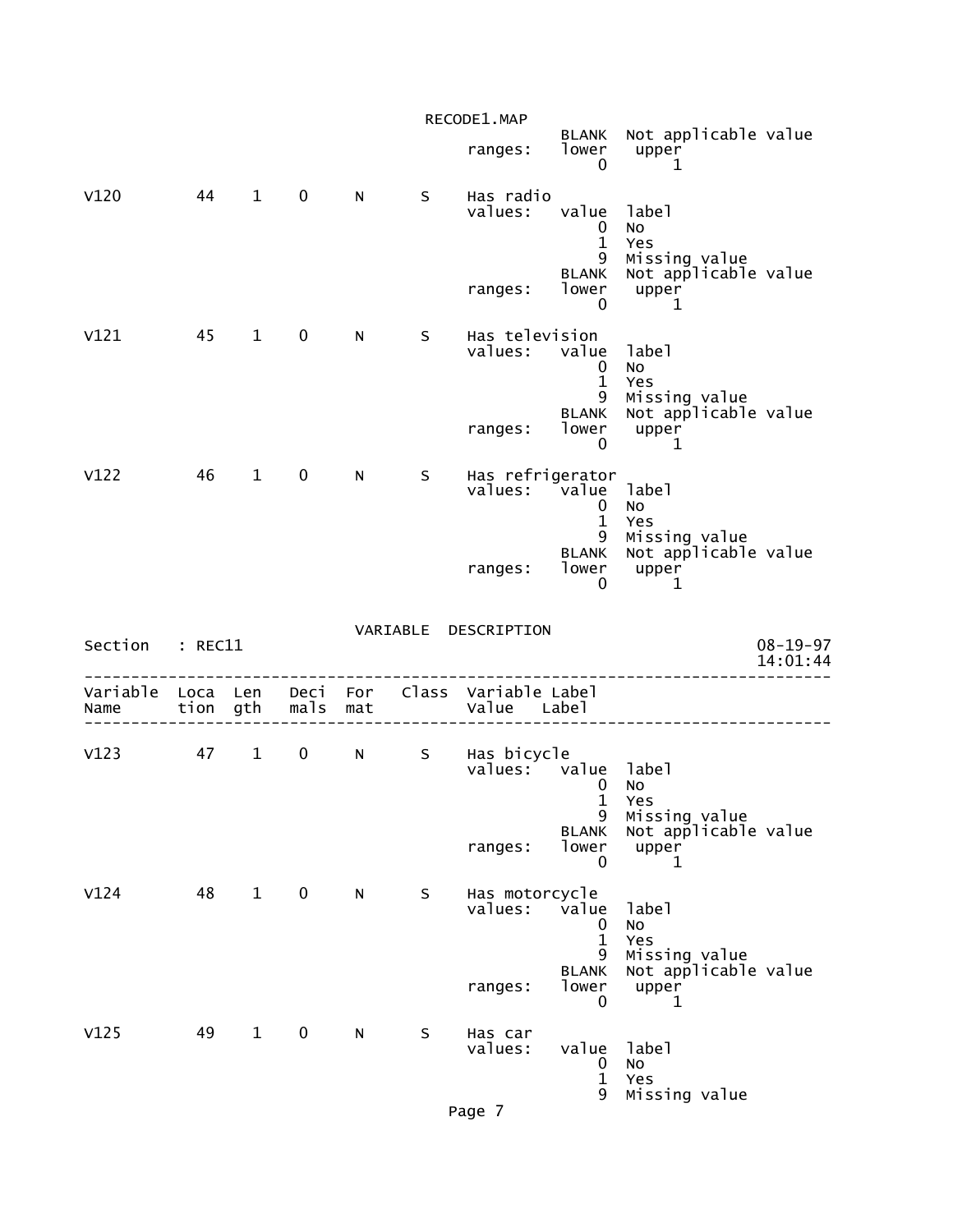```
                                        BLANK  Not applicable value
                             ranges:    lower   upper
                                            0       1

V120        44    1    0     N      S    Has radio
                                         values:   value  label
                                                       0  No
                                                       1  Yes
                                                       9  Missing value
                                                   BLANK  Not applicable value
                                         ranges:   lower   upper
                                                       0       1

V121        45    1    0     N      S    Has television
                                         values:   value  label
                                                       0  No
                                                       1  Yes
                                                       9  Missing value
                                                   BLANK  Not applicable value
                                         ranges:   lower   upper
                                                       0       1

V122        46    1    0     N      S    Has refrigerator
                                         values:   value  label
                                                       0  No
                                                       1  Yes
                                                       9  Missing value
                                                   BLANK  Not applicable value
                                         ranges:   lower   upper
                                                       0       1
```

VARIABLE DESCRIPTION

Section : REC11 — 08-19-97 14:01:44

```
--------------------------------------------------------------------------------
Variable  Loca  Len   Deci  For   Class  Variable Label
Name      tion  gth   mals  mat          Value   Label
--------------------------------------------------------------------------------

V123        47    1    0     N      S    Has bicycle
                                         values:   value  label
                                                       0  No
                                                       1  Yes
                                                       9  Missing value
                                                   BLANK  Not applicable value
                                         ranges:   lower   upper
                                                       0       1

V124        48    1    0     N      S    Has motorcycle
                                         values:   value  label
                                                       0  No
                                                       1  Yes
                                                       9  Missing value
                                                   BLANK  Not applicable value
                                         ranges:   lower   upper
                                                       0       1

V125        49    1    0     N      S    Has car
                                         values:   value  label
                                                       0  No
                                                       1  Yes
                                                       9  Missing value
```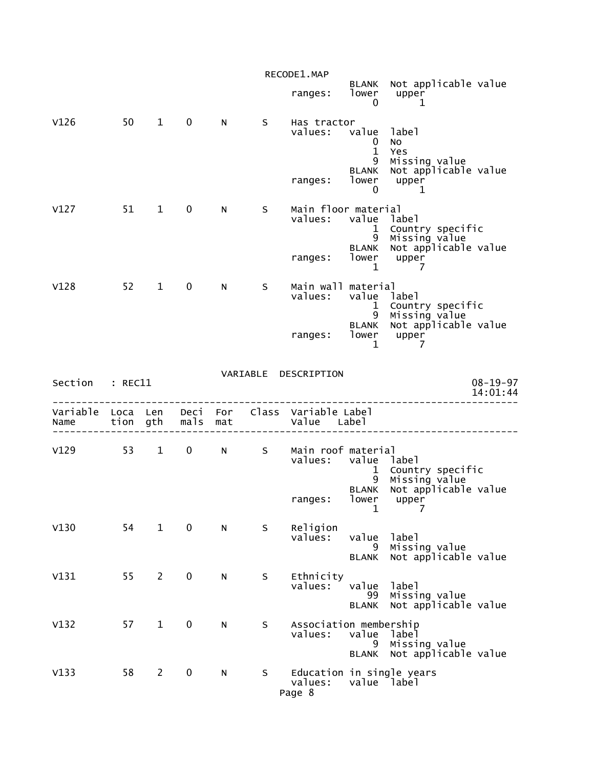```
                                                  BLANK  Not applicable value
                                        ranges:   lower   upper
                                                      0       1

V126         50    1    0     N      S    Has tractor
                                        values:   value  label
                                                      0  No
                                                      1  Yes
                                                      9  Missing value
                                                  BLANK  Not applicable value
                                        ranges:   lower   upper
                                                      0       1

V127         51    1    0     N      S    Main floor material
                                        values:   value  label
                                                      1  Country specific
                                                      9  Missing value
                                                  BLANK  Not applicable value
                                        ranges:   lower   upper
                                                      1       7

V128         52    1    0     N      S    Main wall material
                                        values:   value  label
                                                      1  Country specific
                                                      9  Missing value
                                                  BLANK  Not applicable value
                                        ranges:   lower   upper
                                                      1       7
```

VARIABLE DESCRIPTION

```
Section   : REC11                                                    08-19-97
                                                                     14:01:44
--------------------------------------------------------------------------------
Variable  Loca  Len   Deci  For   Class  Variable Label
Name      tion  gth   mals  mat          Value   Label
--------------------------------------------------------------------------------

V129         53    1    0     N      S    Main roof material
                                        values:   value  label
                                                      1  Country specific
                                                      9  Missing value
                                                  BLANK  Not applicable value
                                        ranges:   lower   upper
                                                      1       7

V130         54    1    0     N      S    Religion
                                        values:   value  label
                                                      9  Missing value
                                                  BLANK  Not applicable value

V131         55    2    0     N      S    Ethnicity
                                        values:   value  label
                                                     99  Missing value
                                                  BLANK  Not applicable value

V132         57    1    0     N      S    Association membership
                                        values:   value  label
                                                      9  Missing value
                                                  BLANK  Not applicable value

V133         58    2    0     N      S    Education in single years
                                        values:   value  label
```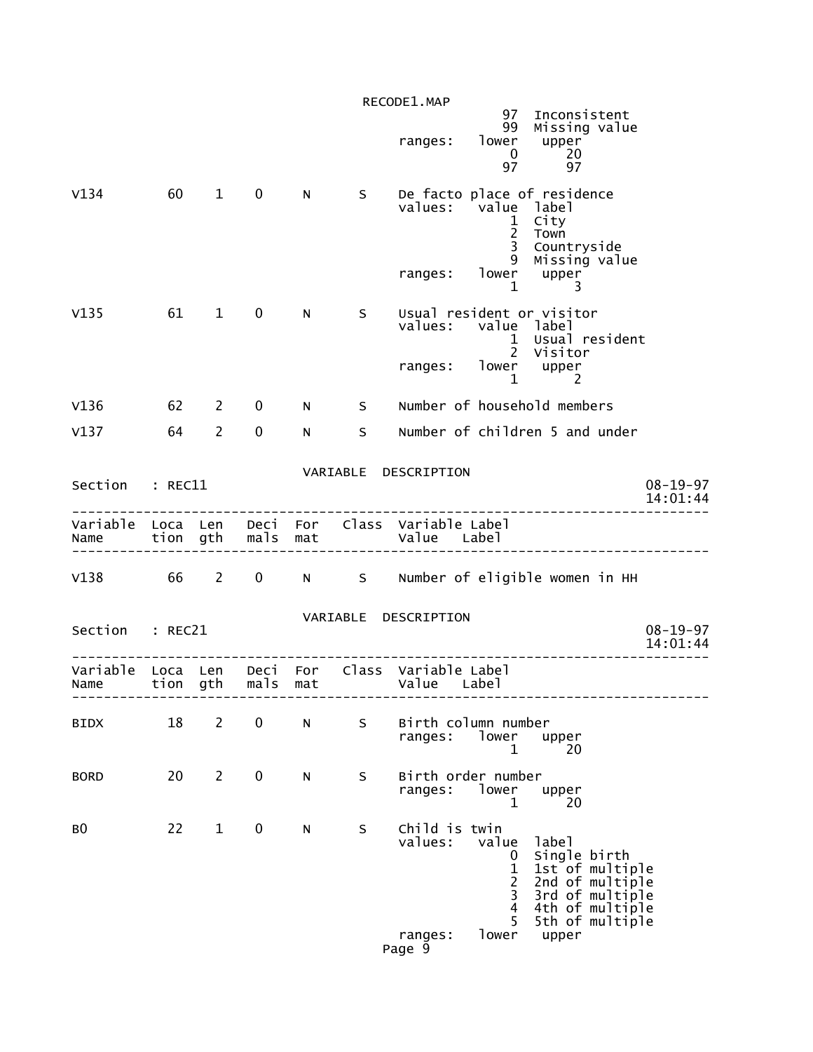```
                                                     97  Inconsistent
                                                     99  Missing value
                                        ranges:   lower   upper
                                                      0      20
                                                     97      97

V134        60    1    0    N     S    De facto place of residence
                                        values:   value  label
                                                      1  City
                                                      2  Town
                                                      3  Countryside
                                                      9  Missing value
                                        ranges:   lower   upper
                                                      1       3

V135        61    1    0    N     S    Usual resident or visitor
                                        values:   value  label
                                                      1  Usual resident
                                                      2  Visitor
                                        ranges:   lower   upper
                                                      1       2

V136        62    2    0    N     S    Number of household members

V137        64    2    0    N     S    Number of children 5 and under


                             VARIABLE  DESCRIPTION
Section   : REC11                                                      08-19-97
                                                                       14:01:44
--------------------------------------------------------------------------------
Variable  Loca  Len   Deci  For   Class  Variable Label
Name      tion  gth   mals  mat          Value   Label
--------------------------------------------------------------------------------

V138        66    2    0    N     S    Number of eligible women in HH


                             VARIABLE  DESCRIPTION
Section   : REC21                                                      08-19-97
                                                                       14:01:44
--------------------------------------------------------------------------------
Variable  Loca  Len   Deci  For   Class  Variable Label
Name      tion  gth   mals  mat          Value   Label
--------------------------------------------------------------------------------

BIDX        18    2    0    N     S    Birth column number
                                        ranges:   lower   upper
                                                      1      20

BORD        20    2    0    N     S    Birth order number
                                        ranges:   lower   upper
                                                      1      20

B0          22    1    0    N     S    Child is twin
                                        values:   value  label
                                                      0  Single birth
                                                      1  1st of multiple
                                                      2  2nd of multiple
                                                      3  3rd of multiple
                                                      4  4th of multiple
                                                      5  5th of multiple
                                        ranges:   lower   upper
```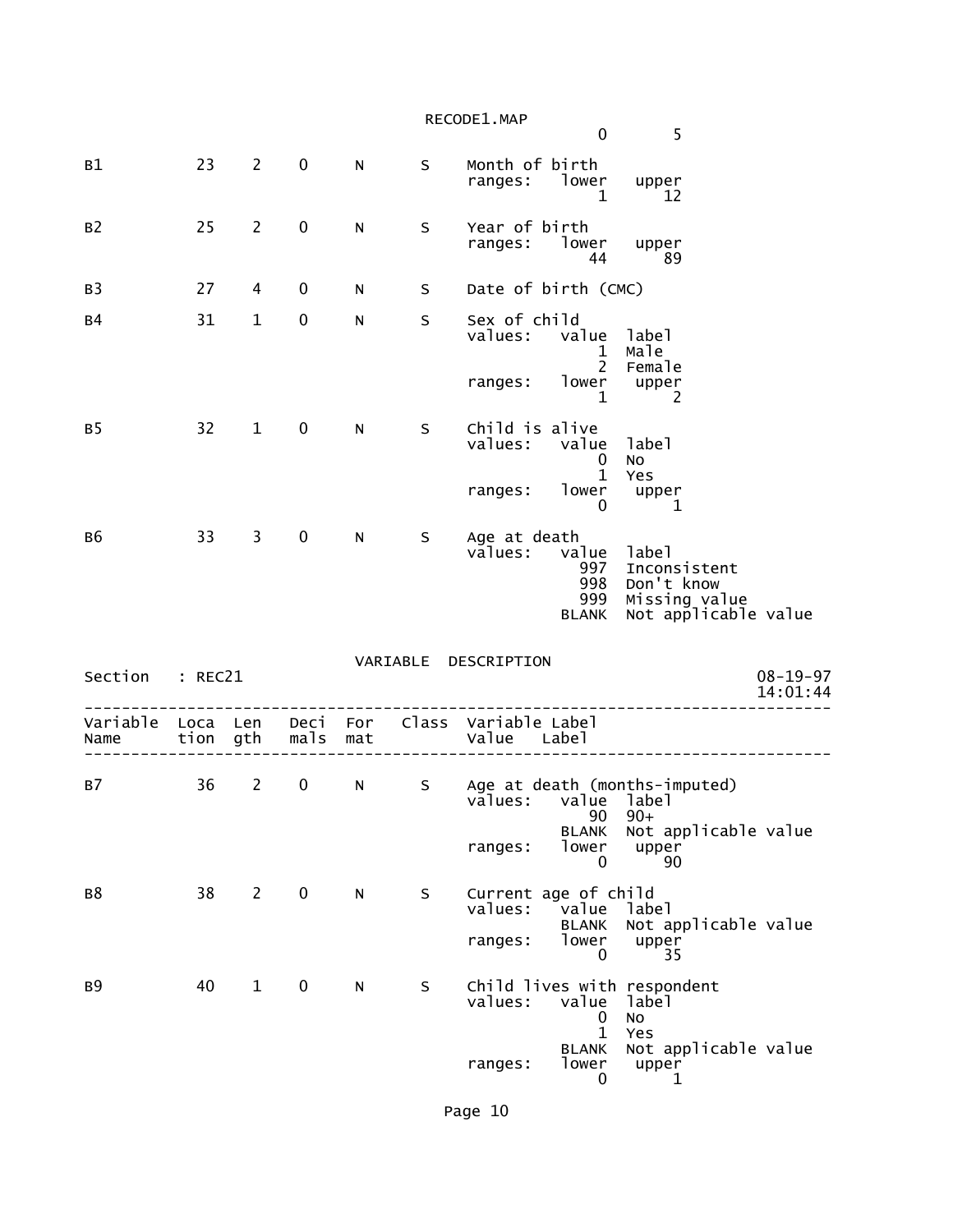```
                                                0       5

B1          23    2    0     N      S    Month of birth
                                         ranges:   lower   upper
                                                       1      12

B2          25    2    0     N      S    Year of birth
                                         ranges:   lower   upper
                                                      44      89

B3          27    4    0     N      S    Date of birth (CMC)

B4          31    1    0     N      S    Sex of child
                                         values:   value  label
                                                       1  Male
                                                       2  Female
                                         ranges:   lower   upper
                                                       1       2

B5          32    1    0     N      S    Child is alive
                                         values:   value  label
                                                       0  No
                                                       1  Yes
                                         ranges:   lower   upper
                                                       0       1

B6          33    3    0     N      S    Age at death
                                         values:   value  label
                                                     997  Inconsistent
                                                     998  Don't know
                                                     999  Missing value
                                                   BLANK  Not applicable value
```

VARIABLE DESCRIPTION

```
Section   : REC21                                                        08-19-97
                                                                         14:01:44
-------------------------------------------------------------------------------
Variable  Loca  Len   Deci  For   Class  Variable Label
Name      tion  gth   mals  mat          Value   Label
-------------------------------------------------------------------------------

B7          36    2    0     N      S    Age at death (months-imputed)
                                         values:   value  label
                                                      90  90+
                                                   BLANK  Not applicable value
                                         ranges:   lower   upper
                                                       0      90

B8          38    2    0     N      S    Current age of child
                                         values:   value  label
                                                   BLANK  Not applicable value
                                         ranges:   lower   upper
                                                       0      35

B9          40    1    0     N      S    Child lives with respondent
                                         values:   value  label
                                                       0  No
                                                       1  Yes
                                                   BLANK  Not applicable value
                                         ranges:   lower   upper
                                                       0       1
```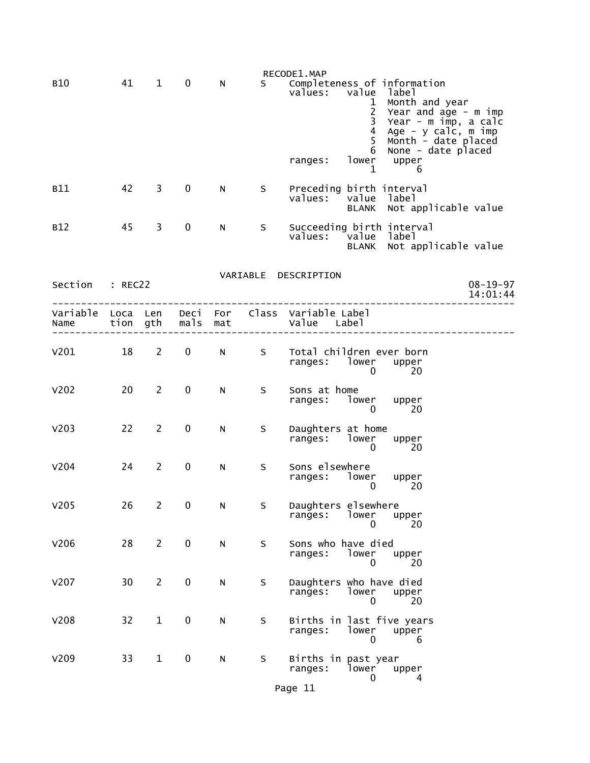RECODE1.MAP

| Variable Name | Location | Length | Decimals | Format | Class | Variable Label / Value Label |
|---|---|---|---|---|---|---|
| B10 | 41 | 1 | 0 | N | S | Completeness of information |
| | | | | | | values: value label |
| | | | | | | 1 Month and year |
| | | | | | | 2 Year and age - m imp |
| | | | | | | 3 Year - m imp, a calc |
| | | | | | | 4 Age - y calc, m imp |
| | | | | | | 5 Month - date placed |
| | | | | | | 6 None - date placed |
| | | | | | | ranges: lower 1 upper 6 |
| B11 | 42 | 3 | 0 | N | S | Preceding birth interval |
| | | | | | | values: value label |
| | | | | | | BLANK Not applicable value |
| B12 | 45 | 3 | 0 | N | S | Succeeding birth interval |
| | | | | | | values: value label |
| | | | | | | BLANK Not applicable value |

## VARIABLE DESCRIPTION

Section : REC22

08-19-97
14:01:44

| Variable Name | Location | Length | Decimals | Format | Class | Variable Label / Value Label |
|---|---|---|---|---|---|---|
| V201 | 18 | 2 | 0 | N | S | Total children ever born |
| | | | | | | ranges: lower 0 upper 20 |
| V202 | 20 | 2 | 0 | N | S | Sons at home |
| | | | | | | ranges: lower 0 upper 20 |
| V203 | 22 | 2 | 0 | N | S | Daughters at home |
| | | | | | | ranges: lower 0 upper 20 |
| V204 | 24 | 2 | 0 | N | S | Sons elsewhere |
| | | | | | | ranges: lower 0 upper 20 |
| V205 | 26 | 2 | 0 | N | S | Daughters elsewhere |
| | | | | | | ranges: lower 0 upper 20 |
| V206 | 28 | 2 | 0 | N | S | Sons who have died |
| | | | | | | ranges: lower 0 upper 20 |
| V207 | 30 | 2 | 0 | N | S | Daughters who have died |
| | | | | | | ranges: lower 0 upper 20 |
| V208 | 32 | 1 | 0 | N | S | Births in last five years |
| | | | | | | ranges: lower 0 upper 6 |
| V209 | 33 | 1 | 0 | N | S | Births in past year |
| | | | | | | ranges: lower 0 upper 4 |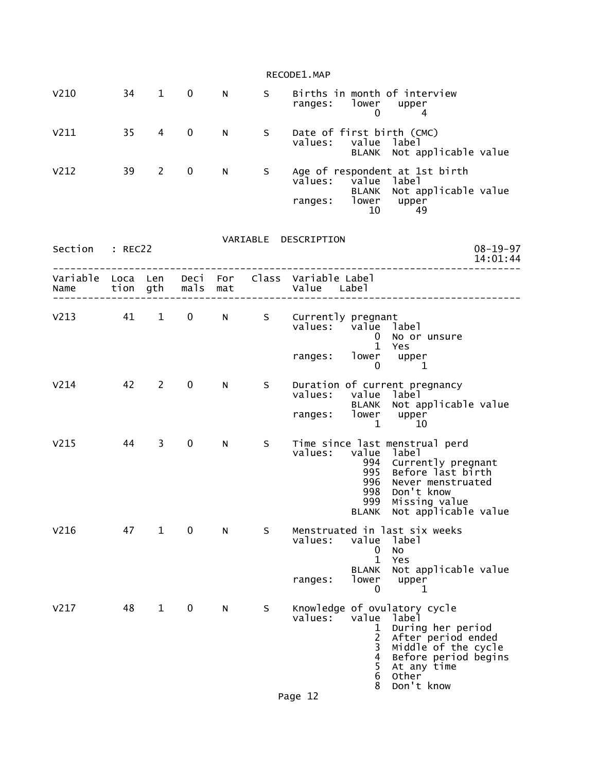| Variable Name | Location | Length | Decimals | Format | Class | Variable Label / Value Label |
|---|---|---|---|---|---|---|
| V210 | 34 | 1 | 0 | N | S | Births in month of interview<br>ranges: lower 0, upper 4 |
| V211 | 35 | 4 | 0 | N | S | Date of first birth (CMC)<br>values: BLANK Not applicable value |
| V212 | 39 | 2 | 0 | N | S | Age of respondent at 1st birth<br>values: BLANK Not applicable value<br>ranges: lower 10, upper 49 |

VARIABLE DESCRIPTION

Section : REC22

08-19-97
14:01:44

| Variable Name | Location | Length | Decimals | Format | Class | Variable Label / Value Label |
|---|---|---|---|---|---|---|
| V213 | 41 | 1 | 0 | N | S | Currently pregnant<br>values: 0 No or unsure; 1 Yes<br>ranges: lower 0, upper 1 |
| V214 | 42 | 2 | 0 | N | S | Duration of current pregnancy<br>values: BLANK Not applicable value<br>ranges: lower 1, upper 10 |
| V215 | 44 | 3 | 0 | N | S | Time since last menstrual perd<br>values: 994 Currently pregnant; 995 Before last birth; 996 Never menstruated; 998 Don't know; 999 Missing value; BLANK Not applicable value |
| V216 | 47 | 1 | 0 | N | S | Menstruated in last six weeks<br>values: 0 No; 1 Yes; BLANK Not applicable value<br>ranges: lower 0, upper 1 |
| V217 | 48 | 1 | 0 | N | S | Knowledge of ovulatory cycle<br>values: 1 During her period; 2 After period ended; 3 Middle of the cycle; 4 Before period begins; 5 At any time; 6 Other; 8 Don't know |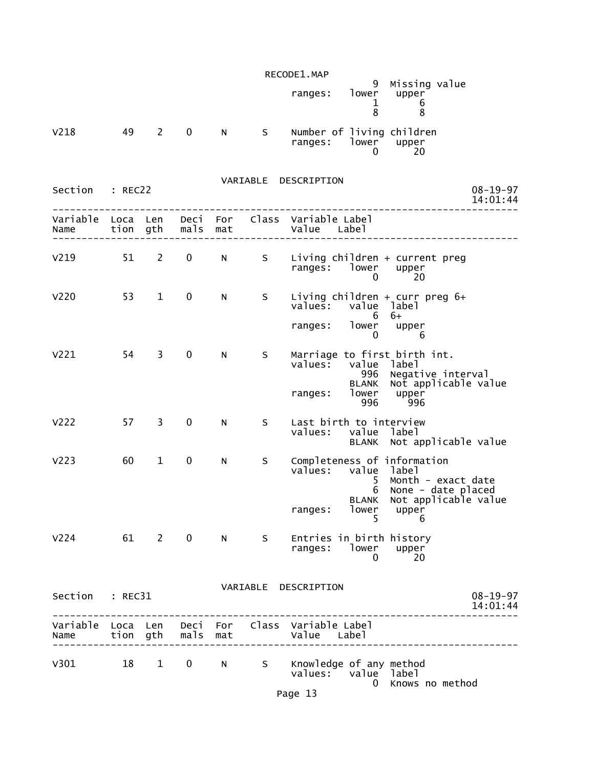```
                                                 9  Missing value
                              ranges:   lower   upper
                                            1       6
                                            8       8

V218        49   2   0    N     S    Number of living children
                              ranges:   lower   upper
                                            0      20
```

VARIABLE DESCRIPTION

```
Section   : REC22                                                     08-19-97
                                                                      14:01:44
--------------------------------------------------------------------------------
Variable  Loca  Len   Deci  For   Class  Variable Label
Name      tion  gth   mals  mat          Value   Label
--------------------------------------------------------------------------------

V219        51   2   0    N     S    Living children + current preg
                              ranges:   lower   upper
                                            0      20

V220        53   1   0    N     S    Living children + curr preg 6+
                              values:   value  label
                                            6  6+
                              ranges:   lower   upper
                                            0       6

V221        54   3   0    N     S    Marriage to first birth int.
                              values:   value  label
                                          996  Negative interval
                                        BLANK  Not applicable value
                              ranges:   lower   upper
                                          996     996

V222        57   3   0    N     S    Last birth to interview
                              values:   value  label
                                        BLANK  Not applicable value

V223        60   1   0    N     S    Completeness of information
                              values:   value  label
                                            5  Month - exact date
                                            6  None - date placed
                                        BLANK  Not applicable value
                              ranges:   lower   upper
                                            5       6

V224        61   2   0    N     S    Entries in birth history
                              ranges:   lower   upper
                                            0      20
```

VARIABLE DESCRIPTION

```
Section   : REC31                                                     08-19-97
                                                                      14:01:44
--------------------------------------------------------------------------------
Variable  Loca  Len   Deci  For   Class  Variable Label
Name      tion  gth   mals  mat          Value   Label
--------------------------------------------------------------------------------

V301        18   1   0    N     S    Knowledge of any method
                              values:   value  label
                                            0  Knows no method
```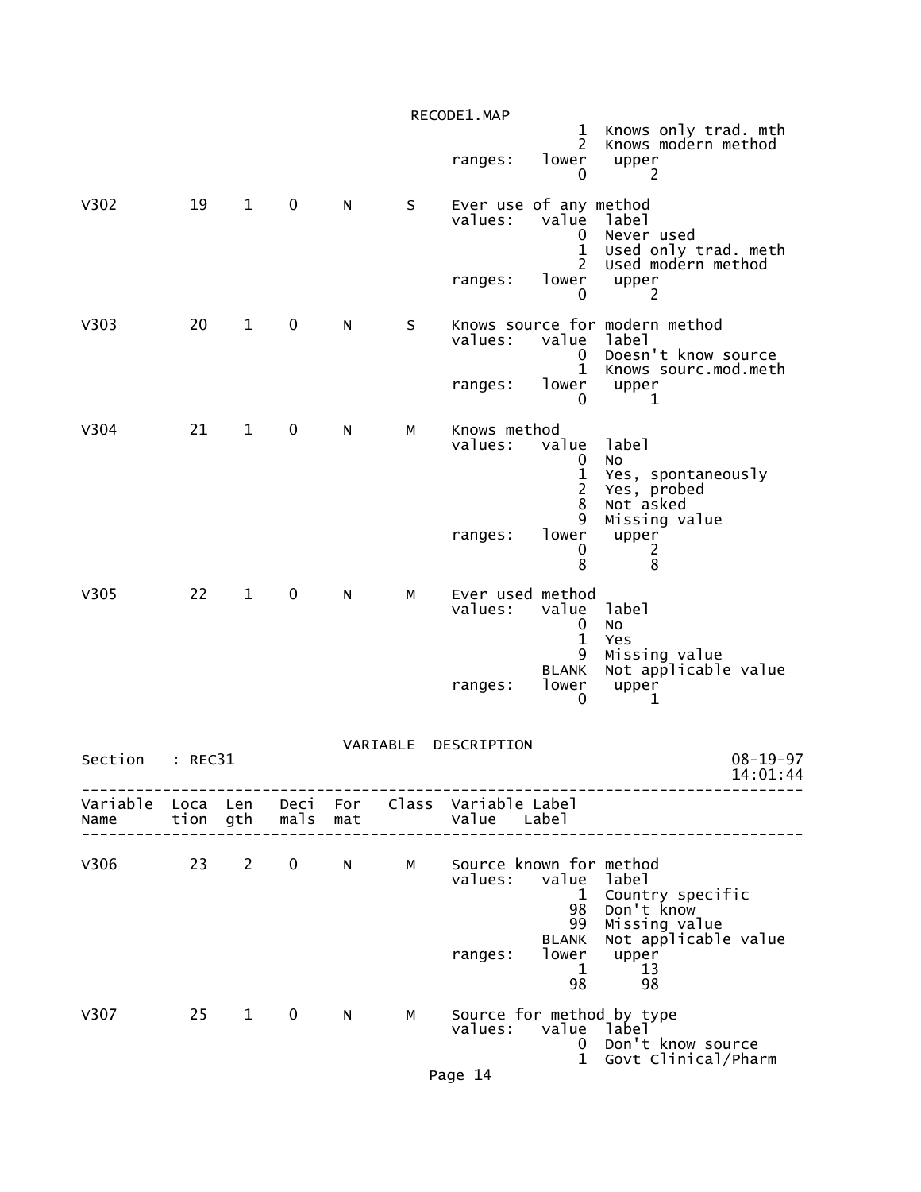```
                                                         1  Knows only trad. mth
                                                         2  Knows modern method
                                           ranges:   lower   upper
                                                         0       2

V302        19    1    0     N      S    Ever use of any method
                                           values:   value  label
                                                         0  Never used
                                                         1  Used only trad. meth
                                                         2  Used modern method
                                           ranges:   lower   upper
                                                         0       2

V303        20    1    0     N      S    Knows source for modern method
                                           values:   value  label
                                                         0  Doesn't know source
                                                         1  Knows sourc.mod.meth
                                           ranges:   lower   upper
                                                         0       1

V304        21    1    0     N      M    Knows method
                                           values:   value  label
                                                         0  No
                                                         1  Yes, spontaneously
                                                         2  Yes, probed
                                                         8  Not asked
                                                         9  Missing value
                                           ranges:   lower   upper
                                                         0       2
                                                         8       8

V305        22    1    0     N      M    Ever used method
                                           values:   value  label
                                                         0  No
                                                         1  Yes
                                                         9  Missing value
                                                     BLANK  Not applicable value
                                           ranges:   lower   upper
                                                         0       1
```

VARIABLE DESCRIPTION

```
Section   : REC31                                                       08-19-97
                                                                        14:01:44
--------------------------------------------------------------------------------
Variable  Loca  Len   Deci  For   Class  Variable Label
Name      tion  gth   mals  mat          Value   Label
--------------------------------------------------------------------------------

V306        23    2    0     N      M    Source known for method
                                           values:   value  label
                                                         1  Country specific
                                                        98  Don't know
                                                        99  Missing value
                                                     BLANK  Not applicable value
                                           ranges:   lower   upper
                                                         1      13
                                                        98      98

V307        25    1    0     N      M    Source for method by type
                                           values:   value  label
                                                         0  Don't know source
                                                         1  Govt Clinical/Pharm
```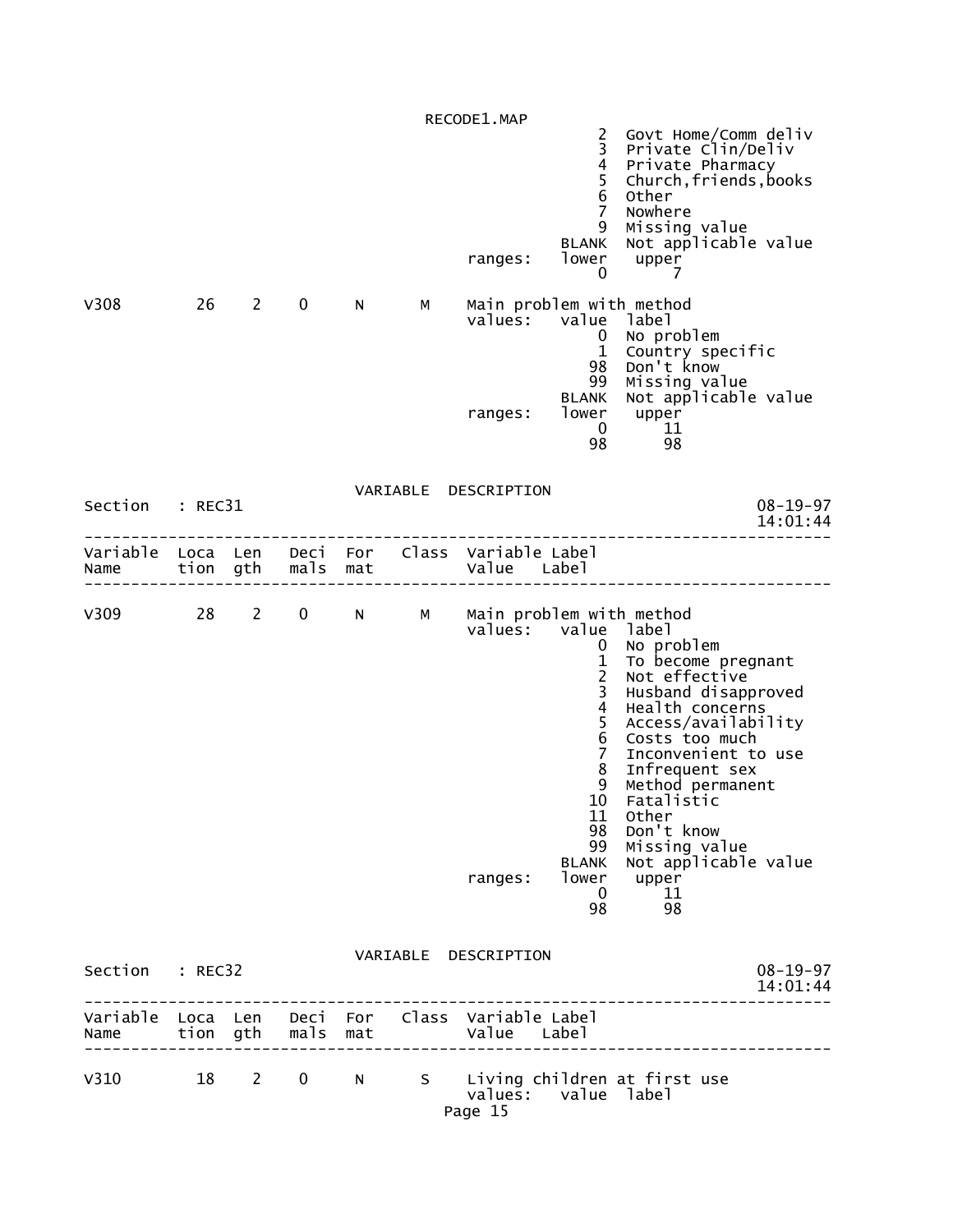```
                                                     2  Govt Home/Comm deliv
                                                     3  Private Clin/Deliv
                                                     4  Private Pharmacy
                                                     5  Church,friends,books
                                                     6  Other
                                                     7  Nowhere
                                                     9  Missing value
                                                 BLANK  Not applicable value
                                       ranges:   lower   upper
                                                     0       7

V308       26    2    0    N     M    Main problem with method
                                      values:   value  label
                                                    0  No problem
                                                    1  Country specific
                                                   98  Don't know
                                                   99  Missing value
                                                BLANK  Not applicable value
                                      ranges:   lower   upper
                                                    0      11
                                                   98      98
```

```
                              VARIABLE  DESCRIPTION
Section   : REC31                                                          08-19-97
                                                                           14:01:44
-----------------------------------------------------------------------------------
Variable  Loca  Len   Deci  For   Class  Variable Label
Name      tion  gth   mals  mat          Value   Label
-----------------------------------------------------------------------------------

V309       28    2    0    N     M    Main problem with method
                                      values:   value  label
                                                    0  No problem
                                                    1  To become pregnant
                                                    2  Not effective
                                                    3  Husband disapproved
                                                    4  Health concerns
                                                    5  Access/availability
                                                    6  Costs too much
                                                    7  Inconvenient to use
                                                    8  Infrequent sex
                                                    9  Method permanent
                                                   10  Fatalistic
                                                   11  Other
                                                   98  Don't know
                                                   99  Missing value
                                                BLANK  Not applicable value
                                      ranges:   lower   upper
                                                    0      11
                                                   98      98
```

```
                              VARIABLE  DESCRIPTION
Section   : REC32                                                          08-19-97
                                                                           14:01:44
-----------------------------------------------------------------------------------
Variable  Loca  Len   Deci  For   Class  Variable Label
Name      tion  gth   mals  mat          Value   Label
-----------------------------------------------------------------------------------

V310       18    2    0    N     S    Living children at first use
                                      values:   value  label
```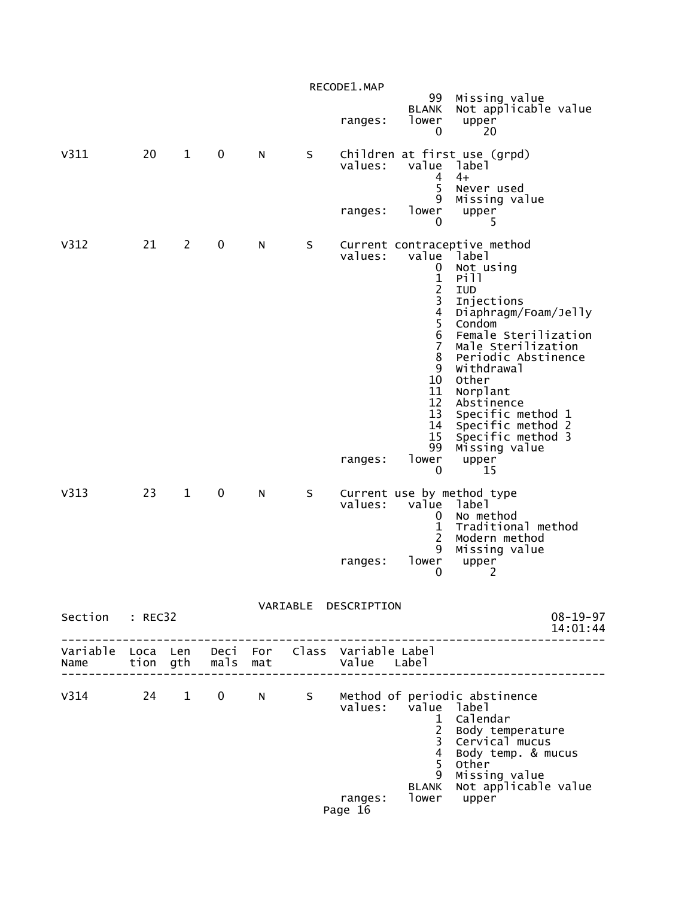```
                                                   99  Missing value
                                                BLANK  Not applicable value
                                      ranges:   lower   upper
                                                    0      20

V311         20    1    0     N      S     Children at first use (grpd)
                                      values:   value  label
                                                    4  4+
                                                    5  Never used
                                                    9  Missing value
                                      ranges:   lower   upper
                                                    0       5

V312         21    2    0     N      S     Current contraceptive method
                                      values:   value  label
                                                    0  Not using
                                                    1  Pill
                                                    2  IUD
                                                    3  Injections
                                                    4  Diaphragm/Foam/Jelly
                                                    5  Condom
                                                    6  Female Sterilization
                                                    7  Male Sterilization
                                                    8  Periodic Abstinence
                                                    9  Withdrawal
                                                   10  Other
                                                   11  Norplant
                                                   12  Abstinence
                                                   13  Specific method 1
                                                   14  Specific method 2
                                                   15  Specific method 3
                                                   99  Missing value
                                      ranges:   lower   upper
                                                    0      15

V313         23    1    0     N      S     Current use by method type
                                      values:   value  label
                                                    0  No method
                                                    1  Traditional method
                                                    2  Modern method
                                                    9  Missing value
                                      ranges:   lower   upper
                                                    0       2


                                VARIABLE  DESCRIPTION
Section   : REC32                                                       08-19-97
                                                                        14:01:44
--------------------------------------------------------------------------------
Variable  Loca  Len   Deci  For   Class  Variable Label
Name      tion  gth   mals  mat          Value   Label
--------------------------------------------------------------------------------

V314         24    1    0     N      S     Method of periodic abstinence
                                      values:   value  label
                                                    1  Calendar
                                                    2  Body temperature
                                                    3  Cervical mucus
                                                    4  Body temp. & mucus
                                                    5  Other
                                                    9  Missing value
                                                BLANK  Not applicable value
                                      ranges:   lower   upper
```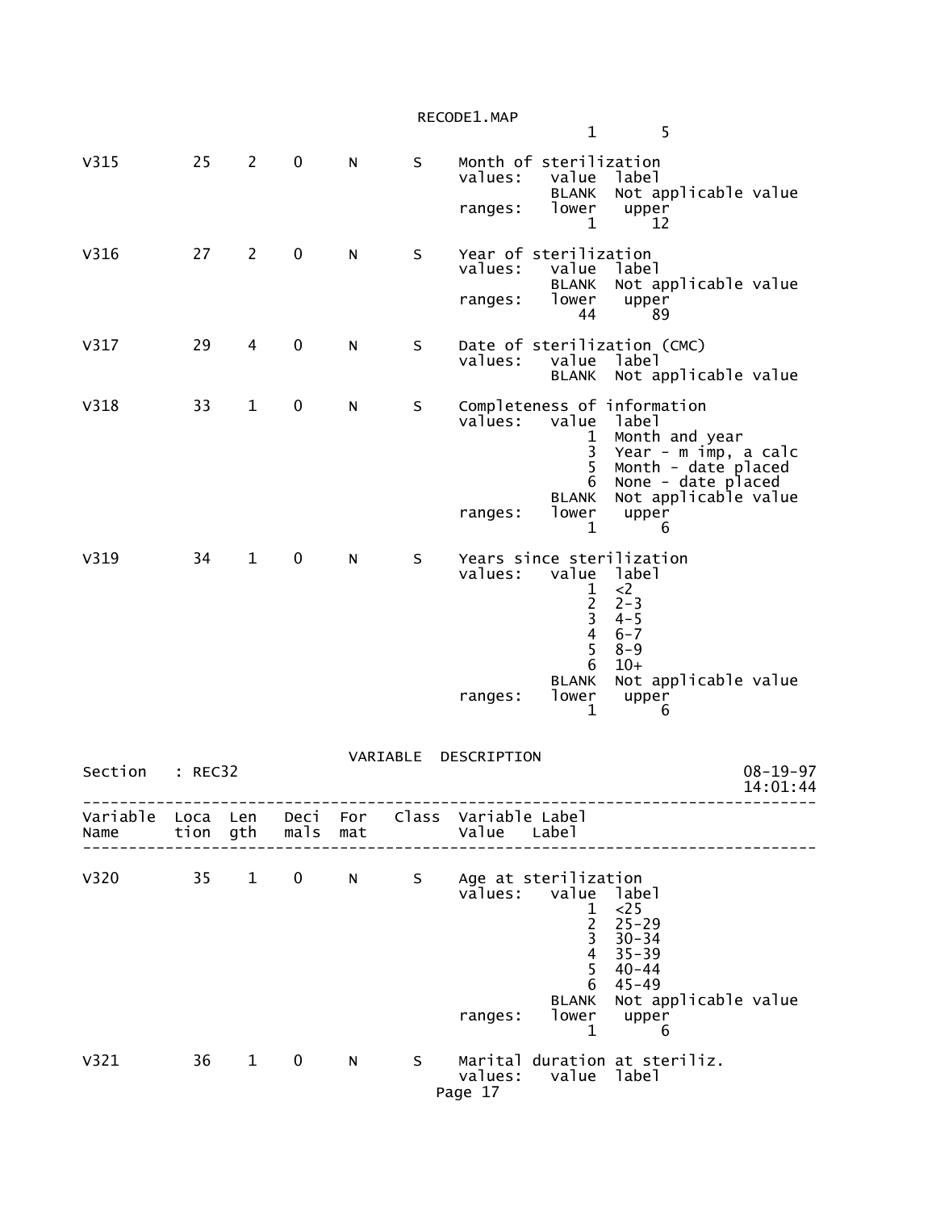```
                                                         1       5

V315        25    2    0     N       S    Month of sterilization
                                          values:   value  label
                                                    BLANK  Not applicable value
                                          ranges:   lower   upper
                                                        1      12

V316        27    2    0     N       S    Year of sterilization
                                          values:   value  label
                                                    BLANK  Not applicable value
                                          ranges:   lower   upper
                                                       44      89

V317        29    4    0     N       S    Date of sterilization (CMC)
                                          values:   value  label
                                                    BLANK  Not applicable value

V318        33    1    0     N       S    Completeness of information
                                          values:   value  label
                                                        1  Month and year
                                                        3  Year - m imp, a calc
                                                        5  Month - date placed
                                                        6  None - date placed
                                                    BLANK  Not applicable value
                                          ranges:   lower   upper
                                                        1       6

V319        34    1    0     N       S    Years since sterilization
                                          values:   value  label
                                                        1  <2
                                                        2  2-3
                                                        3  4-5
                                                        4  6-7
                                                        5  8-9
                                                        6  10+
                                                    BLANK  Not applicable value
                                          ranges:   lower   upper
                                                        1       6

                                 VARIABLE  DESCRIPTION
Section   : REC32                                                          08-19-97
                                                                           14:01:44
-----------------------------------------------------------------------------------
Variable  Loca  Len   Deci  For    Class  Variable Label
Name      tion  gth   mals  mat           Value    Label
-----------------------------------------------------------------------------------

V320        35    1    0     N       S    Age at sterilization
                                          values:   value  label
                                                        1  <25
                                                        2  25-29
                                                        3  30-34
                                                        4  35-39
                                                        5  40-44
                                                        6  45-49
                                                    BLANK  Not applicable value
                                          ranges:   lower   upper
                                                        1       6

V321        36    1    0     N       S    Marital duration at steriliz.
                                          values:   value  label
```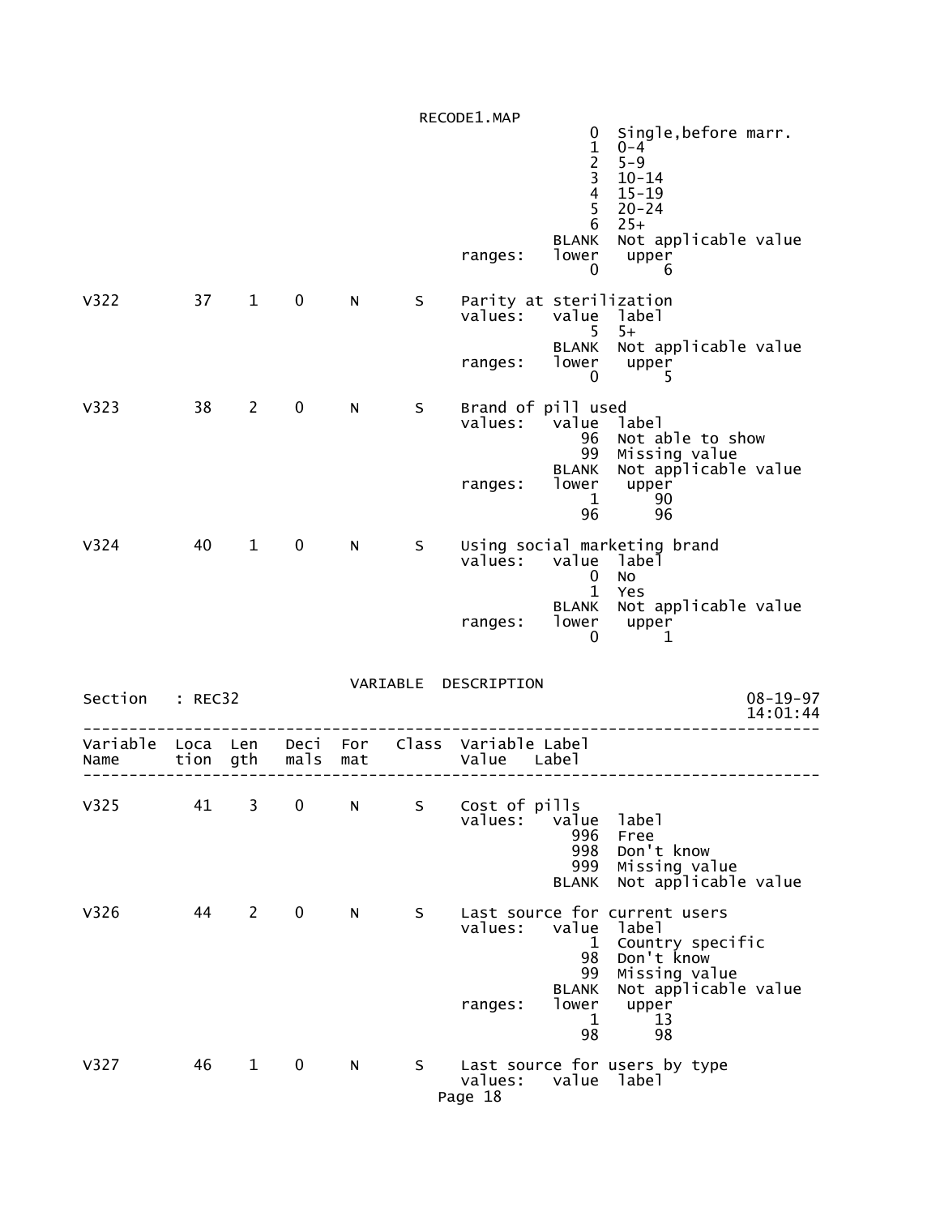```
                                                    0  Single,before marr.
                                                    1  0-4
                                                    2  5-9
                                                    3  10-14
                                                    4  15-19
                                                    5  20-24
                                                    6  25+
                                                BLANK  Not applicable value
                                       ranges:  lower   upper
                                                    0       6

V322       37   1   0    N     S    Parity at sterilization
                                    values:   value  label
                                                    5  5+
                                                BLANK  Not applicable value
                                       ranges:  lower   upper
                                                    0       5

V323       38   2   0    N     S    Brand of pill used
                                    values:   value  label
                                                   96  Not able to show
                                                   99  Missing value
                                                BLANK  Not applicable value
                                       ranges:  lower   upper
                                                    1      90
                                                   96      96

V324       40   1   0    N     S    Using social marketing brand
                                    values:   value  label
                                                    0  No
                                                    1  Yes
                                                BLANK  Not applicable value
                                       ranges:  lower   upper
                                                    0       1
```

VARIABLE DESCRIPTION

```
Section   : REC32                                                    08-19-97
                                                                     14:01:44
------------------------------------------------------------------------------
Variable  Loca  Len   Deci  For   Class  Variable Label
Name      tion  gth   mals  mat          Value   Label
------------------------------------------------------------------------------

V325       41   3   0    N     S    Cost of pills
                                    values:   value  label
                                                  996  Free
                                                  998  Don't know
                                                  999  Missing value
                                                BLANK  Not applicable value

V326       44   2   0    N     S    Last source for current users
                                    values:   value  label
                                                    1  Country specific
                                                   98  Don't know
                                                   99  Missing value
                                                BLANK  Not applicable value
                                       ranges:  lower   upper
                                                    1      13
                                                   98      98

V327       46   1   0    N     S    Last source for users by type
                                    values:   value  label
```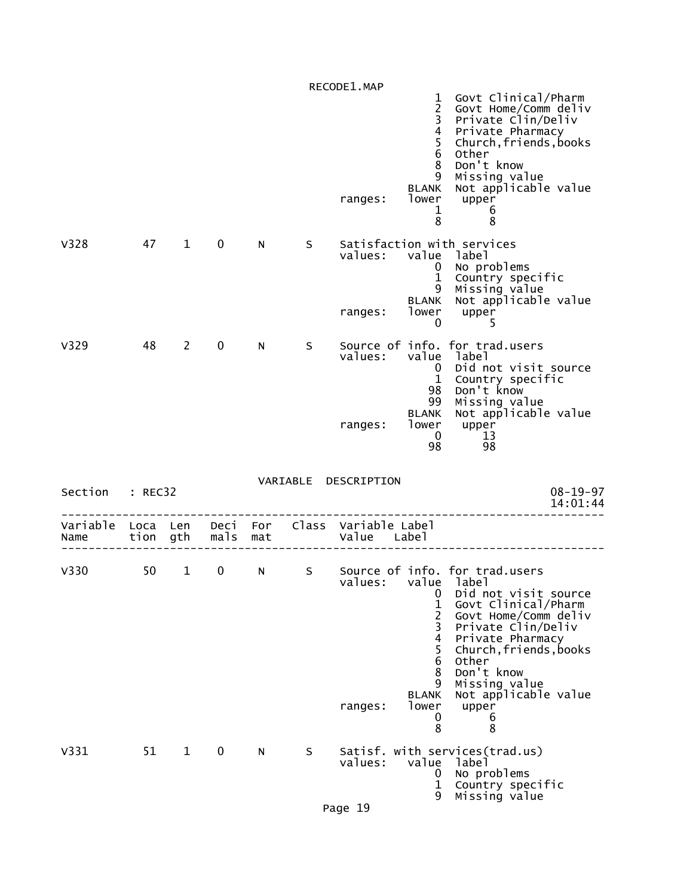```
                                                1  Govt Clinical/Pharm
                                                2  Govt Home/Comm deliv
                                                3  Private Clin/Deliv
                                                4  Private Pharmacy
                                                5  Church,friends,books
                                                6  Other
                                                8  Don't know
                                                9  Missing value
                                            BLANK  Not applicable value
                                  ranges:   lower   upper
                                                1       6
                                                8       8

V328        47    1    0     N      S     Satisfaction with services
                                  values:   value  label
                                                0  No problems
                                                1  Country specific
                                                9  Missing value
                                            BLANK  Not applicable value
                                  ranges:   lower   upper
                                                0       5

V329        48    2    0     N      S     Source of info. for trad.users
                                  values:   value  label
                                                0  Did not visit source
                                                1  Country specific
                                               98  Don't know
                                               99  Missing value
                                            BLANK  Not applicable value
                                  ranges:   lower   upper
                                                0      13
                                               98      98
```

VARIABLE DESCRIPTION

Section : REC32 08-19-97 14:01:44

```
--------------------------------------------------------------------------------
Variable  Loca  Len   Deci  For   Class  Variable Label
Name      tion  gth   mals  mat          Value   Label
--------------------------------------------------------------------------------

V330        50    1    0     N      S     Source of info. for trad.users
                                  values:   value  label
                                                0  Did not visit source
                                                1  Govt Clinical/Pharm
                                                2  Govt Home/Comm deliv
                                                3  Private Clin/Deliv
                                                4  Private Pharmacy
                                                5  Church,friends,books
                                                6  Other
                                                8  Don't know
                                                9  Missing value
                                            BLANK  Not applicable value
                                  ranges:   lower   upper
                                                0       6
                                                8       8

V331        51    1    0     N      S     Satisf. with services(trad.us)
                                  values:   value  label
                                                0  No problems
                                                1  Country specific
                                                9  Missing value
```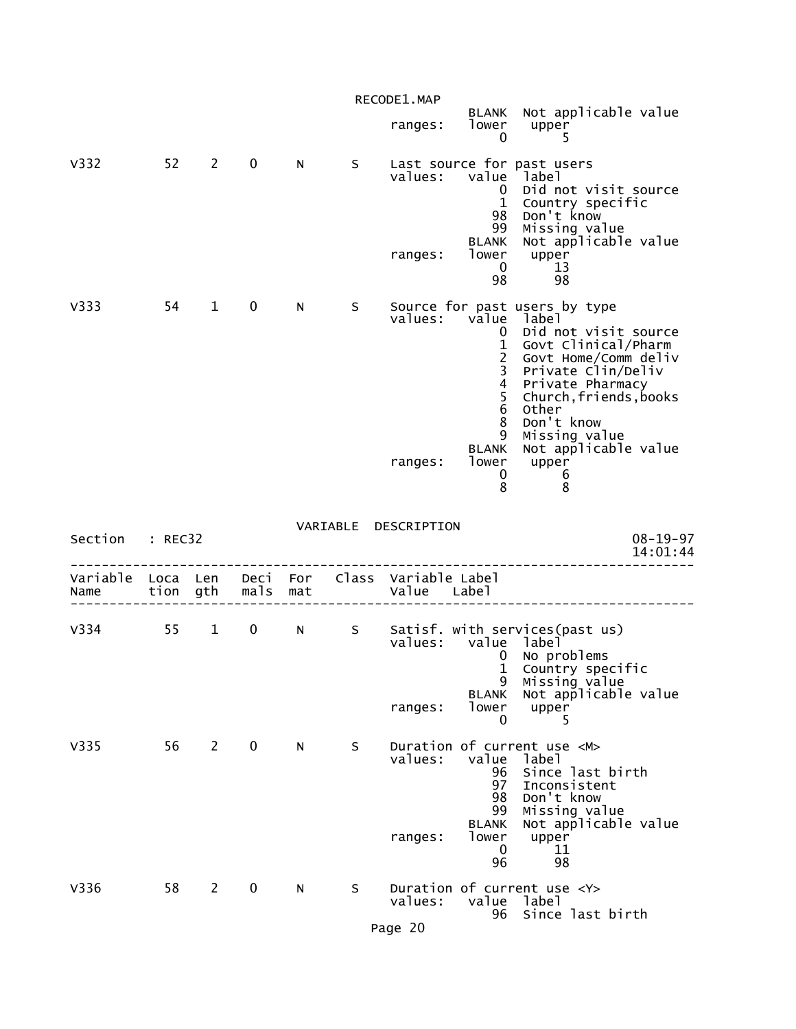```
                                          BLANK  Not applicable value
                               ranges:    lower   upper
                                              0       5

V332        52    2    0     N      S    Last source for past users
                               values:    value  label
                                              0  Did not visit source
                                              1  Country specific
                                             98  Don't know
                                             99  Missing value
                                          BLANK  Not applicable value
                               ranges:    lower   upper
                                              0      13
                                             98      98

V333        54    1    0     N      S    Source for past users by type
                               values:    value  label
                                              0  Did not visit source
                                              1  Govt Clinical/Pharm
                                              2  Govt Home/Comm deliv
                                              3  Private Clin/Deliv
                                              4  Private Pharmacy
                                              5  Church,friends,books
                                              6  Other
                                              8  Don't know
                                              9  Missing value
                                          BLANK  Not applicable value
                               ranges:    lower   upper
                                              0       6
                                              8       8
```

VARIABLE DESCRIPTION

```
Section   : REC32                                                     08-19-97
                                                                      14:01:44
--------------------------------------------------------------------------------
Variable  Loca  Len   Deci  For    Class  Variable Label
Name      tion  gth   mals  mat           Value   Label
--------------------------------------------------------------------------------

V334        55    1    0     N      S    Satisf. with services(past us)
                               values:    value  label
                                              0  No problems
                                              1  Country specific
                                              9  Missing value
                                          BLANK  Not applicable value
                               ranges:    lower   upper
                                              0       5

V335        56    2    0     N      S    Duration of current use <M>
                               values:    value  label
                                             96  Since last birth
                                             97  Inconsistent
                                             98  Don't know
                                             99  Missing value
                                          BLANK  Not applicable value
                               ranges:    lower   upper
                                              0      11
                                             96      98

V336        58    2    0     N      S    Duration of current use <Y>
                               values:    value  label
                                             96  Since last birth
```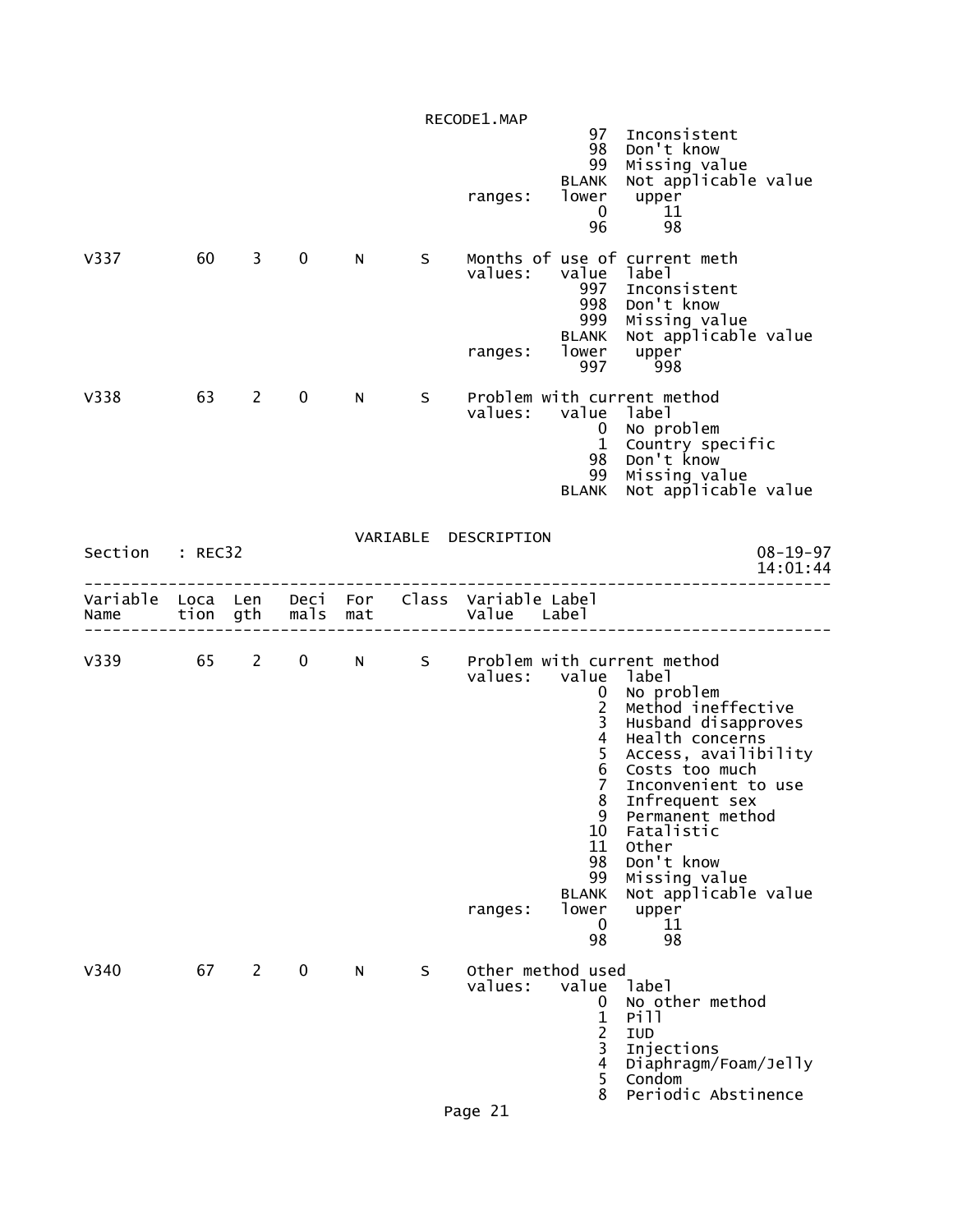```
                                        97  Inconsistent
                                        98  Don't know
                                        99  Missing value
                                     BLANK  Not applicable value
                           ranges:   lower   upper
                                         0      11
                                        96      98

V337        60    3    0     N      S    Months of use of current meth
                                    values:   value  label
                                       997  Inconsistent
                                       998  Don't know
                                       999  Missing value
                                     BLANK  Not applicable value
                           ranges:   lower   upper
                                       997     998

V338        63    2    0     N      S    Problem with current method
                                    values:   value  label
                                         0  No problem
                                         1  Country specific
                                        98  Don't know
                                        99  Missing value
                                     BLANK  Not applicable value
```

VARIABLE DESCRIPTION

```
Section   : REC32                                                    08-19-97
                                                                     14:01:44
------------------------------------------------------------------------------
Variable  Loca  Len   Deci  For   Class  Variable Label
Name      tion  gth   mals  mat          Value    Label
------------------------------------------------------------------------------

V339        65    2    0     N      S    Problem with current method
                                    values:   value  label
                                         0  No problem
                                         2  Method ineffective
                                         3  Husband disapproves
                                         4  Health concerns
                                         5  Access, availibility
                                         6  Costs too much
                                         7  Inconvenient to use
                                         8  Infrequent sex
                                         9  Permanent method
                                        10  Fatalistic
                                        11  Other
                                        98  Don't know
                                        99  Missing value
                                     BLANK  Not applicable value
                           ranges:   lower   upper
                                         0      11
                                        98      98

V340        67    2    0     N      S    Other method used
                                    values:   value  label
                                         0  No other method
                                         1  Pill
                                         2  IUD
                                         3  Injections
                                         4  Diaphragm/Foam/Jelly
                                         5  Condom
                                         8  Periodic Abstinence
```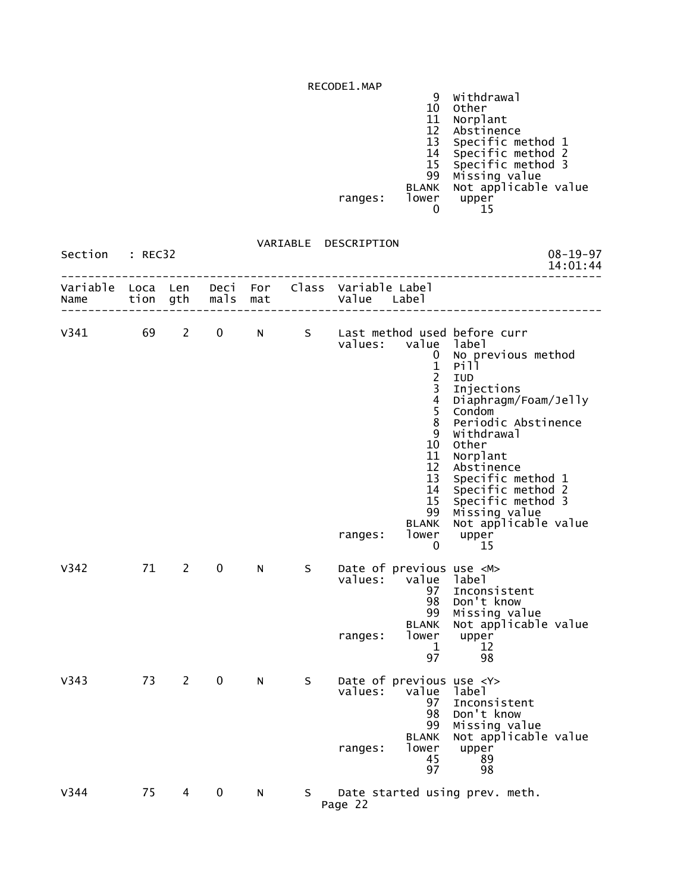```
                                                9  Withdrawal
                                               10  Other
                                               11  Norplant
                                               12  Abstinence
                                               13  Specific method 1
                                               14  Specific method 2
                                               15  Specific method 3
                                               99  Missing value
                                            BLANK  Not applicable value
                                 ranges:    lower   upper
                                                0      15
```

VARIABLE DESCRIPTION

```
Section   : REC32                                                          08-19-97
                                                                           14:01:44
-----------------------------------------------------------------------------------
Variable  Loca  Len   Deci  For   Class  Variable Label
Name      tion  gth   mals  mat          Value    Label
-----------------------------------------------------------------------------------

V341        69    2    0     N      S    Last method used before curr
                                         values:   value  label
                                                      0   No previous method
                                                      1   Pill
                                                      2   IUD
                                                      3   Injections
                                                      4   Diaphragm/Foam/Jelly
                                                      5   Condom
                                                      8   Periodic Abstinence
                                                      9   Withdrawal
                                                     10   Other
                                                     11   Norplant
                                                     12   Abstinence
                                                     13   Specific method 1
                                                     14   Specific method 2
                                                     15   Specific method 3
                                                     99   Missing value
                                                  BLANK   Not applicable value
                                         ranges:   lower   upper
                                                      0      15

V342        71    2    0     N      S    Date of previous use <M>
                                         values:   value  label
                                                     97   Inconsistent
                                                     98   Don't know
                                                     99   Missing value
                                                  BLANK   Not applicable value
                                         ranges:   lower   upper
                                                      1      12
                                                     97      98

V343        73    2    0     N      S    Date of previous use <Y>
                                         values:   value  label
                                                     97   Inconsistent
                                                     98   Don't know
                                                     99   Missing value
                                                  BLANK   Not applicable value
                                         ranges:   lower   upper
                                                     45      89
                                                     97      98

V344        75    4    0     N      S    Date started using prev. meth.
```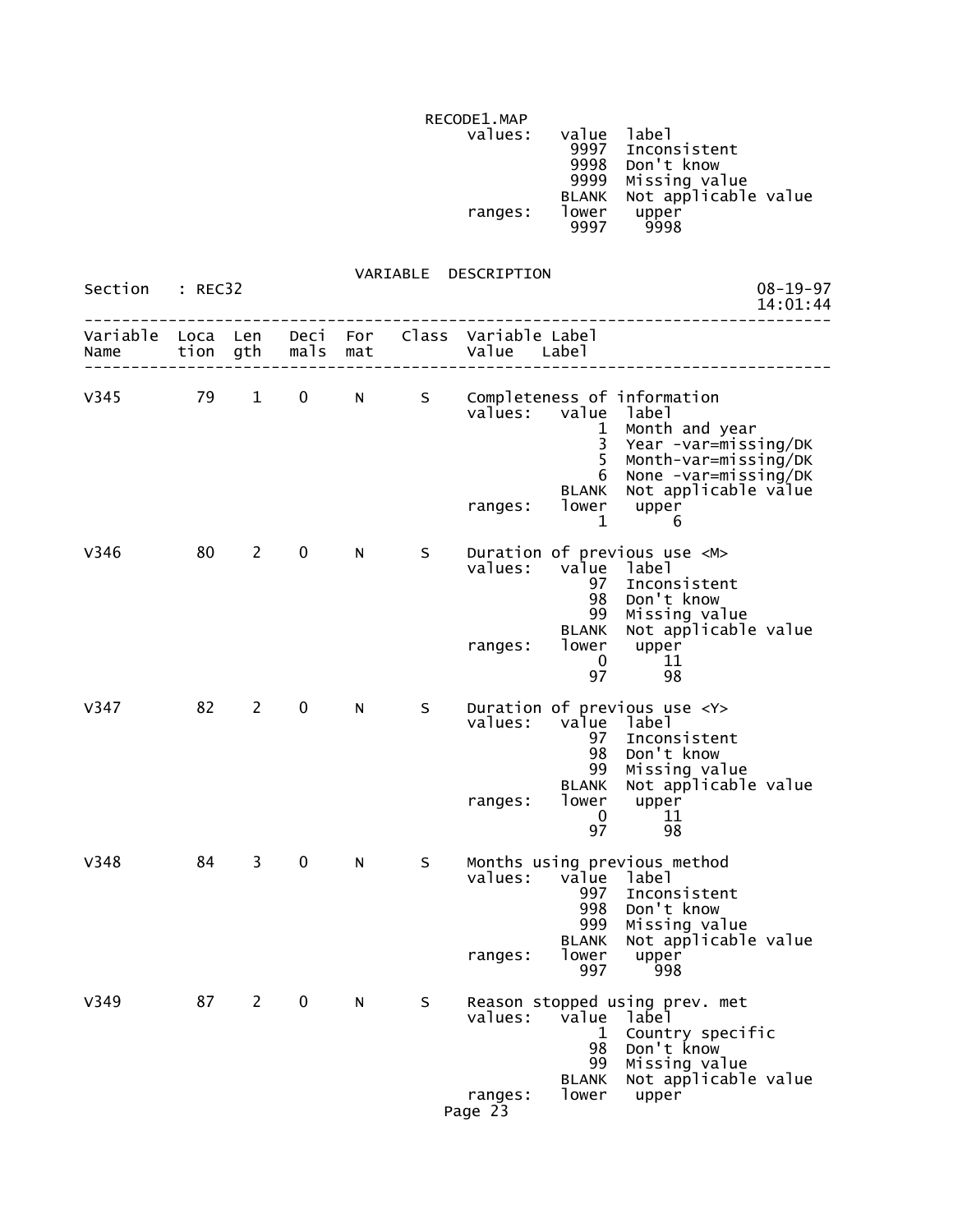RECODE1.MAP

```
                                                values:   value  label
                                                           9997  Inconsistent
                                                           9998  Don't know
                                                           9999  Missing value
                                                          BLANK  Not applicable value
                                                ranges:   lower   upper
                                                           9997    9998
```

VARIABLE DESCRIPTION

Section : REC32 08-19-97 14:01:44

```
-------------------------------------------------------------------------------
Variable  Loca  Len   Deci  For   Class  Variable Label
Name      tion  gth   mals  mat          Value   Label
-------------------------------------------------------------------------------

V345        79    1    0     N      S    Completeness of information
                                         values:   value  label
                                                       1  Month and year
                                                       3  Year -var=missing/DK
                                                       5  Month-var=missing/DK
                                                       6  None -var=missing/DK
                                                   BLANK  Not applicable value
                                         ranges:   lower   upper
                                                       1       6

V346        80    2    0     N      S    Duration of previous use <M>
                                         values:   value  label
                                                      97  Inconsistent
                                                      98  Don't know
                                                      99  Missing value
                                                   BLANK  Not applicable value
                                         ranges:   lower   upper
                                                       0      11
                                                      97      98

V347        82    2    0     N      S    Duration of previous use <Y>
                                         values:   value  label
                                                      97  Inconsistent
                                                      98  Don't know
                                                      99  Missing value
                                                   BLANK  Not applicable value
                                         ranges:   lower   upper
                                                       0      11
                                                      97      98

V348        84    3    0     N      S    Months using previous method
                                         values:   value  label
                                                     997  Inconsistent
                                                     998  Don't know
                                                     999  Missing value
                                                   BLANK  Not applicable value
                                         ranges:   lower   upper
                                                     997     998

V349        87    2    0     N      S    Reason stopped using prev. met
                                         values:   value  label
                                                       1  Country specific
                                                      98  Don't know
                                                      99  Missing value
                                                   BLANK  Not applicable value
                                         ranges:   lower   upper
```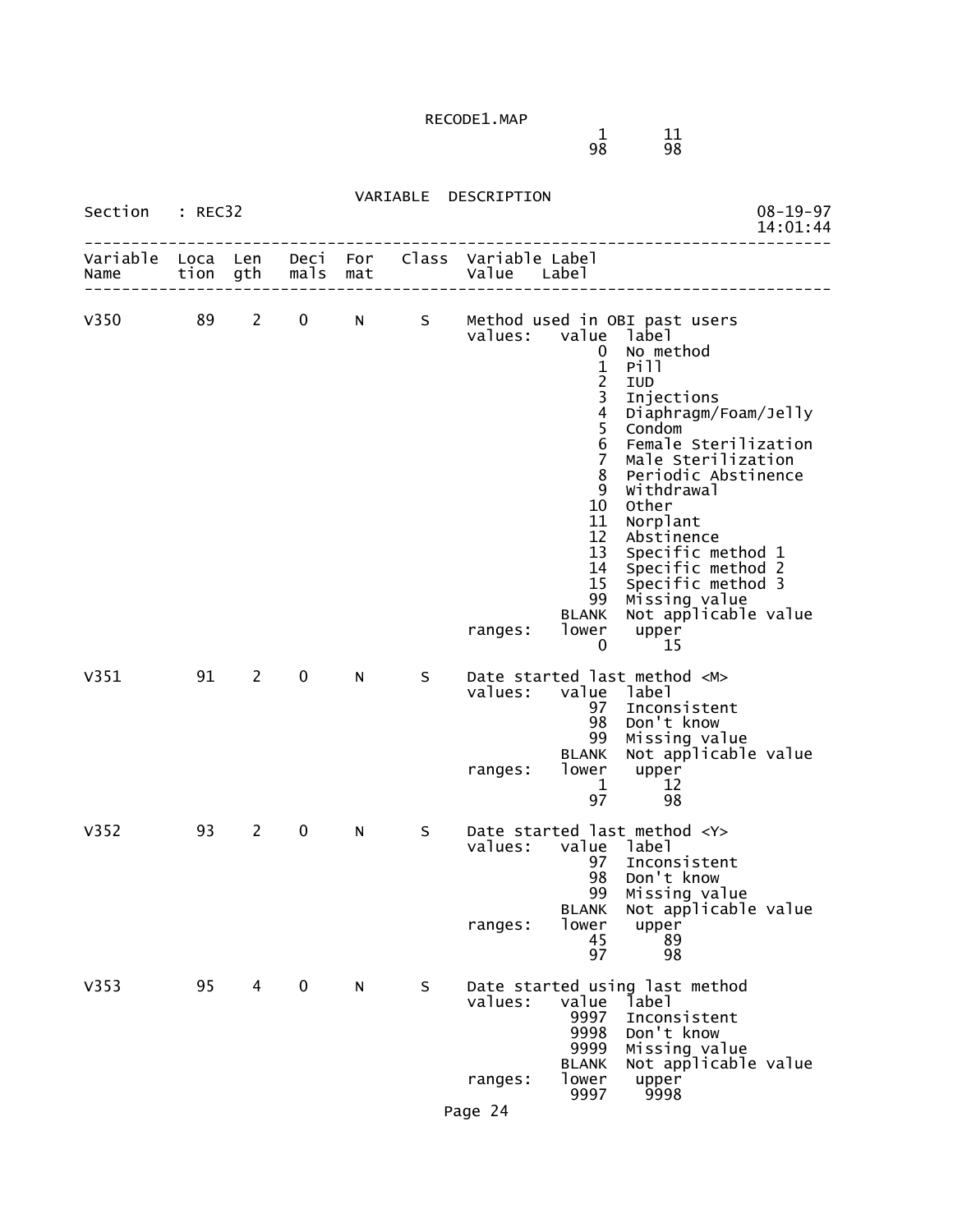RECODE1.MAP

| | |
|---|---|
| 1 | 11 |
| 98 | 98 |

VARIABLE DESCRIPTION

Section : REC32 08-19-97 14:01:44

| Variable Name | Location | Length | Decimals | Format | Class | Variable Label / Value Label |
|---|---|---|---|---|---|---|
| V350 | 89 | 2 | 0 | N | S | Method used in OBI past users |
| V351 | 91 | 2 | 0 | N | S | Date started last method <M> |
| V352 | 93 | 2 | 0 | N | S | Date started last method <Y> |
| V353 | 95 | 4 | 0 | N | S | Date started using last method |

**V350** — Method used in OBI past users

values:

| value | label |
|---|---|
| 0 | No method |
| 1 | Pill |
| 2 | IUD |
| 3 | Injections |
| 4 | Diaphragm/Foam/Jelly |
| 5 | Condom |
| 6 | Female Sterilization |
| 7 | Male Sterilization |
| 8 | Periodic Abstinence |
| 9 | Withdrawal |
| 10 | Other |
| 11 | Norplant |
| 12 | Abstinence |
| 13 | Specific method 1 |
| 14 | Specific method 2 |
| 15 | Specific method 3 |
| 99 | Missing value |
| BLANK | Not applicable value |

ranges:

| lower | upper |
|---|---|
| 0 | 15 |

**V351** — Date started last method <M>

values:

| value | label |
|---|---|
| 97 | Inconsistent |
| 98 | Don't know |
| 99 | Missing value |
| BLANK | Not applicable value |

ranges:

| lower | upper |
|---|---|
| 1 | 12 |
| 97 | 98 |

**V352** — Date started last method <Y>

values:

| value | label |
|---|---|
| 97 | Inconsistent |
| 98 | Don't know |
| 99 | Missing value |
| BLANK | Not applicable value |

ranges:

| lower | upper |
|---|---|
| 45 | 89 |
| 97 | 98 |

**V353** — Date started using last method

values:

| value | label |
|---|---|
| 9997 | Inconsistent |
| 9998 | Don't know |
| 9999 | Missing value |
| BLANK | Not applicable value |

ranges:

| lower | upper |
|---|---|
| 9997 | 9998 |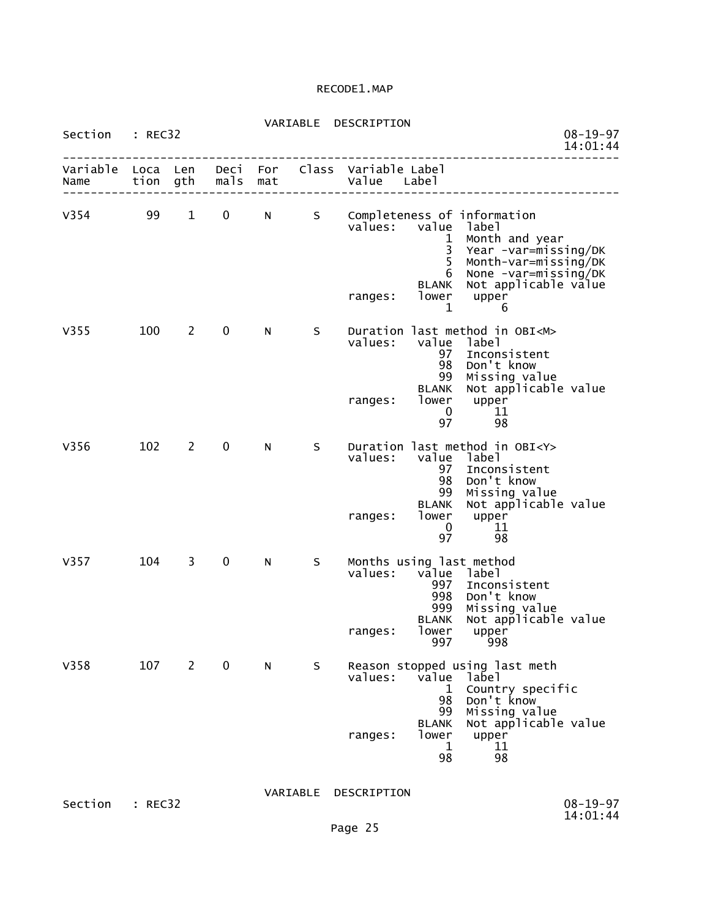RECODE1.MAP

VARIABLE DESCRIPTION

Section : REC32 08-19-97 14:01:44

```
--------------------------------------------------------------------------------
Variable  Loca  Len   Deci  For   Class  Variable Label
Name      tion  gth   mals  mat          Value   Label
--------------------------------------------------------------------------------

V354        99    1    0     N      S    Completeness of information
                                         values:   value  label
                                                       1  Month and year
                                                       3  Year -var=missing/DK
                                                       5  Month-var=missing/DK
                                                       6  None -var=missing/DK
                                                   BLANK  Not applicable value
                                         ranges:   lower   upper
                                                       1       6

V355       100    2    0     N      S    Duration last method in OBI<M>
                                         values:   value  label
                                                      97  Inconsistent
                                                      98  Don't know
                                                      99  Missing value
                                                   BLANK  Not applicable value
                                         ranges:   lower   upper
                                                       0      11
                                                      97      98

V356       102    2    0     N      S    Duration last method in OBI<Y>
                                         values:   value  label
                                                      97  Inconsistent
                                                      98  Don't know
                                                      99  Missing value
                                                   BLANK  Not applicable value
                                         ranges:   lower   upper
                                                       0      11
                                                      97      98

V357       104    3    0     N      S    Months using last method
                                         values:   value  label
                                                     997  Inconsistent
                                                     998  Don't know
                                                     999  Missing value
                                                   BLANK  Not applicable value
                                         ranges:   lower   upper
                                                     997     998

V358       107    2    0     N      S    Reason stopped using last meth
                                         values:   value  label
                                                       1  Country specific
                                                      98  Don't know
                                                      99  Missing value
                                                   BLANK  Not applicable value
                                         ranges:   lower   upper
                                                       1      11
                                                      98      98
```

VARIABLE DESCRIPTION

Section : REC32 08-19-97 14:01:44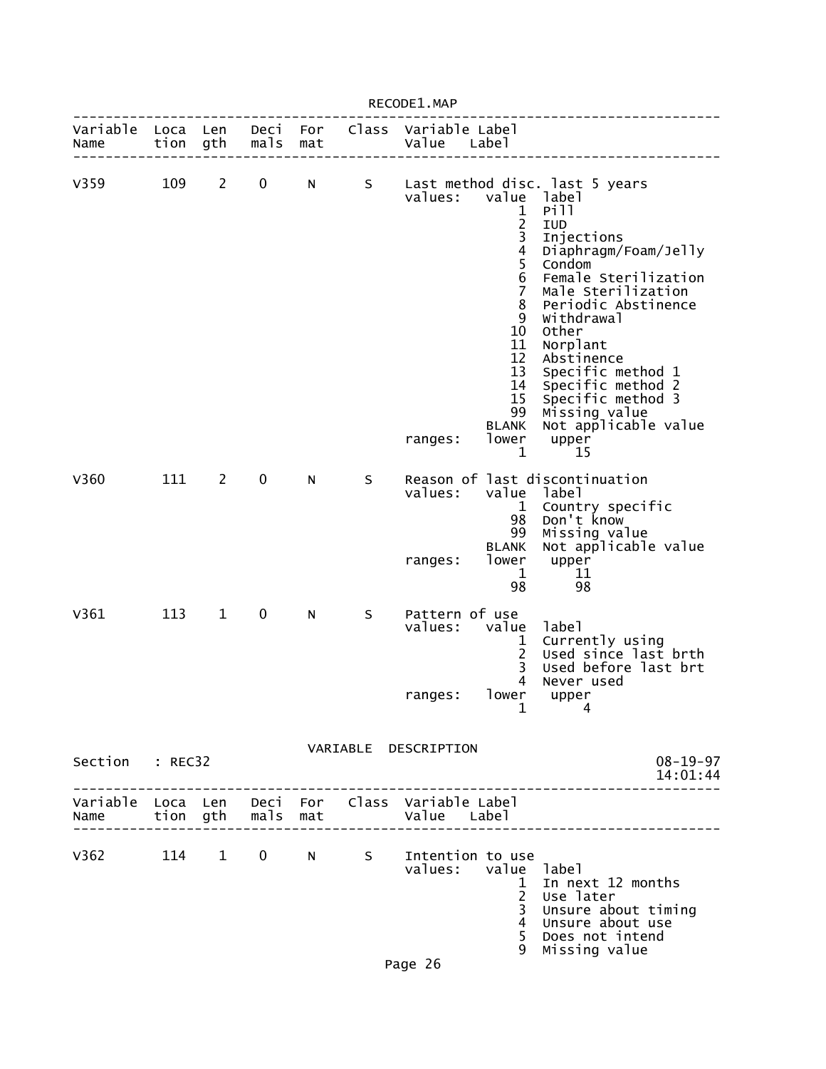| Variable Name | Location | Length | Decimals | Format | Class | Variable Label |
|---|---|---|---|---|---|---|
| V359 | 109 | 2 | 0 | N | S | Last method disc. last 5 years |

values:

| value | label |
|---|---|
| 1 | Pill |
| 2 | IUD |
| 3 | Injections |
| 4 | Diaphragm/Foam/Jelly |
| 5 | Condom |
| 6 | Female Sterilization |
| 7 | Male Sterilization |
| 8 | Periodic Abstinence |
| 9 | Withdrawal |
| 10 | Other |
| 11 | Norplant |
| 12 | Abstinence |
| 13 | Specific method 1 |
| 14 | Specific method 2 |
| 15 | Specific method 3 |
| 99 | Missing value |
| BLANK | Not applicable value |

ranges:

| lower | upper |
|---|---|
| 1 | 15 |

| Variable Name | Location | Length | Decimals | Format | Class | Variable Label |
|---|---|---|---|---|---|---|
| V360 | 111 | 2 | 0 | N | S | Reason of last discontinuation |

values:

| value | label |
|---|---|
| 1 | Country specific |
| 98 | Don't know |
| 99 | Missing value |
| BLANK | Not applicable value |

ranges:

| lower | upper |
|---|---|
| 1 | 11 |
| 98 | 98 |

| Variable Name | Location | Length | Decimals | Format | Class | Variable Label |
|---|---|---|---|---|---|---|
| V361 | 113 | 1 | 0 | N | S | Pattern of use |

values:

| value | label |
|---|---|
| 1 | Currently using |
| 2 | Used since last brth |
| 3 | Used before last brt |
| 4 | Never used |

ranges:

| lower | upper |
|---|---|
| 1 | 4 |

VARIABLE DESCRIPTION

Section : REC32 08-19-97 14:01:44

| Variable Name | Location | Length | Decimals | Format | Class | Variable Label |
|---|---|---|---|---|---|---|
| V362 | 114 | 1 | 0 | N | S | Intention to use |

values:

| value | label |
|---|---|
| 1 | In next 12 months |
| 2 | Use later |
| 3 | Unsure about timing |
| 4 | Unsure about use |
| 5 | Does not intend |
| 9 | Missing value |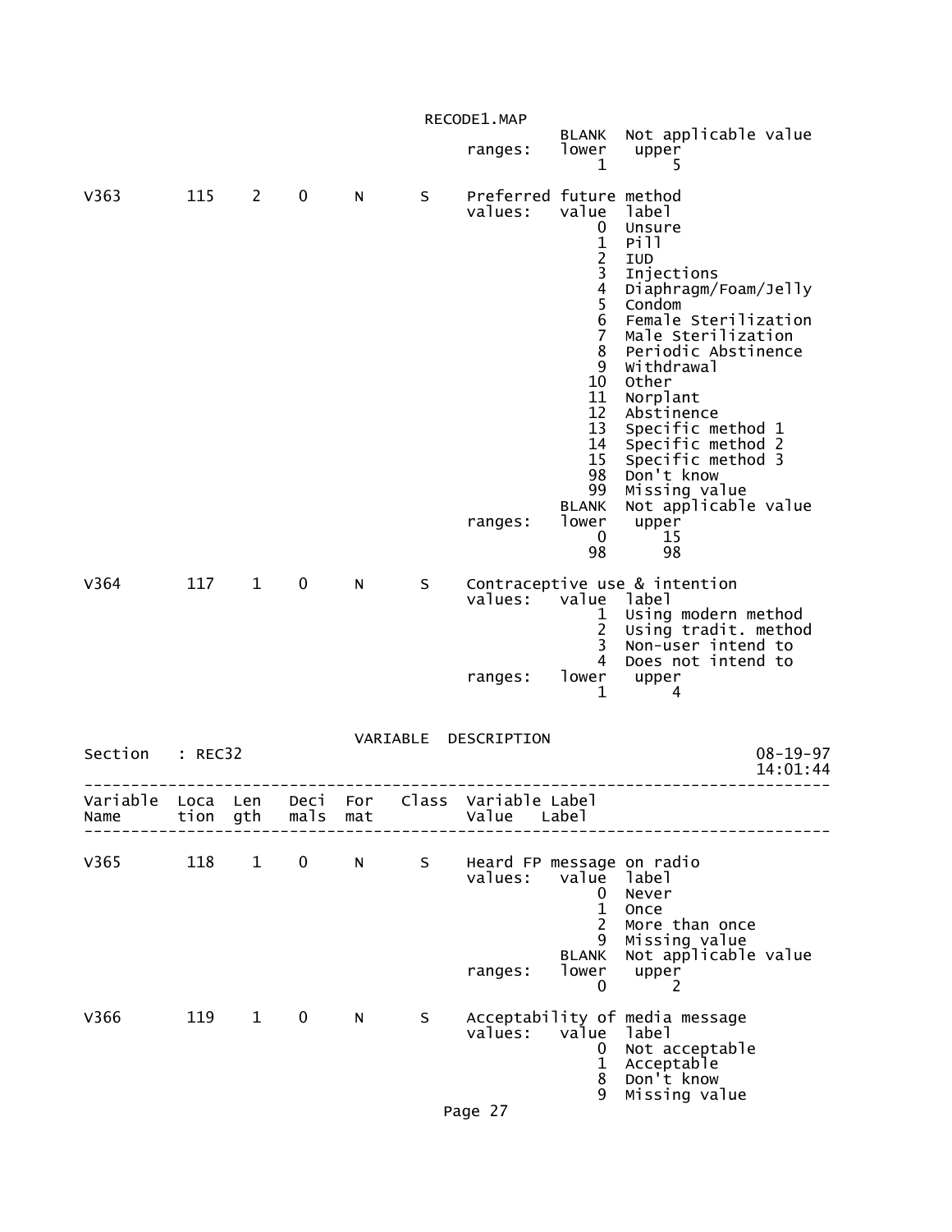```
                                          BLANK  Not applicable value
                               ranges:    lower   upper
                                              1       5

V363       115   2    0     N      S    Preferred future method
                                        values:   value  label
                                                      0  Unsure
                                                      1  Pill
                                                      2  IUD
                                                      3  Injections
                                                      4  Diaphragm/Foam/Jelly
                                                      5  Condom
                                                      6  Female Sterilization
                                                      7  Male Sterilization
                                                      8  Periodic Abstinence
                                                      9  Withdrawal
                                                     10  Other
                                                     11  Norplant
                                                     12  Abstinence
                                                     13  Specific method 1
                                                     14  Specific method 2
                                                     15  Specific method 3
                                                     98  Don't know
                                                     99  Missing value
                                                  BLANK  Not applicable value
                                        ranges:   lower   upper
                                                      0      15
                                                     98      98

V364       117   1    0     N      S    Contraceptive use & intention
                                        values:   value  label
                                                      1  Using modern method
                                                      2  Using tradit. method
                                                      3  Non-user intend to
                                                      4  Does not intend to
                                        ranges:   lower   upper
                                                      1       4
```

VARIABLE DESCRIPTION

```
Section   : REC32                                                    08-19-97
                                                                     14:01:44
-------------------------------------------------------------------------------
Variable  Loca  Len   Deci  For   Class  Variable Label
Name      tion  gth   mals  mat          Value    Label
-------------------------------------------------------------------------------

V365       118   1    0     N      S    Heard FP message on radio
                                        values:   value  label
                                                      0  Never
                                                      1  Once
                                                      2  More than once
                                                      9  Missing value
                                                  BLANK  Not applicable value
                                        ranges:   lower   upper
                                                      0       2

V366       119   1    0     N      S    Acceptability of media message
                                        values:   value  label
                                                      0  Not acceptable
                                                      1  Acceptable
                                                      8  Don't know
                                                      9  Missing value
```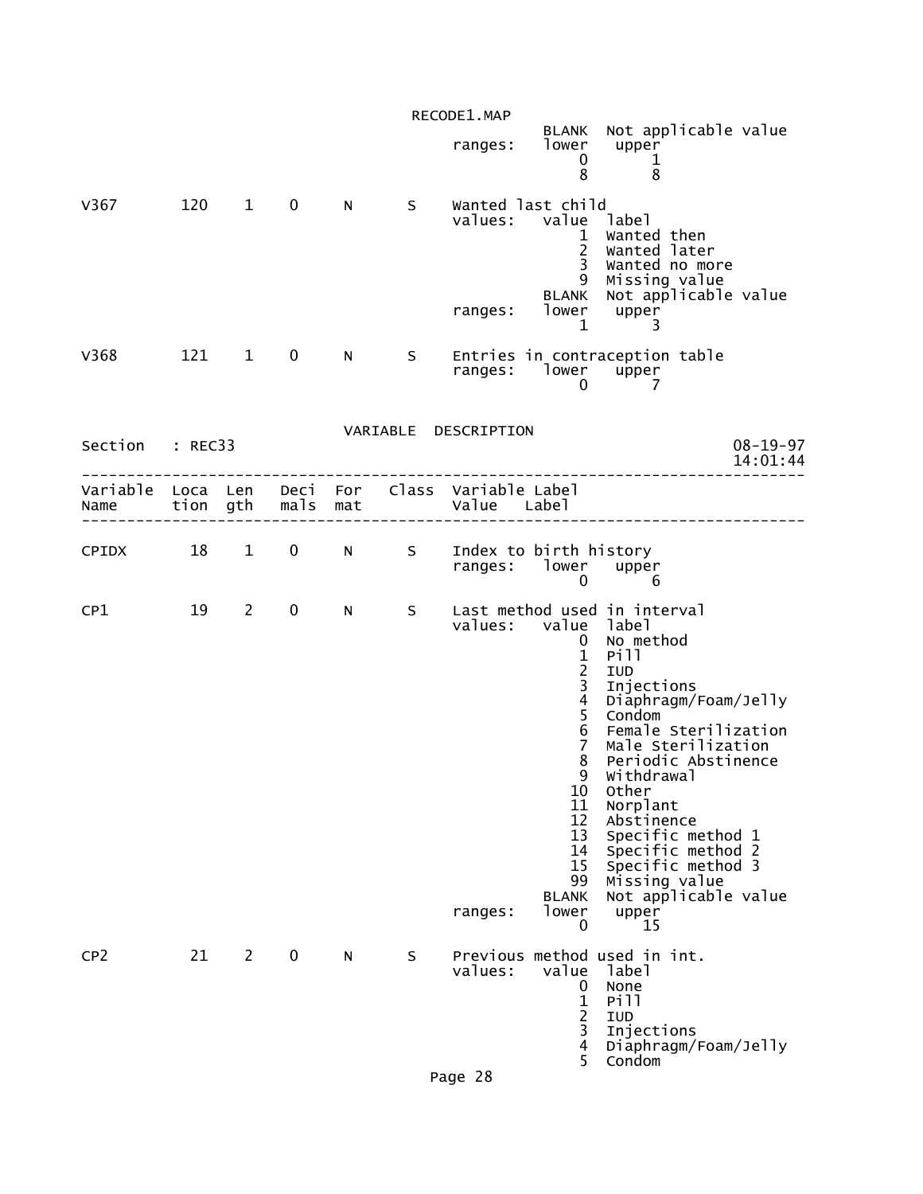```
                                                BLANK  Not applicable value
                                 ranges:   lower   upper
                                               0       1
                                               8       8

V367       120    1    0     N      S    Wanted last child
                                 values:   value  label
                                               1  Wanted then
                                               2  Wanted later
                                               3  Wanted no more
                                               9  Missing value
                                           BLANK  Not applicable value
                                 ranges:   lower   upper
                                               1       3

V368       121    1    0     N      S    Entries in contraception table
                                 ranges:   lower   upper
                                               0       7
```

VARIABLE DESCRIPTION

```
Section   : REC33                                                      08-19-97
                                                                       14:01:44
-------------------------------------------------------------------------------
Variable  Loca  Len   Deci  For   Class  Variable Label
Name      tion  gth   mals  mat          Value   Label
-------------------------------------------------------------------------------

CPIDX       18    1    0     N      S    Index to birth history
                                 ranges:   lower   upper
                                               0       6

CP1         19    2    0     N      S    Last method used in interval
                                 values:   value  label
                                               0  No method
                                               1  Pill
                                               2  IUD
                                               3  Injections
                                               4  Diaphragm/Foam/Jelly
                                               5  Condom
                                               6  Female Sterilization
                                               7  Male Sterilization
                                               8  Periodic Abstinence
                                               9  Withdrawal
                                              10  Other
                                              11  Norplant
                                              12  Abstinence
                                              13  Specific method 1
                                              14  Specific method 2
                                              15  Specific method 3
                                              99  Missing value
                                           BLANK  Not applicable value
                                 ranges:   lower   upper
                                               0      15

CP2         21    2    0     N      S    Previous method used in int.
                                 values:   value  label
                                               0  None
                                               1  Pill
                                               2  IUD
                                               3  Injections
                                               4  Diaphragm/Foam/Jelly
                                               5  Condom
```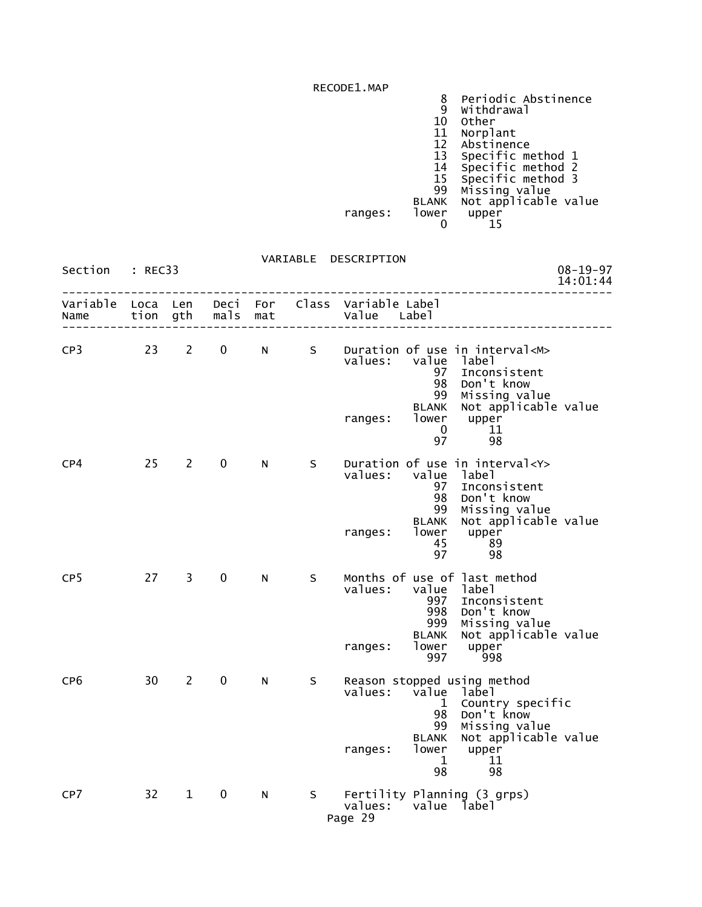RECODE1.MAP

```
                                                8  Periodic Abstinence
                                                9  Withdrawal
                                               10  Other
                                               11  Norplant
                                               12  Abstinence
                                               13  Specific method 1
                                               14  Specific method 2
                                               15  Specific method 3
                                               99  Missing value
                                            BLANK  Not applicable value
                                  ranges:   lower   upper
                                                0      15
```

VARIABLE DESCRIPTION

```
Section   : REC33                                                        08-19-97
                                                                         14:01:44
--------------------------------------------------------------------------------
Variable  Loca  Len   Deci  For   Class  Variable Label
Name      tion  gth   mals  mat          Value   Label
--------------------------------------------------------------------------------

CP3         23    2    0     N      S    Duration of use in interval<M>
                                         values:   value  label
                                                      97  Inconsistent
                                                      98  Don't know
                                                      99  Missing value
                                                   BLANK  Not applicable value
                                         ranges:   lower   upper
                                                       0      11
                                                      97      98

CP4         25    2    0     N      S    Duration of use in interval<Y>
                                         values:   value  label
                                                      97  Inconsistent
                                                      98  Don't know
                                                      99  Missing value
                                                   BLANK  Not applicable value
                                         ranges:   lower   upper
                                                      45      89
                                                      97      98

CP5         27    3    0     N      S    Months of use of last method
                                         values:   value  label
                                                     997  Inconsistent
                                                     998  Don't know
                                                     999  Missing value
                                                   BLANK  Not applicable value
                                         ranges:   lower   upper
                                                     997     998

CP6         30    2    0     N      S    Reason stopped using method
                                         values:   value  label
                                                       1  Country specific
                                                      98  Don't know
                                                      99  Missing value
                                                   BLANK  Not applicable value
                                         ranges:   lower   upper
                                                       1      11
                                                      98      98

CP7         32    1    0     N      S    Fertility Planning (3 grps)
                                         values:   value  label
```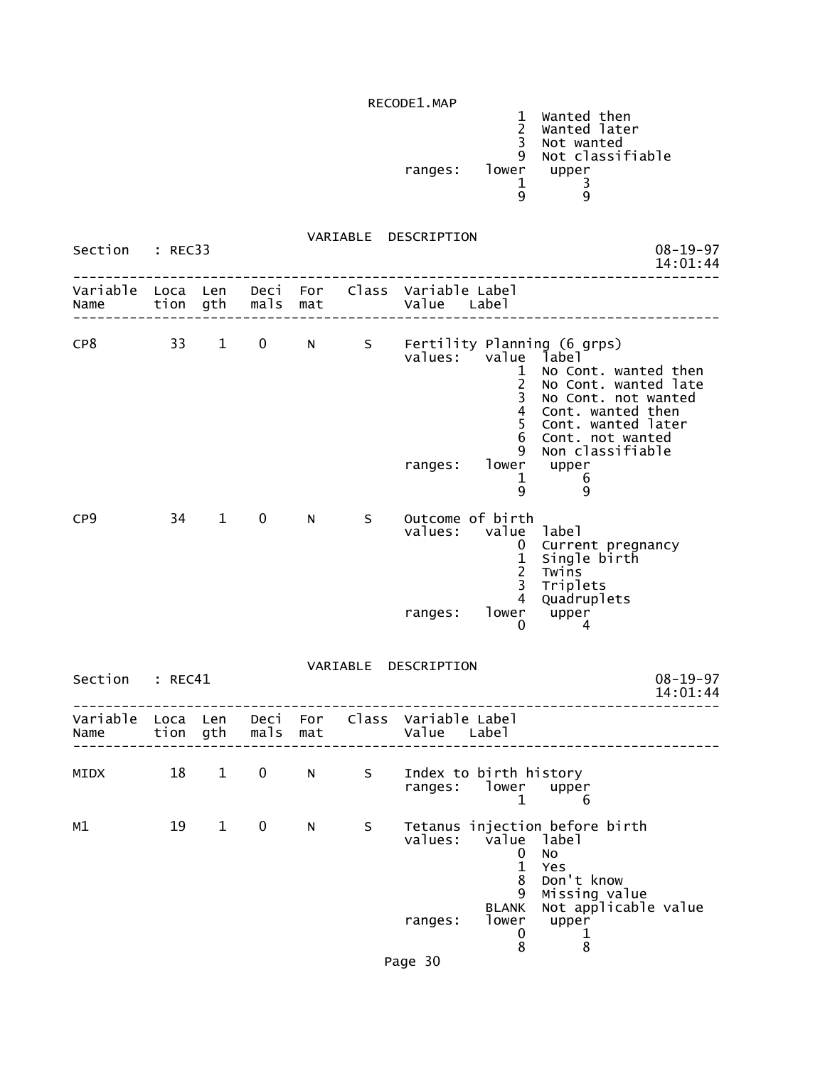RECODE1.MAP

```
                                                 1  Wanted then
                                                 2  Wanted later
                                                 3  Not wanted
                                                 9  Not classifiable
                                   ranges:   lower   upper
                                                 1       3
                                                 9       9
```

VARIABLE DESCRIPTION

```
Section   : REC33                                                          08-19-97
                                                                           14:01:44
-------------------------------------------------------------------------------
Variable  Loca  Len   Deci  For   Class  Variable Label
Name      tion  gth   mals  mat          Value   Label
-------------------------------------------------------------------------------

CP8         33    1    0     N      S    Fertility Planning (6 grps)
                                         values:   value  label
                                                       1  No Cont. wanted then
                                                       2  No Cont. wanted late
                                                       3  No Cont. not wanted
                                                       4  Cont. wanted then
                                                       5  Cont. wanted later
                                                       6  Cont. not wanted
                                                       9  Non classifiable
                                         ranges:   lower   upper
                                                       1       6
                                                       9       9

CP9         34    1    0     N      S    Outcome of birth
                                         values:   value  label
                                                       0  Current pregnancy
                                                       1  Single birth
                                                       2  Twins
                                                       3  Triplets
                                                       4  Quadruplets
                                         ranges:   lower   upper
                                                       0       4
```

VARIABLE DESCRIPTION

```
Section   : REC41                                                          08-19-97
                                                                           14:01:44
-------------------------------------------------------------------------------
Variable  Loca  Len   Deci  For   Class  Variable Label
Name      tion  gth   mals  mat          Value   Label
-------------------------------------------------------------------------------

MIDX        18    1    0     N      S    Index to birth history
                                         ranges:   lower   upper
                                                       1       6

M1          19    1    0     N      S    Tetanus injection before birth
                                         values:   value  label
                                                       0  No
                                                       1  Yes
                                                       8  Don't know
                                                       9  Missing value
                                                   BLANK  Not applicable value
                                         ranges:   lower   upper
                                                       0       1
                                                       8       8
```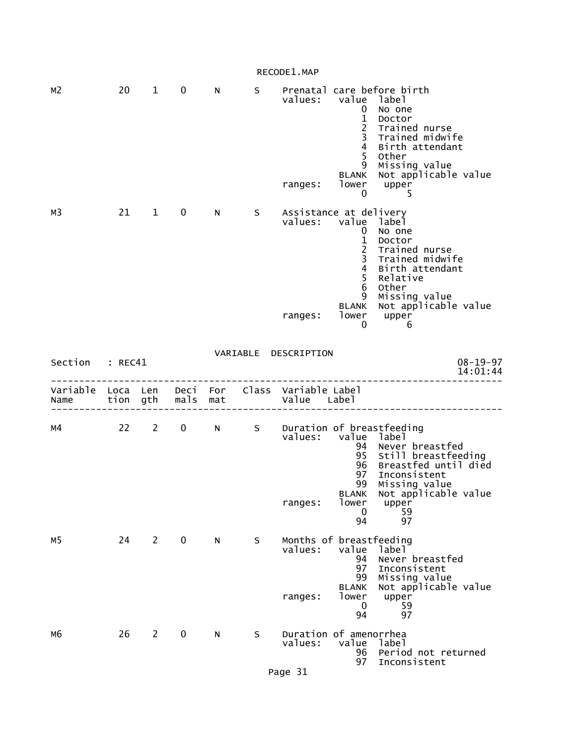RECODE1.MAP

```
M2           20    1    0     N      S     Prenatal care before birth
                                           values:   value  label
                                                         0  No one
                                                         1  Doctor
                                                         2  Trained nurse
                                                         3  Trained midwife
                                                         4  Birth attendant
                                                         5  Other
                                                         9  Missing value
                                                     BLANK  Not applicable value
                                           ranges:   lower   upper
                                                         0       5

M3           21    1    0     N      S     Assistance at delivery
                                           values:   value  label
                                                         0  No one
                                                         1  Doctor
                                                         2  Trained nurse
                                                         3  Trained midwife
                                                         4  Birth attendant
                                                         5  Relative
                                                         6  Other
                                                         9  Missing value
                                                     BLANK  Not applicable value
                                           ranges:   lower   upper
                                                         0       6
```

VARIABLE DESCRIPTION

```
Section   : REC41                                                        08-19-97
                                                                         14:01:44
--------------------------------------------------------------------------------
Variable  Loca  Len   Deci  For   Class  Variable Label
Name      tion  gth   mals  mat          Value    Label
--------------------------------------------------------------------------------

M4           22    2    0     N      S     Duration of breastfeeding
                                           values:   value  label
                                                        94  Never breastfed
                                                        95  Still breastfeeding
                                                        96  Breastfed until died
                                                        97  Inconsistent
                                                        99  Missing value
                                                     BLANK  Not applicable value
                                           ranges:   lower   upper
                                                         0      59
                                                        94      97

M5           24    2    0     N      S     Months of breastfeeding
                                           values:   value  label
                                                        94  Never breastfed
                                                        97  Inconsistent
                                                        99  Missing value
                                                     BLANK  Not applicable value
                                           ranges:   lower   upper
                                                         0      59
                                                        94      97

M6           26    2    0     N      S     Duration of amenorrhea
                                           values:   value  label
                                                        96  Period not returned
                                                        97  Inconsistent
```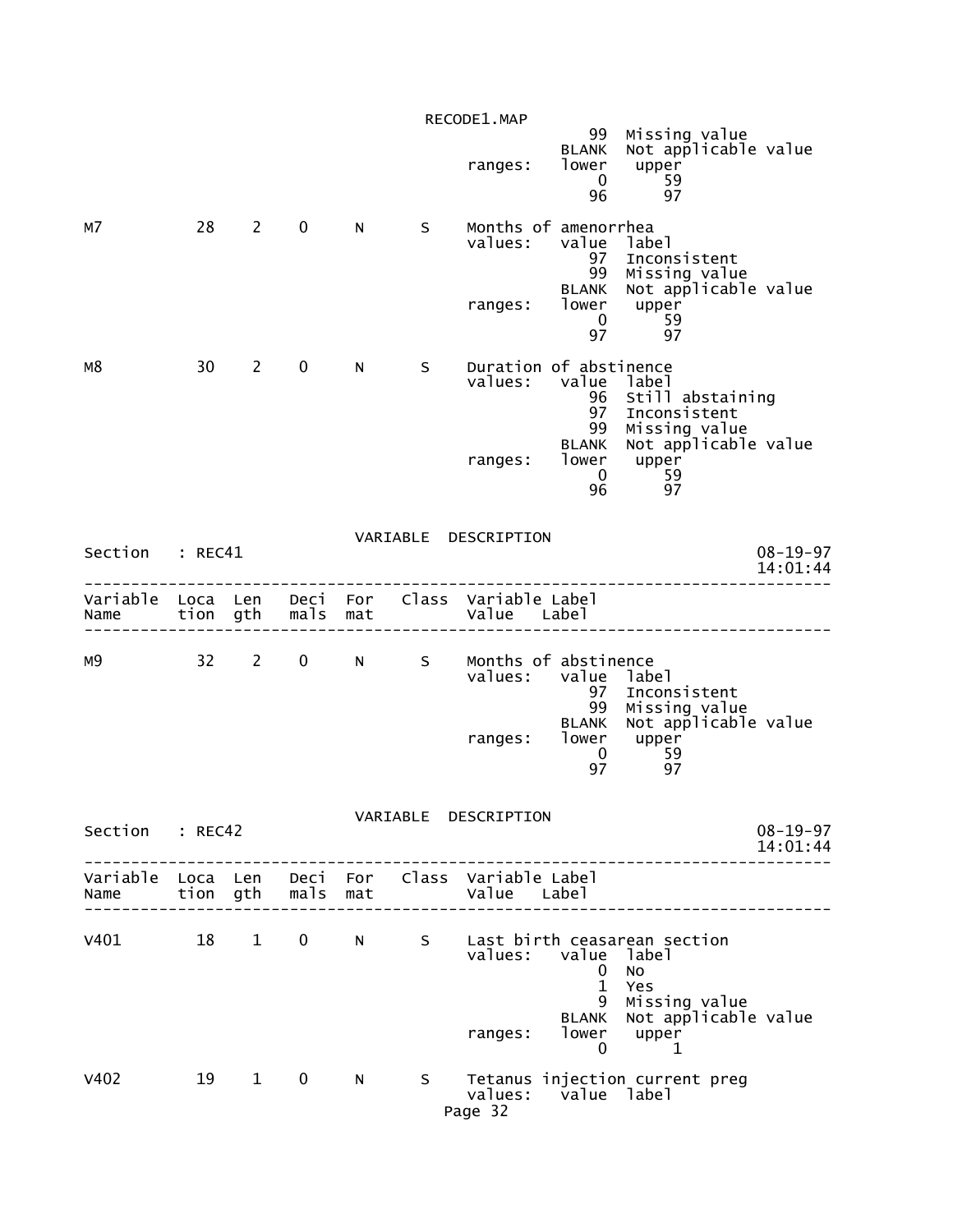```
                                                        99  Missing value
                                                     BLANK  Not applicable value
                                          ranges:    lower   upper
                                                         0      59
                                                        96      97

M7            28    2    0     N      S    Months of amenorrhea
                                          values:    value  label
                                                        97  Inconsistent
                                                        99  Missing value
                                                     BLANK  Not applicable value
                                          ranges:    lower   upper
                                                         0      59
                                                        97      97

M8            30    2    0     N      S    Duration of abstinence
                                          values:    value  label
                                                        96  Still abstaining
                                                        97  Inconsistent
                                                        99  Missing value
                                                     BLANK  Not applicable value
                                          ranges:    lower   upper
                                                         0      59
                                                        96      97
```

VARIABLE DESCRIPTION

Section : REC41 &nbsp;&nbsp;&nbsp;&nbsp; 08-19-97 14:01:44

```
--------------------------------------------------------------------------------
Variable  Loca  Len   Deci  For   Class  Variable Label
Name      tion  gth   mals  mat          Value   Label
--------------------------------------------------------------------------------

M9            32    2    0     N      S    Months of abstinence
                                          values:    value  label
                                                        97  Inconsistent
                                                        99  Missing value
                                                     BLANK  Not applicable value
                                          ranges:    lower   upper
                                                         0      59
                                                        97      97
```

VARIABLE DESCRIPTION

Section : REC42 &nbsp;&nbsp;&nbsp;&nbsp; 08-19-97 14:01:44

```
--------------------------------------------------------------------------------
Variable  Loca  Len   Deci  For   Class  Variable Label
Name      tion  gth   mals  mat          Value   Label
--------------------------------------------------------------------------------

V401          18    1    0     N      S    Last birth ceasarean section
                                          values:    value  label
                                                         0  No
                                                         1  Yes
                                                         9  Missing value
                                                     BLANK  Not applicable value
                                          ranges:    lower   upper
                                                         0       1

V402          19    1    0     N      S    Tetanus injection current preg
                                          values:    value  label
```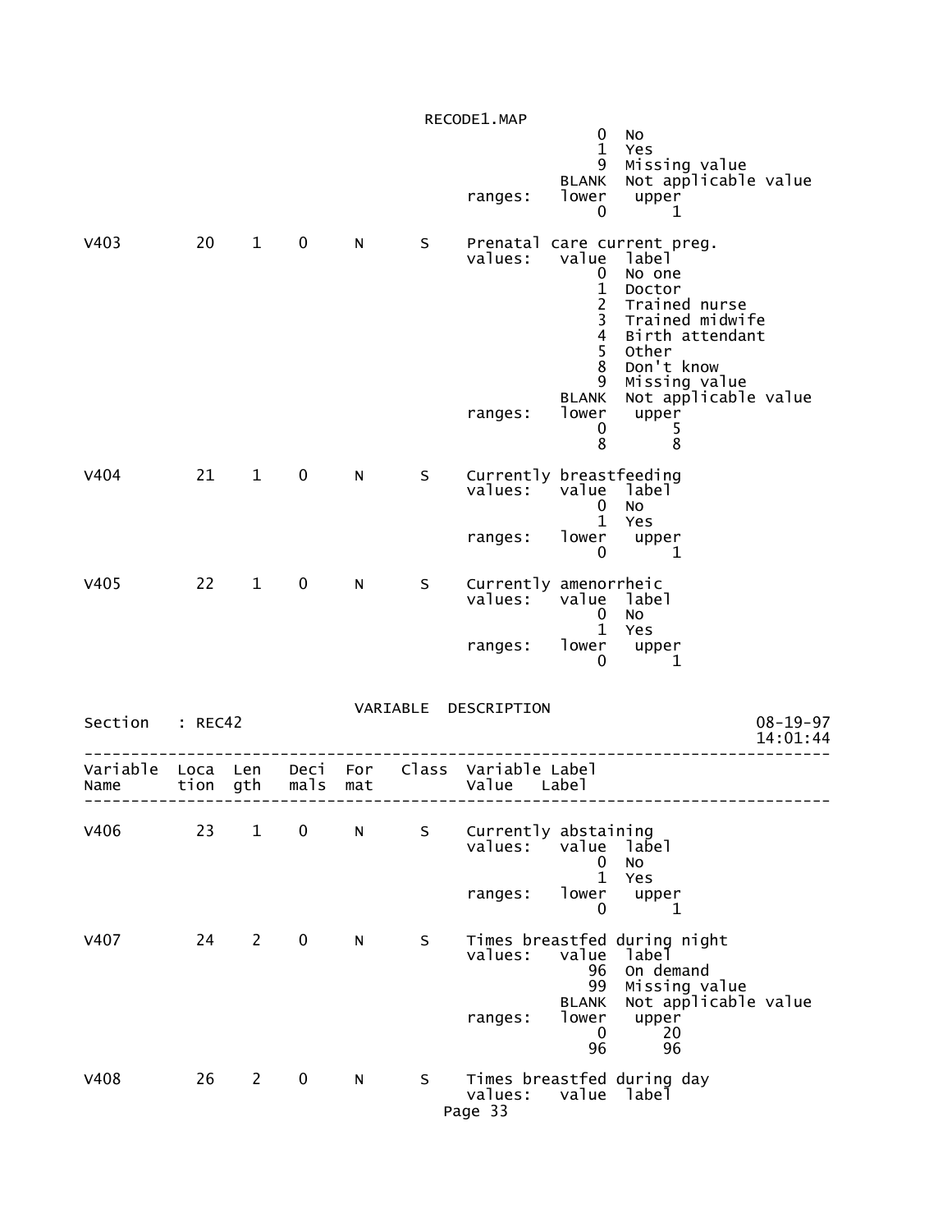```
                                                                  0  No
                                                                  1  Yes
                                                                  9  Missing value
                                                              BLANK  Not applicable value
                                                   ranges:    lower   upper
                                                                  0       1

V403          20    1    0     N      S    Prenatal care current preg.
                                           values:    value  label
                                                          0  No one
                                                          1  Doctor
                                                          2  Trained nurse
                                                          3  Trained midwife
                                                          4  Birth attendant
                                                          5  Other
                                                          8  Don't know
                                                          9  Missing value
                                                      BLANK  Not applicable value
                                           ranges:    lower   upper
                                                          0       5
                                                          8       8

V404          21    1    0     N      S    Currently breastfeeding
                                           values:    value  label
                                                          0  No
                                                          1  Yes
                                           ranges:    lower   upper
                                                          0       1

V405          22    1    0     N      S    Currently amenorrheic
                                           values:    value  label
                                                          0  No
                                                          1  Yes
                                           ranges:    lower   upper
                                                          0       1


                                   VARIABLE  DESCRIPTION
Section   : REC42                                                              08-19-97
                                                                               14:01:44
-------------------------------------------------------------------------------------
Variable  Loca  Len   Deci  For   Class  Variable Label
Name      tion  gth   mals  mat          Value   Label
-------------------------------------------------------------------------------------

V406          23    1    0     N      S    Currently abstaining
                                           values:    value  label
                                                          0  No
                                                          1  Yes
                                           ranges:    lower   upper
                                                          0       1

V407          24    2    0     N      S    Times breastfed during night
                                           values:    value  label
                                                         96  On demand
                                                         99  Missing value
                                                      BLANK  Not applicable value
                                           ranges:    lower   upper
                                                          0      20
                                                         96      96

V408          26    2    0     N      S    Times breastfed during day
                                           values:    value  label
```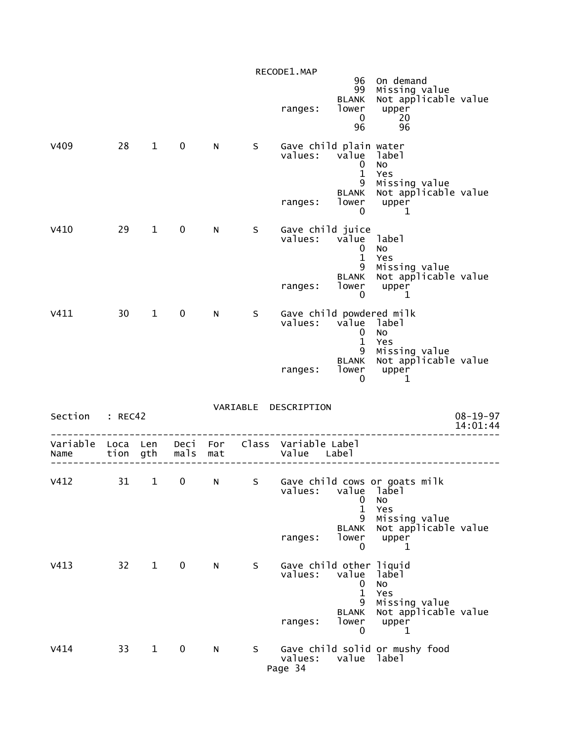```
                                                    96  On demand
                                                    99  Missing value
                                                 BLANK  Not applicable value
                                       ranges:   lower   upper
                                                     0      20
                                                    96      96

V409         28    1    0     N      S    Gave child plain water
                                          values:   value  label
                                                        0  No
                                                        1  Yes
                                                        9  Missing value
                                                    BLANK  Not applicable value
                                          ranges:   lower   upper
                                                        0       1

V410         29    1    0     N      S    Gave child juice
                                          values:   value  label
                                                        0  No
                                                        1  Yes
                                                        9  Missing value
                                                    BLANK  Not applicable value
                                          ranges:   lower   upper
                                                        0       1

V411         30    1    0     N      S    Gave child powdered milk
                                          values:   value  label
                                                        0  No
                                                        1  Yes
                                                        9  Missing value
                                                    BLANK  Not applicable value
                                          ranges:   lower   upper
                                                        0       1
```

VARIABLE DESCRIPTION

```
Section    : REC42                                                      08-19-97
                                                                        14:01:44
--------------------------------------------------------------------------------
Variable  Loca  Len   Deci  For   Class  Variable Label
Name      tion  gth   mals  mat          Value   Label
--------------------------------------------------------------------------------

V412         31    1    0     N      S    Gave child cows or goats milk
                                          values:   value  label
                                                        0  No
                                                        1  Yes
                                                        9  Missing value
                                                    BLANK  Not applicable value
                                          ranges:   lower   upper
                                                        0       1

V413         32    1    0     N      S    Gave child other liquid
                                          values:   value  label
                                                        0  No
                                                        1  Yes
                                                        9  Missing value
                                                    BLANK  Not applicable value
                                          ranges:   lower   upper
                                                        0       1

V414         33    1    0     N      S    Gave child solid or mushy food
                                          values:   value  label
```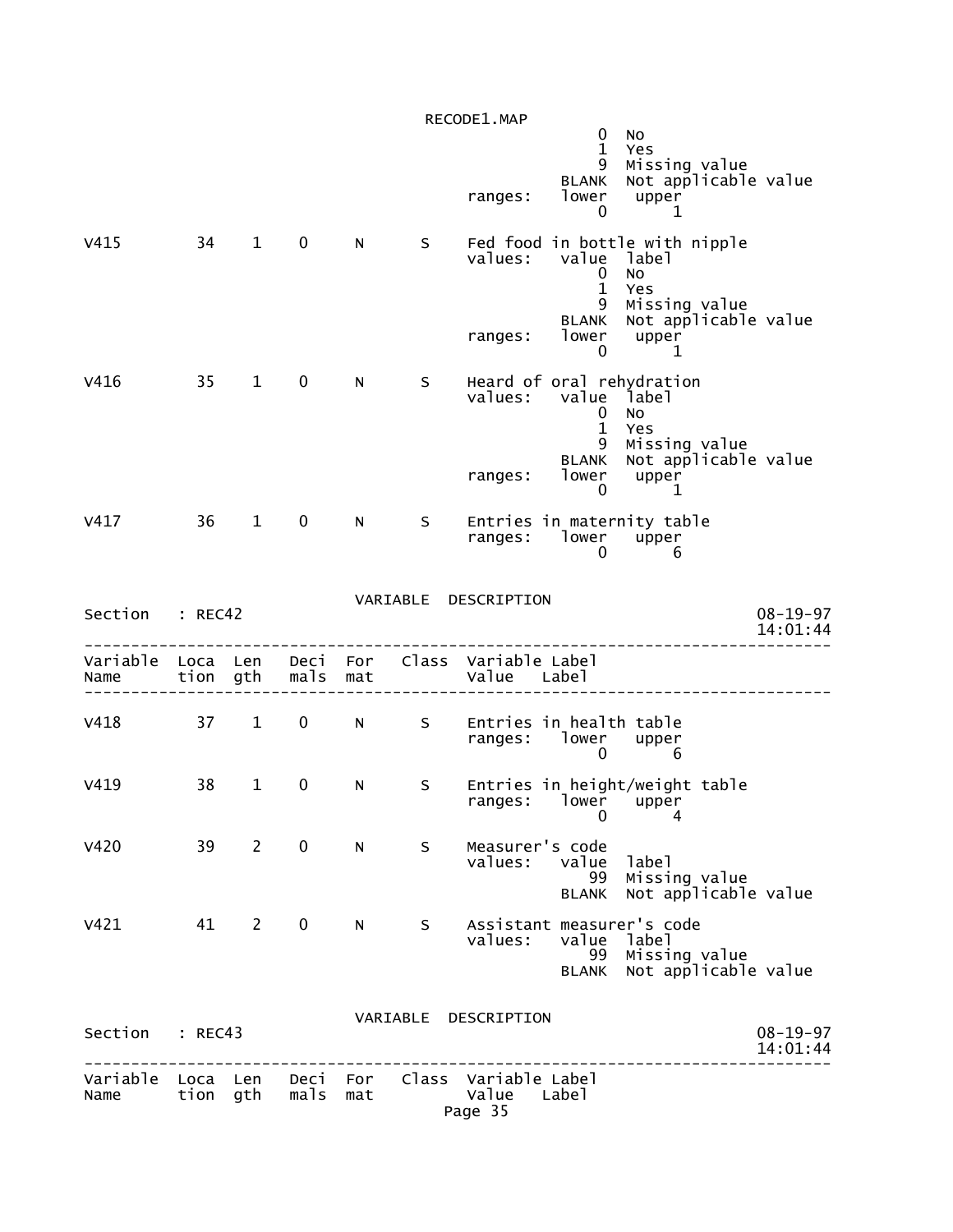```
                                                  0  No
                                                  1  Yes
                                                  9  Missing value
                                              BLANK  Not applicable value
                                    ranges:   lower   upper
                                                  0       1

V415        34   1    0     N     S    Fed food in bottle with nipple
                                       values:   value  label
                                                  0  No
                                                  1  Yes
                                                  9  Missing value
                                              BLANK  Not applicable value
                                       ranges:   lower   upper
                                                  0       1

V416        35   1    0     N     S    Heard of oral rehydration
                                       values:   value  label
                                                  0  No
                                                  1  Yes
                                                  9  Missing value
                                              BLANK  Not applicable value
                                       ranges:   lower   upper
                                                  0       1

V417        36   1    0     N     S    Entries in maternity table
                                       ranges:   lower   upper
                                                  0       6
```

```
                              VARIABLE  DESCRIPTION
Section   : REC42                                                      08-19-97
                                                                       14:01:44
-------------------------------------------------------------------------------
Variable  Loca  Len   Deci  For   Class  Variable Label
Name      tion  gth   mals  mat          Value    Label
-------------------------------------------------------------------------------

V418        37   1    0     N     S    Entries in health table
                                       ranges:   lower   upper
                                                  0       6

V419        38   1    0     N     S    Entries in height/weight table
                                       ranges:   lower   upper
                                                  0       4

V420        39   2    0     N     S    Measurer's code
                                       values:   value  label
                                                 99  Missing value
                                              BLANK  Not applicable value

V421        41   2    0     N     S    Assistant measurer's code
                                       values:   value  label
                                                 99  Missing value
                                              BLANK  Not applicable value
```

```
                              VARIABLE  DESCRIPTION
Section   : REC43                                                      08-19-97
                                                                       14:01:44
-------------------------------------------------------------------------------
Variable  Loca  Len   Deci  For   Class  Variable Label
Name      tion  gth   mals  mat          Value    Label
```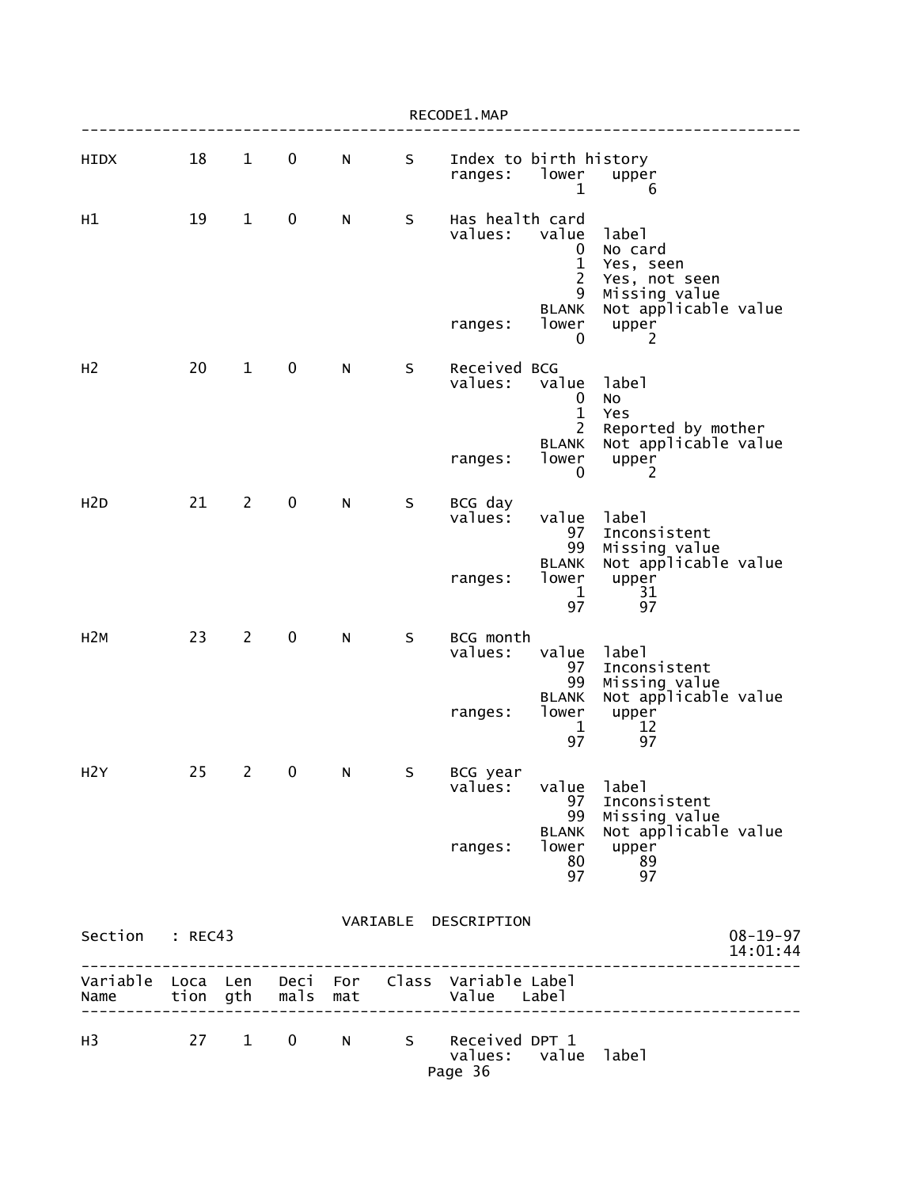```
HIDX         18    1    0     N      S    Index to birth history
                                          ranges:   lower   upper
                                                        1       6

H1           19    1    0     N      S    Has health card
                                          values:   value  label
                                                        0  No card
                                                        1  Yes, seen
                                                        2  Yes, not seen
                                                        9  Missing value
                                                    BLANK  Not applicable value
                                          ranges:   lower   upper
                                                        0       2

H2           20    1    0     N      S    Received BCG
                                          values:   value  label
                                                        0  No
                                                        1  Yes
                                                        2  Reported by mother
                                                    BLANK  Not applicable value
                                          ranges:   lower   upper
                                                        0       2

H2D          21    2    0     N      S    BCG day
                                          values:   value  label
                                                       97  Inconsistent
                                                       99  Missing value
                                                    BLANK  Not applicable value
                                          ranges:   lower   upper
                                                        1      31
                                                       97      97

H2M          23    2    0     N      S    BCG month
                                          values:   value  label
                                                       97  Inconsistent
                                                       99  Missing value
                                                    BLANK  Not applicable value
                                          ranges:   lower   upper
                                                        1      12
                                                       97      97

H2Y          25    2    0     N      S    BCG year
                                          values:   value  label
                                                       97  Inconsistent
                                                       99  Missing value
                                                    BLANK  Not applicable value
                                          ranges:   lower   upper
                                                       80      89
                                                       97      97
```

VARIABLE DESCRIPTION

```
Section   : REC43                                                          08-19-97
                                                                           14:01:44
---------------------------------------------------------------------------------
Variable  Loca  Len   Deci  For   Class  Variable Label
Name      tion  gth   mals  mat          Value   Label
---------------------------------------------------------------------------------

H3           27    1    0     N      S    Received DPT 1
                                          values:   value  label
```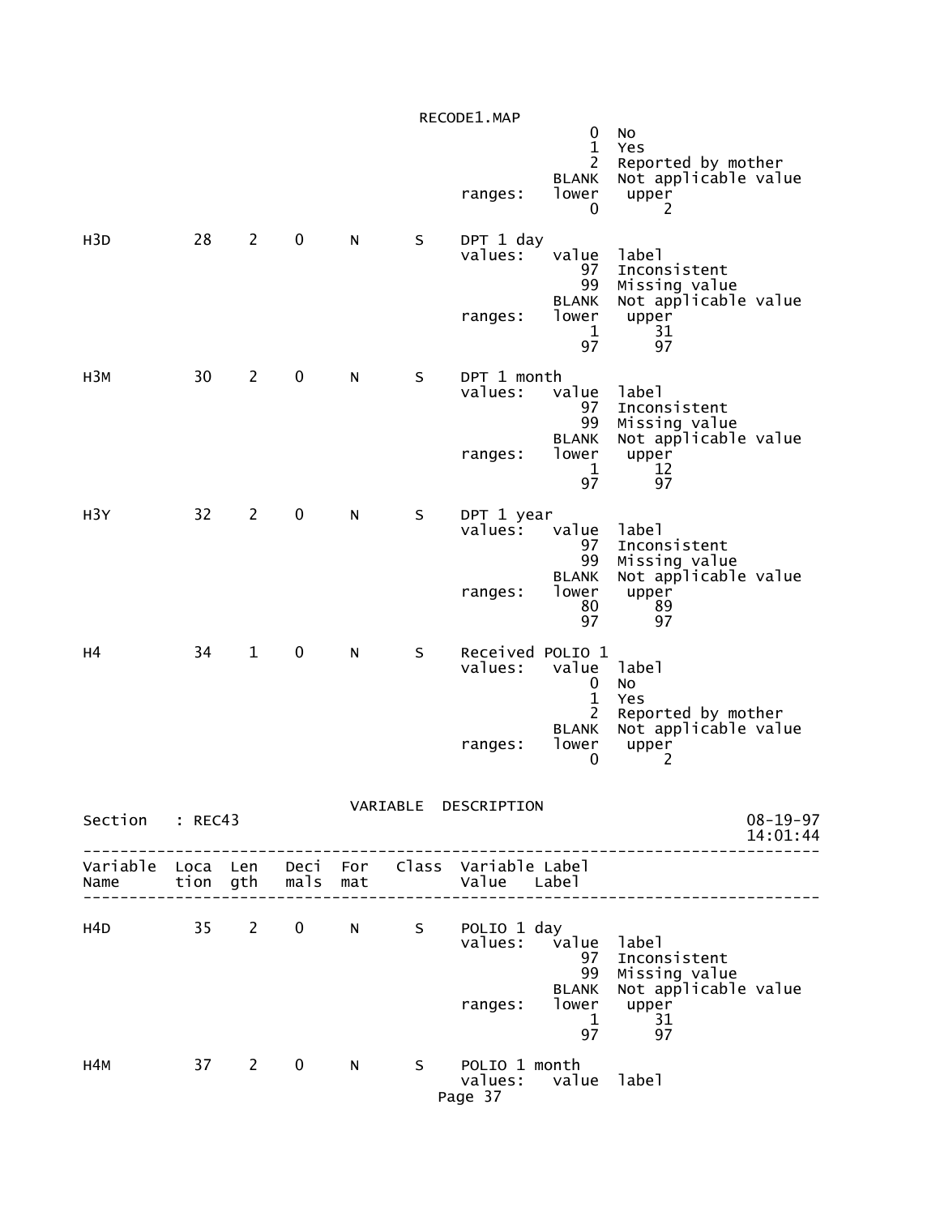```
                                                 0   No
                                                 1   Yes
                                                 2   Reported by mother
                                             BLANK   Not applicable value
                                   ranges:   lower    upper
                                                 0        2

H3D          28    2    0     N      S     DPT 1 day
                                   values:   value   label
                                                97   Inconsistent
                                                99   Missing value
                                             BLANK   Not applicable value
                                   ranges:   lower    upper
                                                 1       31
                                                97       97

H3M          30    2    0     N      S     DPT 1 month
                                   values:   value   label
                                                97   Inconsistent
                                                99   Missing value
                                             BLANK   Not applicable value
                                   ranges:   lower    upper
                                                 1       12
                                                97       97

H3Y          32    2    0     N      S     DPT 1 year
                                   values:   value   label
                                                97   Inconsistent
                                                99   Missing value
                                             BLANK   Not applicable value
                                   ranges:   lower    upper
                                                80       89
                                                97       97

H4           34    1    0     N      S     Received POLIO 1
                                   values:   value   label
                                                 0   No
                                                 1   Yes
                                                 2   Reported by mother
                                             BLANK   Not applicable value
                                   ranges:   lower    upper
                                                 0        2
```

VARIABLE DESCRIPTION

```
Section   : REC43                                                     08-19-97
                                                                      14:01:44
--------------------------------------------------------------------------------
Variable  Loca  Len   Deci  For   Class  Variable Label
Name      tion  gth   mals  mat          Value    Label
--------------------------------------------------------------------------------

H4D          35    2    0     N      S     POLIO 1 day
                                   values:   value   label
                                                97   Inconsistent
                                                99   Missing value
                                             BLANK   Not applicable value
                                   ranges:   lower    upper
                                                 1       31
                                                97       97

H4M          37    2    0     N      S     POLIO 1 month
                                   values:   value   label
```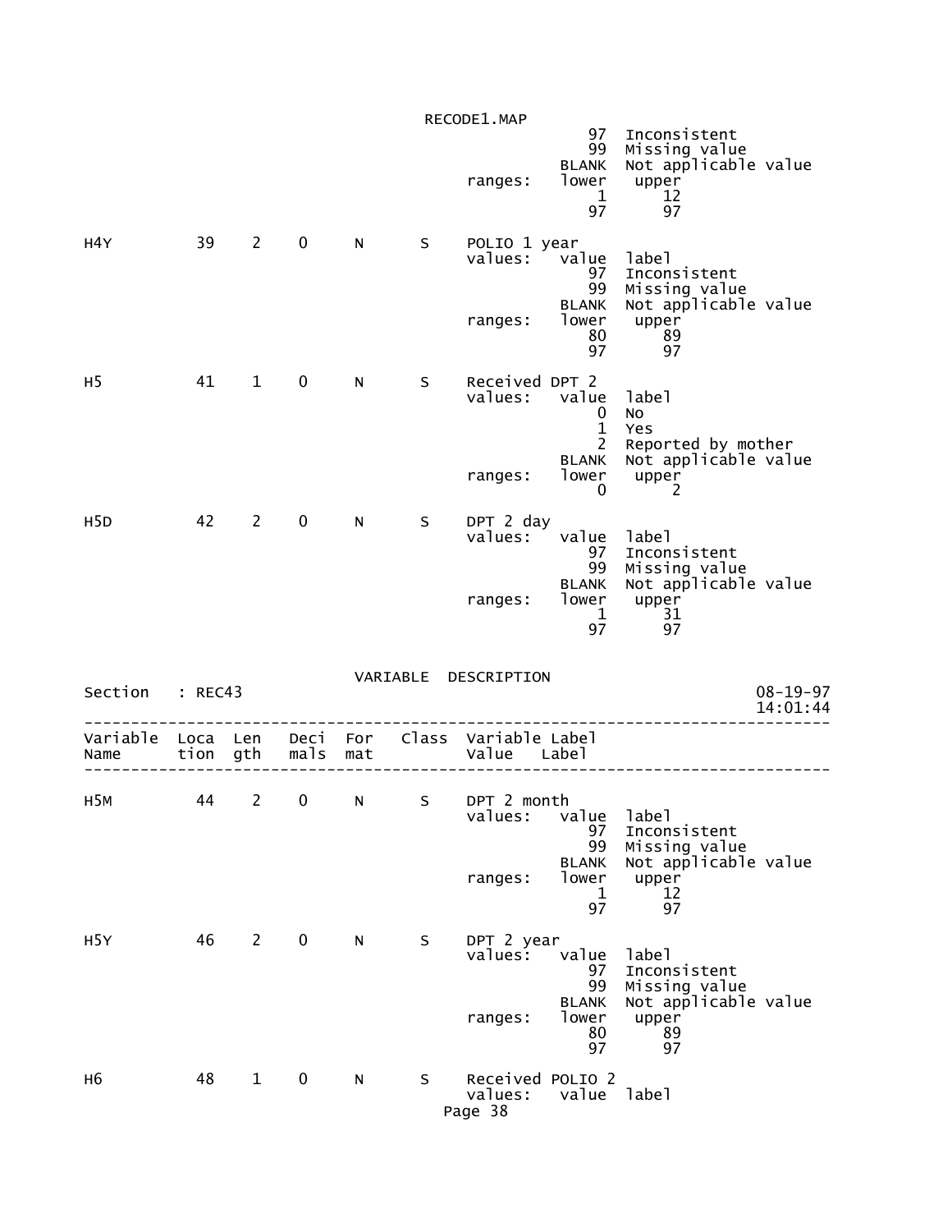```
                                                 97  Inconsistent
                                                 99  Missing value
                                              BLANK  Not applicable value
                                   ranges:    lower   upper
                                                  1      12
                                                 97      97

H4Y          39    2    0     N      S    POLIO 1 year
                                   values:    value  label
                                                 97  Inconsistent
                                                 99  Missing value
                                              BLANK  Not applicable value
                                   ranges:    lower   upper
                                                 80      89
                                                 97      97

H5           41    1    0     N      S    Received DPT 2
                                   values:    value  label
                                                  0  No
                                                  1  Yes
                                                  2  Reported by mother
                                              BLANK  Not applicable value
                                   ranges:    lower   upper
                                                  0       2

H5D          42    2    0     N      S    DPT 2 day
                                   values:    value  label
                                                 97  Inconsistent
                                                 99  Missing value
                                              BLANK  Not applicable value
                                   ranges:    lower   upper
                                                  1      31
                                                 97      97
```

VARIABLE DESCRIPTION

```
Section   : REC43                                                        08-19-97
                                                                         14:01:44
---------------------------------------------------------------------------------
Variable  Loca  Len   Deci  For   Class  Variable Label
Name      tion  gth   mals  mat          Value    Label
---------------------------------------------------------------------------------

H5M          44    2    0     N      S    DPT 2 month
                                   values:    value  label
                                                 97  Inconsistent
                                                 99  Missing value
                                              BLANK  Not applicable value
                                   ranges:    lower   upper
                                                  1      12
                                                 97      97

H5Y          46    2    0     N      S    DPT 2 year
                                   values:    value  label
                                                 97  Inconsistent
                                                 99  Missing value
                                              BLANK  Not applicable value
                                   ranges:    lower   upper
                                                 80      89
                                                 97      97

H6           48    1    0     N      S    Received POLIO 2
                                   values:    value  label
```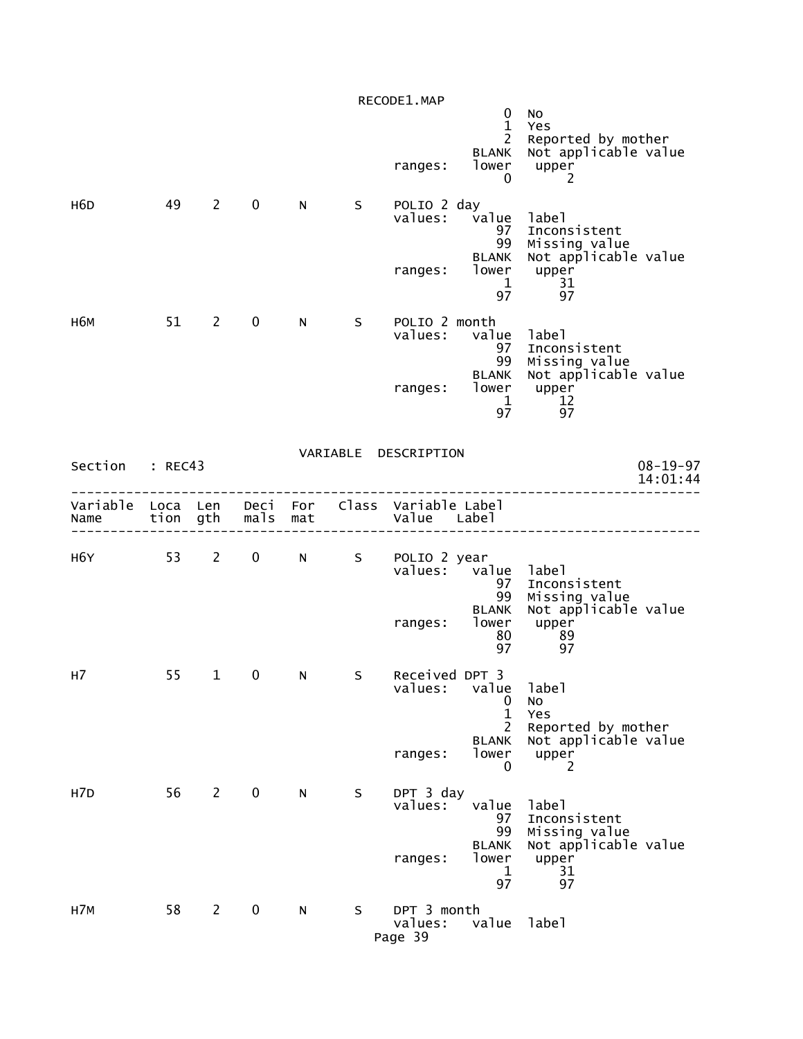```
                                                         0   No
                                                         1   Yes
                                                         2   Reported by mother
                                                     BLANK   Not applicable value
                                          ranges:    lower    upper
                                                         0        2

H6D          49    2    0     N      S    POLIO 2 day
                                          values:    value   label
                                                        97   Inconsistent
                                                        99   Missing value
                                                     BLANK   Not applicable value
                                          ranges:    lower    upper
                                                         1       31
                                                        97       97

H6M          51    2    0     N      S    POLIO 2 month
                                          values:    value   label
                                                        97   Inconsistent
                                                        99   Missing value
                                                     BLANK   Not applicable value
                                          ranges:    lower    upper
                                                         1       12
                                                        97       97
```

VARIABLE DESCRIPTION

```
Section   : REC43                                                          08-19-97
                                                                           14:01:44
-----------------------------------------------------------------------------------
Variable  Loca  Len   Deci  For   Class   Variable Label
Name      tion  gth   mals  mat           Value   Label
-----------------------------------------------------------------------------------

H6Y          53    2    0     N      S    POLIO 2 year
                                          values:    value   label
                                                        97   Inconsistent
                                                        99   Missing value
                                                     BLANK   Not applicable value
                                          ranges:    lower    upper
                                                        80       89
                                                        97       97

H7           55    1    0     N      S    Received DPT 3
                                          values:    value   label
                                                         0   No
                                                         1   Yes
                                                         2   Reported by mother
                                                     BLANK   Not applicable value
                                          ranges:    lower    upper
                                                         0        2

H7D          56    2    0     N      S    DPT 3 day
                                          values:    value   label
                                                        97   Inconsistent
                                                        99   Missing value
                                                     BLANK   Not applicable value
                                          ranges:    lower    upper
                                                         1       31
                                                        97       97

H7M          58    2    0     N      S    DPT 3 month
                                          values:    value   label
```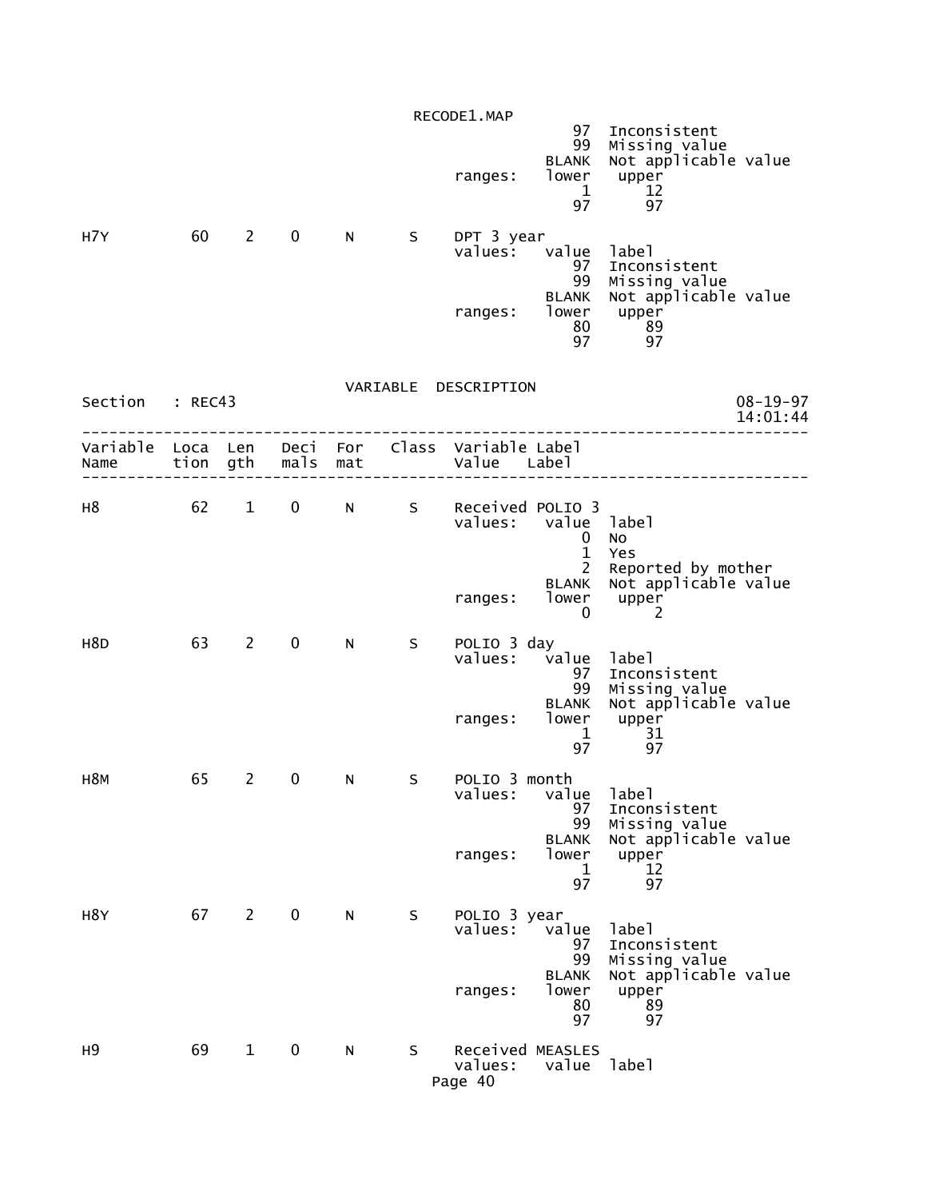```
                                                    97  Inconsistent
                                                    99  Missing value
                                                 BLANK  Not applicable value
                                      ranges:    lower   upper
                                                     1      12
                                                    97      97

H7Y          60   2    0    N     S    DPT 3 year
                                      values:    value  label
                                                    97  Inconsistent
                                                    99  Missing value
                                                 BLANK  Not applicable value
                                      ranges:    lower   upper
                                                    80      89
                                                    97      97
```

VARIABLE DESCRIPTION

```
Section   : REC43                                                     08-19-97
                                                                      14:01:44
--------------------------------------------------------------------------------
Variable  Loca  Len   Deci  For   Class  Variable Label
Name      tion  gth   mals  mat          Value    Label
--------------------------------------------------------------------------------

H8           62   1    0    N     S    Received POLIO 3
                                      values:    value  label
                                                     0  No
                                                     1  Yes
                                                     2  Reported by mother
                                                 BLANK  Not applicable value
                                      ranges:    lower   upper
                                                     0       2

H8D          63   2    0    N     S    POLIO 3 day
                                      values:    value  label
                                                    97  Inconsistent
                                                    99  Missing value
                                                 BLANK  Not applicable value
                                      ranges:    lower   upper
                                                     1      31
                                                    97      97

H8M          65   2    0    N     S    POLIO 3 month
                                      values:    value  label
                                                    97  Inconsistent
                                                    99  Missing value
                                                 BLANK  Not applicable value
                                      ranges:    lower   upper
                                                     1      12
                                                    97      97

H8Y          67   2    0    N     S    POLIO 3 year
                                      values:    value  label
                                                    97  Inconsistent
                                                    99  Missing value
                                                 BLANK  Not applicable value
                                      ranges:    lower   upper
                                                    80      89
                                                    97      97

H9           69   1    0    N     S    Received MEASLES
                                      values:    value  label
```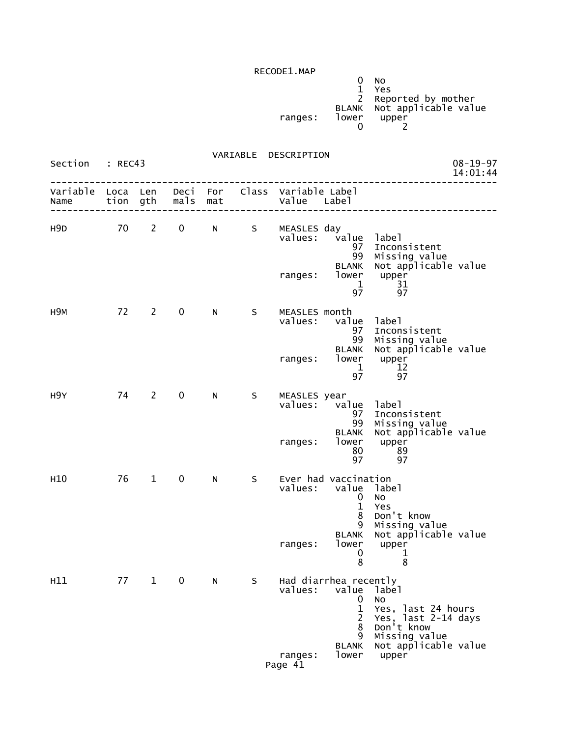```
                                             0   No
                                             1   Yes
                                             2   Reported by mother
                                         BLANK   Not applicable value
                               ranges:   lower    upper
                                             0        2
```

VARIABLE DESCRIPTION

Section : REC43 &nbsp;&nbsp;&nbsp;&nbsp;&nbsp;&nbsp;&nbsp;&nbsp;&nbsp;&nbsp;&nbsp;&nbsp;&nbsp;&nbsp;&nbsp;&nbsp;&nbsp;&nbsp;&nbsp;&nbsp; 08-19-97 14:01:44

```
--------------------------------------------------------------------------------
Variable  Loca  Len   Deci  For   Class  Variable Label
Name      tion  gth   mals  mat          Value    Label
--------------------------------------------------------------------------------

H9D         70    2    0     N      S    MEASLES day
                                         values:   value  label
                                                      97  Inconsistent
                                                      99  Missing value
                                                   BLANK  Not applicable value
                                         ranges:   lower   upper
                                                       1      31
                                                      97      97

H9M         72    2    0     N      S    MEASLES month
                                         values:   value  label
                                                      97  Inconsistent
                                                      99  Missing value
                                                   BLANK  Not applicable value
                                         ranges:   lower   upper
                                                       1      12
                                                      97      97

H9Y         74    2    0     N      S    MEASLES year
                                         values:   value  label
                                                      97  Inconsistent
                                                      99  Missing value
                                                   BLANK  Not applicable value
                                         ranges:   lower   upper
                                                      80      89
                                                      97      97

H10         76    1    0     N      S    Ever had vaccination
                                         values:   value  label
                                                       0  No
                                                       1  Yes
                                                       8  Don't know
                                                       9  Missing value
                                                   BLANK  Not applicable value
                                         ranges:   lower   upper
                                                       0       1
                                                       8       8

H11         77    1    0     N      S    Had diarrhea recently
                                         values:   value  label
                                                       0  No
                                                       1  Yes, last 24 hours
                                                       2  Yes, last 2-14 days
                                                       8  Don't know
                                                       9  Missing value
                                                   BLANK  Not applicable value
                                         ranges:   lower   upper
```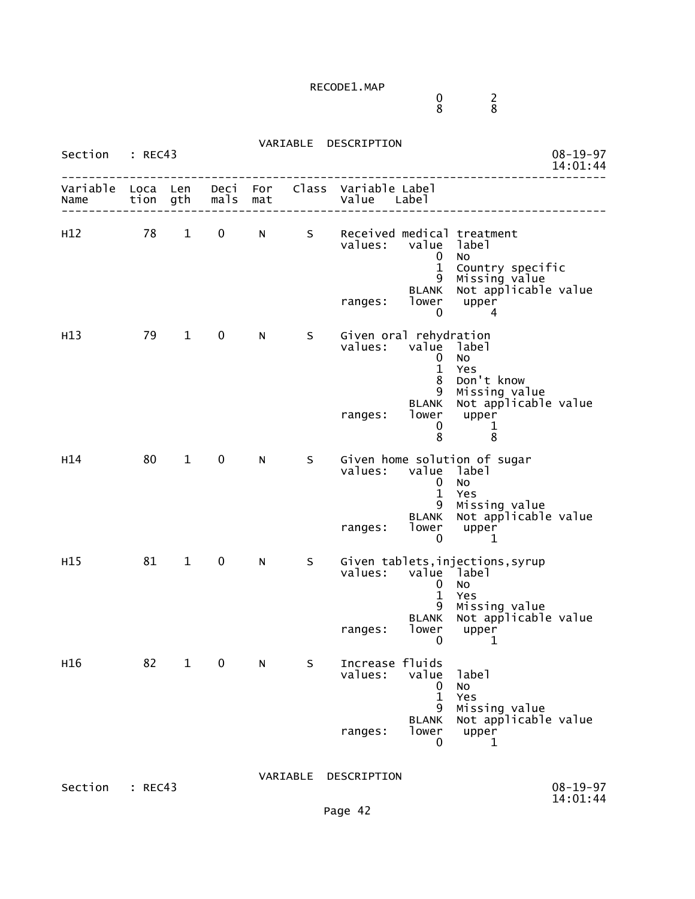RECODE1.MAP

| | |
|---|---|
| 0 | 2 |
| 8 | 8 |

VARIABLE DESCRIPTION

Section : REC43 08-19-97 14:01:44

| Variable Name | Location | Length | Decimals | Format | Class | Variable Label / Value Label |
|---|---|---|---|---|---|---|
| H12 | 78 | 1 | 0 | N | S | Received medical treatment |

values:

| value | label |
|---|---|
| 0 | No |
| 1 | Country specific |
| 9 | Missing value |
| BLANK | Not applicable value |

ranges:

| lower | upper |
|---|---|
| 0 | 4 |

| Variable Name | Location | Length | Decimals | Format | Class | Variable Label / Value Label |
|---|---|---|---|---|---|---|
| H13 | 79 | 1 | 0 | N | S | Given oral rehydration |

values:

| value | label |
|---|---|
| 0 | No |
| 1 | Yes |
| 8 | Don't know |
| 9 | Missing value |
| BLANK | Not applicable value |

ranges:

| lower | upper |
|---|---|
| 0 | 1 |
| 8 | 8 |

| Variable Name | Location | Length | Decimals | Format | Class | Variable Label / Value Label |
|---|---|---|---|---|---|---|
| H14 | 80 | 1 | 0 | N | S | Given home solution of sugar |

values:

| value | label |
|---|---|
| 0 | No |
| 1 | Yes |
| 9 | Missing value |
| BLANK | Not applicable value |

ranges:

| lower | upper |
|---|---|
| 0 | 1 |

| Variable Name | Location | Length | Decimals | Format | Class | Variable Label / Value Label |
|---|---|---|---|---|---|---|
| H15 | 81 | 1 | 0 | N | S | Given tablets,injections,syrup |

values:

| value | label |
|---|---|
| 0 | No |
| 1 | Yes |
| 9 | Missing value |
| BLANK | Not applicable value |

ranges:

| lower | upper |
|---|---|
| 0 | 1 |

| Variable Name | Location | Length | Decimals | Format | Class | Variable Label / Value Label |
|---|---|---|---|---|---|---|
| H16 | 82 | 1 | 0 | N | S | Increase fluids |

values:

| value | label |
|---|---|
| 0 | No |
| 1 | Yes |
| 9 | Missing value |
| BLANK | Not applicable value |

ranges:

| lower | upper |
|---|---|
| 0 | 1 |

VARIABLE DESCRIPTION

Section : REC43 08-19-97 14:01:44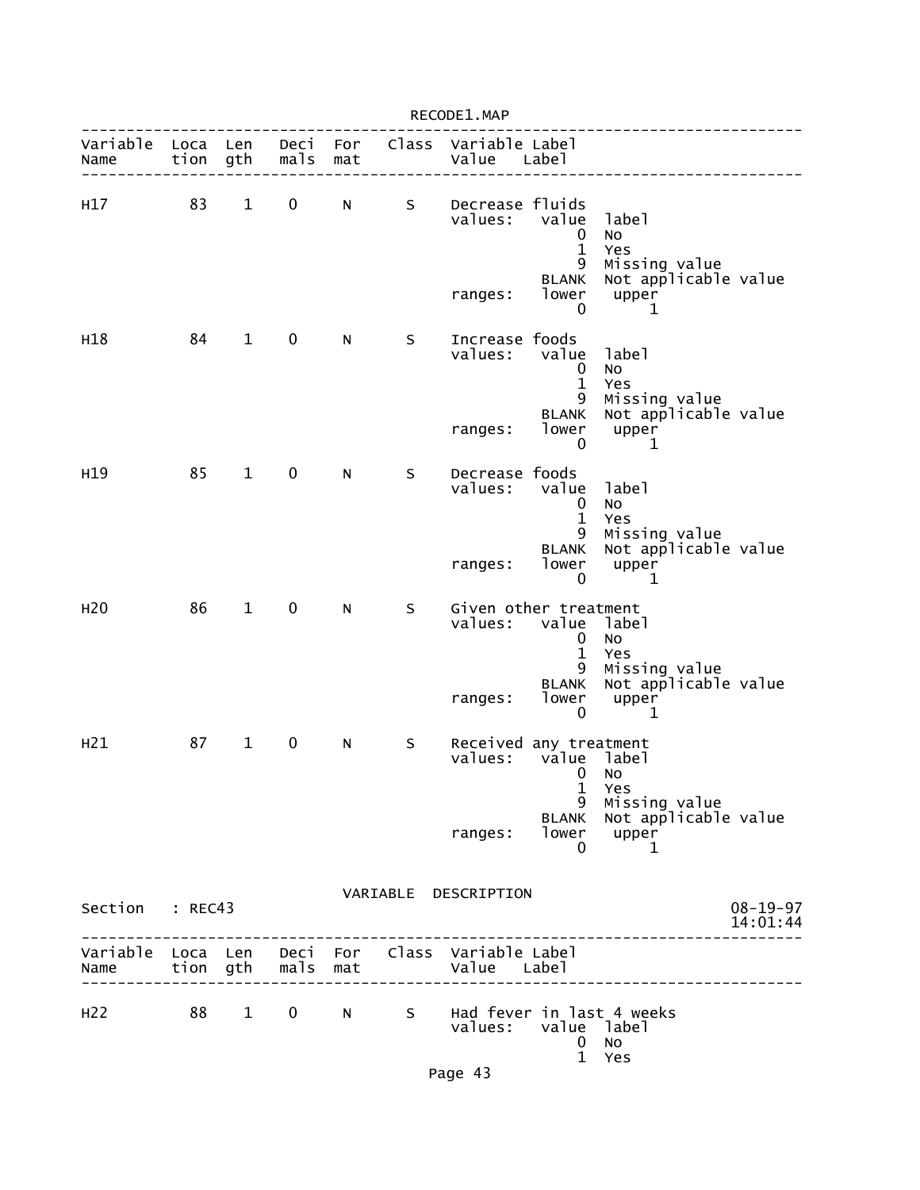| Variable Name | Location | Length | Decimals | Format | Class | Variable Label |
|---|---|---|---|---|---|---|
| H17 | 83 | 1 | 0 | N | S | Decrease fluids |

| value | label |
|---|---|
| 0 | No |
| 1 | Yes |
| 9 | Missing value |
| BLANK | Not applicable value |

ranges: lower 0, upper 1

| Variable Name | Location | Length | Decimals | Format | Class | Variable Label |
|---|---|---|---|---|---|---|
| H18 | 84 | 1 | 0 | N | S | Increase foods |

| value | label |
|---|---|
| 0 | No |
| 1 | Yes |
| 9 | Missing value |
| BLANK | Not applicable value |

ranges: lower 0, upper 1

| Variable Name | Location | Length | Decimals | Format | Class | Variable Label |
|---|---|---|---|---|---|---|
| H19 | 85 | 1 | 0 | N | S | Decrease foods |

| value | label |
|---|---|
| 0 | No |
| 1 | Yes |
| 9 | Missing value |
| BLANK | Not applicable value |

ranges: lower 0, upper 1

| Variable Name | Location | Length | Decimals | Format | Class | Variable Label |
|---|---|---|---|---|---|---|
| H20 | 86 | 1 | 0 | N | S | Given other treatment |

| value | label |
|---|---|
| 0 | No |
| 1 | Yes |
| 9 | Missing value |
| BLANK | Not applicable value |

ranges: lower 0, upper 1

| Variable Name | Location | Length | Decimals | Format | Class | Variable Label |
|---|---|---|---|---|---|---|
| H21 | 87 | 1 | 0 | N | S | Received any treatment |

| value | label |
|---|---|
| 0 | No |
| 1 | Yes |
| 9 | Missing value |
| BLANK | Not applicable value |

ranges: lower 0, upper 1

## VARIABLE DESCRIPTION

Section : REC43 — 08-19-97 14:01:44

| Variable Name | Location | Length | Decimals | Format | Class | Variable Label |
|---|---|---|---|---|---|---|
| H22 | 88 | 1 | 0 | N | S | Had fever in last 4 weeks |

| value | label |
|---|---|
| 0 | No |
| 1 | Yes |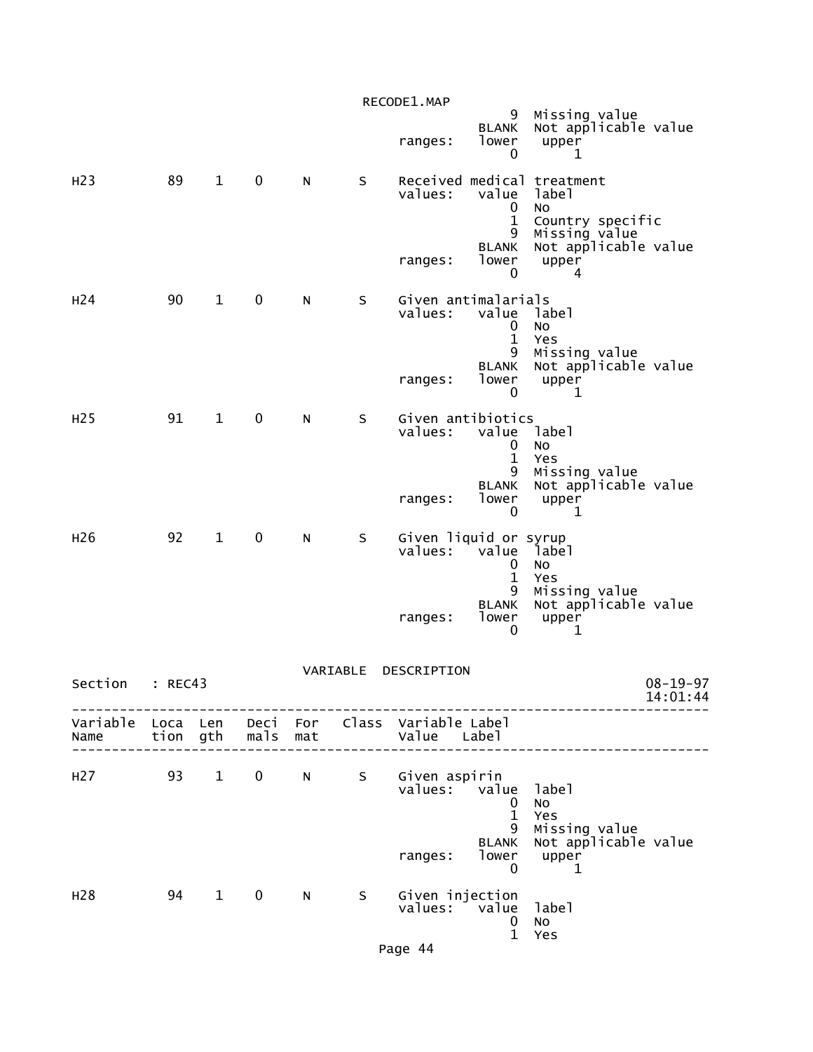```
                                                       9  Missing value
                                                   BLANK  Not applicable value
                                          ranges:  lower   upper
                                                       0       1

H23          89    1    0     N      S    Received medical treatment
                                          values:  value  label
                                                       0  No
                                                       1  Country specific
                                                       9  Missing value
                                                   BLANK  Not applicable value
                                          ranges:  lower   upper
                                                       0       4

H24          90    1    0     N      S    Given antimalarials
                                          values:  value  label
                                                       0  No
                                                       1  Yes
                                                       9  Missing value
                                                   BLANK  Not applicable value
                                          ranges:  lower   upper
                                                       0       1

H25          91    1    0     N      S    Given antibiotics
                                          values:  value  label
                                                       0  No
                                                       1  Yes
                                                       9  Missing value
                                                   BLANK  Not applicable value
                                          ranges:  lower   upper
                                                       0       1

H26          92    1    0     N      S    Given liquid or syrup
                                          values:  value  label
                                                       0  No
                                                       1  Yes
                                                       9  Missing value
                                                   BLANK  Not applicable value
                                          ranges:  lower   upper
                                                       0       1


                              VARIABLE  DESCRIPTION
Section    : REC43                                                     08-19-97
                                                                       14:01:44
--------------------------------------------------------------------------------
Variable  Loca  Len   Deci  For   Class  Variable Label
Name      tion  gth   mals  mat          Value    Label
--------------------------------------------------------------------------------

H27          93    1    0     N      S    Given aspirin
                                          values:  value  label
                                                       0  No
                                                       1  Yes
                                                       9  Missing value
                                                   BLANK  Not applicable value
                                          ranges:  lower   upper
                                                       0       1

H28          94    1    0     N      S    Given injection
                                          values:  value  label
                                                       0  No
                                                       1  Yes
```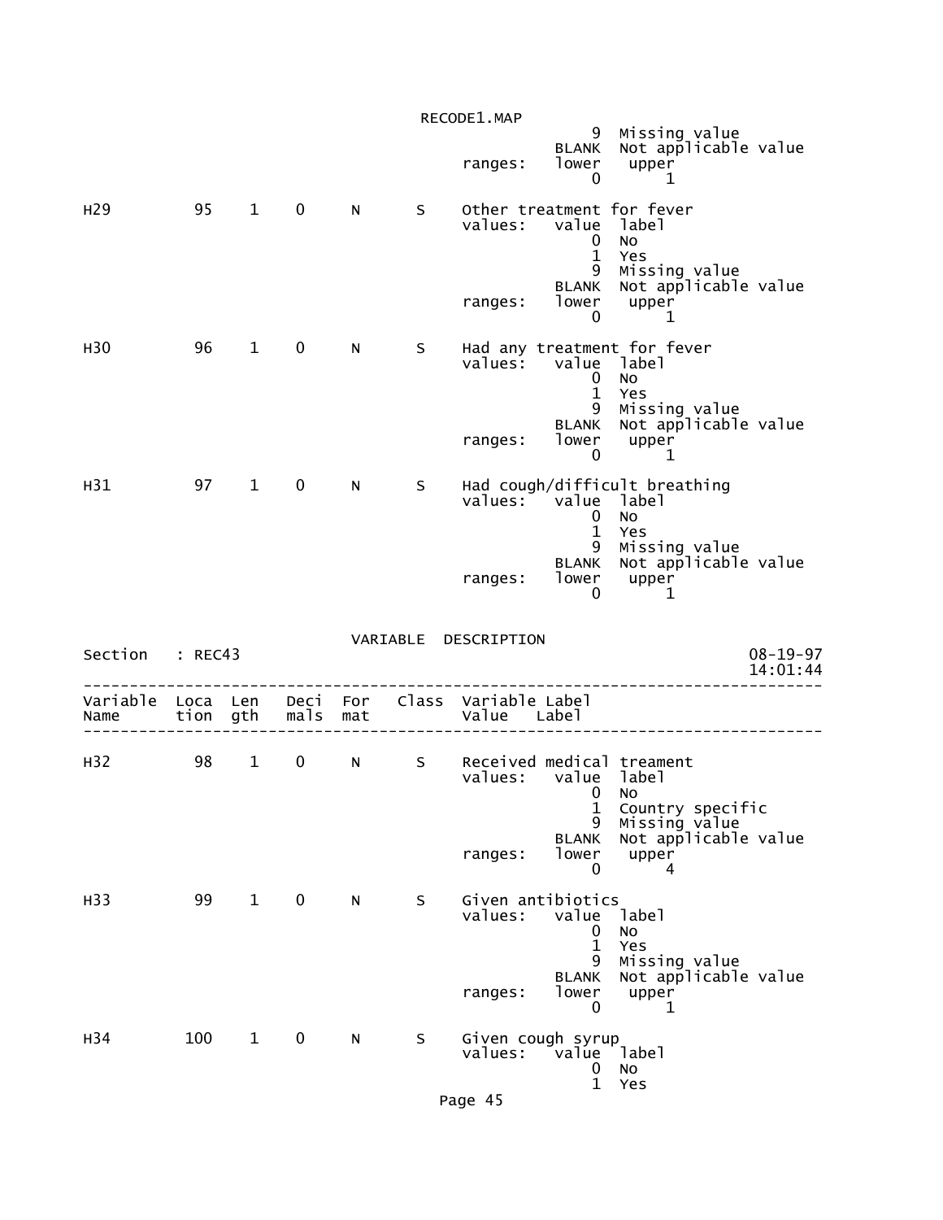```
                                         9  Missing value
                                     BLANK  Not applicable value
                            ranges:  lower   upper
                                         0       1

H29          95    1    0     N      S    Other treatment for fever
                                          values:   value  label
                                                        0  No
                                                        1  Yes
                                                        9  Missing value
                                                    BLANK  Not applicable value
                                          ranges:   lower   upper
                                                        0       1

H30          96    1    0     N      S    Had any treatment for fever
                                          values:   value  label
                                                        0  No
                                                        1  Yes
                                                        9  Missing value
                                                    BLANK  Not applicable value
                                          ranges:   lower   upper
                                                        0       1

H31          97    1    0     N      S    Had cough/difficult breathing
                                          values:   value  label
                                                        0  No
                                                        1  Yes
                                                        9  Missing value
                                                    BLANK  Not applicable value
                                          ranges:   lower   upper
                                                        0       1
```

VARIABLE DESCRIPTION

```
Section   : REC43                                                      08-19-97
                                                                       14:01:44
--------------------------------------------------------------------------------
Variable  Loca  Len   Deci  For    Class  Variable Label
Name      tion  gth   mals  mat           Value    Label
--------------------------------------------------------------------------------

H32          98    1    0     N      S    Received medical treament
                                          values:   value  label
                                                        0  No
                                                        1  Country specific
                                                        9  Missing value
                                                    BLANK  Not applicable value
                                          ranges:   lower   upper
                                                        0       4

H33          99    1    0     N      S    Given antibiotics
                                          values:   value  label
                                                        0  No
                                                        1  Yes
                                                        9  Missing value
                                                    BLANK  Not applicable value
                                          ranges:   lower   upper
                                                        0       1

H34         100    1    0     N      S    Given cough syrup
                                          values:   value  label
                                                        0  No
                                                        1  Yes
```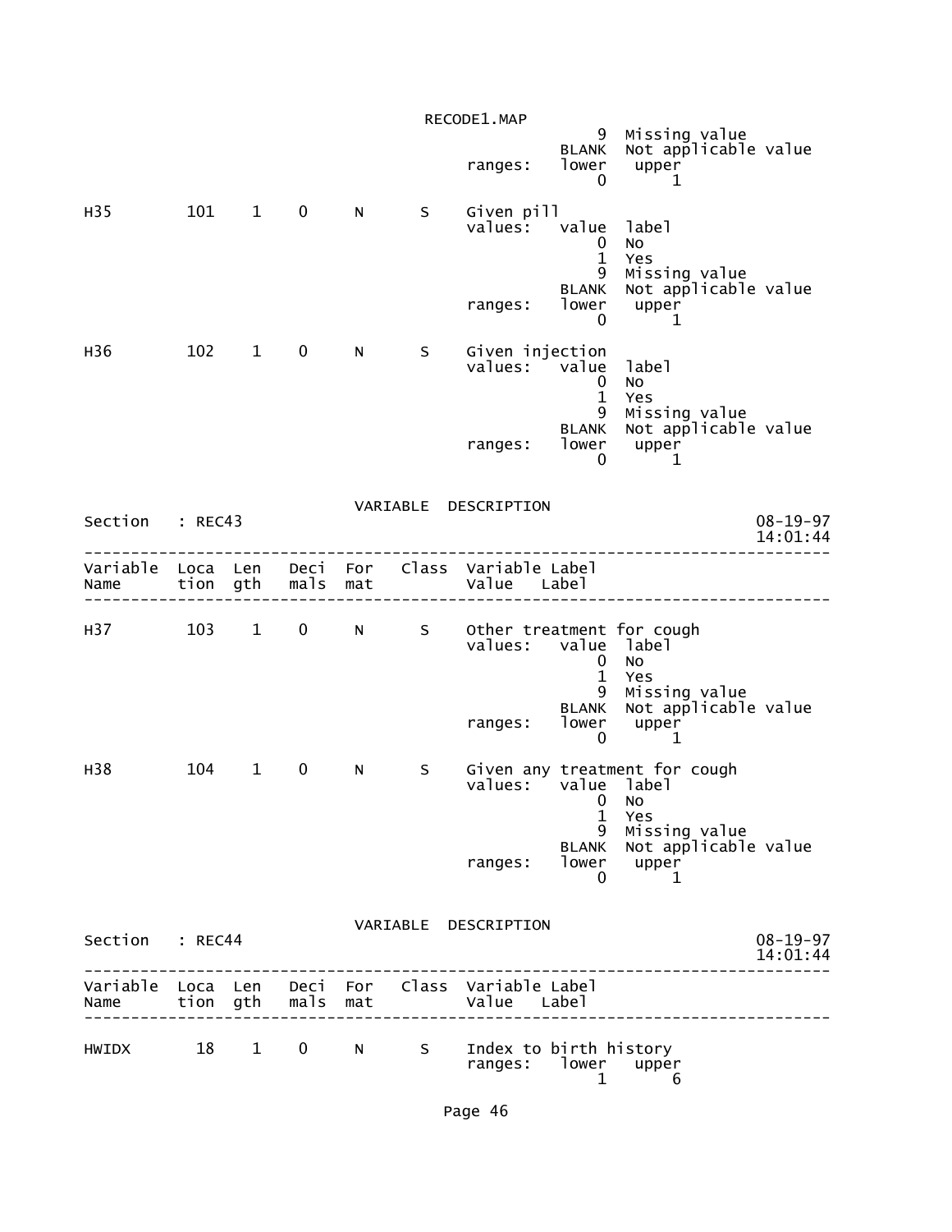```
                                                 9  Missing value
                                             BLANK  Not applicable value
                                   ranges:   lower   upper
                                                 0       1

H35         101    1    0     N      S    Given pill
                                   values:   value  label
                                                 0  No
                                                 1  Yes
                                                 9  Missing value
                                             BLANK  Not applicable value
                                   ranges:   lower   upper
                                                 0       1

H36         102    1    0     N      S    Given injection
                                   values:   value  label
                                                 0  No
                                                 1  Yes
                                                 9  Missing value
                                             BLANK  Not applicable value
                                   ranges:   lower   upper
                                                 0       1
```

VARIABLE DESCRIPTION

```
Section   : REC43                                                    08-19-97
                                                                     14:01:44
-------------------------------------------------------------------------------
Variable  Loca  Len   Deci  For   Class  Variable Label
Name      tion  gth   mals  mat          Value    Label
-------------------------------------------------------------------------------

H37         103    1    0     N      S    Other treatment for cough
                                   values:   value  label
                                                 0  No
                                                 1  Yes
                                                 9  Missing value
                                             BLANK  Not applicable value
                                   ranges:   lower   upper
                                                 0       1

H38         104    1    0     N      S    Given any treatment for cough
                                   values:   value  label
                                                 0  No
                                                 1  Yes
                                                 9  Missing value
                                             BLANK  Not applicable value
                                   ranges:   lower   upper
                                                 0       1
```

VARIABLE DESCRIPTION

```
Section   : REC44                                                    08-19-97
                                                                     14:01:44
-------------------------------------------------------------------------------
Variable  Loca  Len   Deci  For   Class  Variable Label
Name      tion  gth   mals  mat          Value    Label
-------------------------------------------------------------------------------

HWIDX        18    1    0     N      S    Index to birth history
                                   ranges:   lower   upper
                                                 1       6
```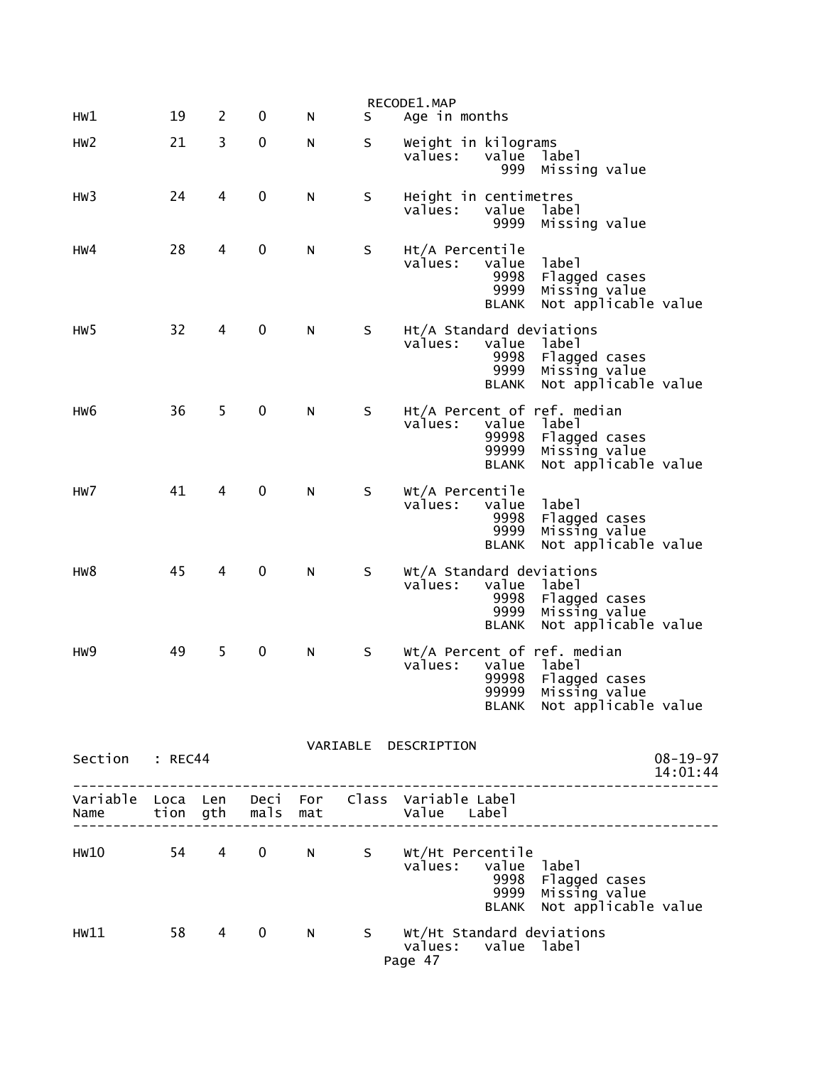| Variable Name | Location | Length | Decimals | Format | Class | Variable Label | Value | Label |
|---|---|---|---|---|---|---|---|---|
| HW1 | 19 | 2 | 0 | N | S | Age in months | | |
| HW2 | 21 | 3 | 0 | N | S | Weight in kilograms | | |
| | | | | | | values: | value | label |
| | | | | | | | 999 | Missing value |
| HW3 | 24 | 4 | 0 | N | S | Height in centimetres | | |
| | | | | | | values: | value | label |
| | | | | | | | 9999 | Missing value |
| HW4 | 28 | 4 | 0 | N | S | Ht/A Percentile | | |
| | | | | | | values: | value | label |
| | | | | | | | 9998 | Flagged cases |
| | | | | | | | 9999 | Missing value |
| | | | | | | | BLANK | Not applicable value |
| HW5 | 32 | 4 | 0 | N | S | Ht/A Standard deviations | | |
| | | | | | | values: | value | label |
| | | | | | | | 9998 | Flagged cases |
| | | | | | | | 9999 | Missing value |
| | | | | | | | BLANK | Not applicable value |
| HW6 | 36 | 5 | 0 | N | S | Ht/A Percent of ref. median | | |
| | | | | | | values: | value | label |
| | | | | | | | 99998 | Flagged cases |
| | | | | | | | 99999 | Missing value |
| | | | | | | | BLANK | Not applicable value |
| HW7 | 41 | 4 | 0 | N | S | Wt/A Percentile | | |
| | | | | | | values: | value | label |
| | | | | | | | 9998 | Flagged cases |
| | | | | | | | 9999 | Missing value |
| | | | | | | | BLANK | Not applicable value |
| HW8 | 45 | 4 | 0 | N | S | Wt/A Standard deviations | | |
| | | | | | | values: | value | label |
| | | | | | | | 9998 | Flagged cases |
| | | | | | | | 9999 | Missing value |
| | | | | | | | BLANK | Not applicable value |
| HW9 | 49 | 5 | 0 | N | S | Wt/A Percent of ref. median | | |
| | | | | | | values: | value | label |
| | | | | | | | 99998 | Flagged cases |
| | | | | | | | 99999 | Missing value |
| | | | | | | | BLANK | Not applicable value |

VARIABLE DESCRIPTION

Section : REC44

08-19-97 14:01:44

| Variable Name | Location | Length | Decimals | Format | Class | Variable Label | Value | Label |
|---|---|---|---|---|---|---|---|---|
| HW10 | 54 | 4 | 0 | N | S | Wt/Ht Percentile | | |
| | | | | | | values: | value | label |
| | | | | | | | 9998 | Flagged cases |
| | | | | | | | 9999 | Missing value |
| | | | | | | | BLANK | Not applicable value |
| HW11 | 58 | 4 | 0 | N | S | Wt/Ht Standard deviations | | |
| | | | | | | values: | value | label |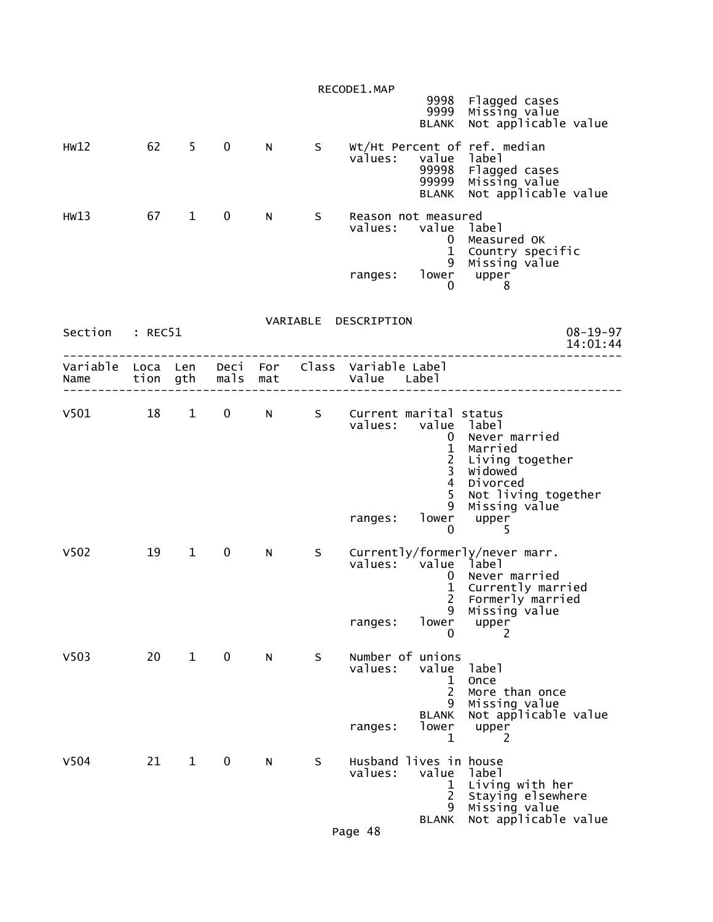```
                          9998  Flagged cases
                          9999  Missing value
                         BLANK  Not applicable value

HW12        62    5    0     N      S    Wt/Ht Percent of ref. median
                                         values:   value  label
                                                  99998  Flagged cases
                                                  99999  Missing value
                                                  BLANK  Not applicable value

HW13        67    1    0     N      S    Reason not measured
                                         values:   value  label
                                                      0  Measured OK
                                                      1  Country specific
                                                      9  Missing value
                                         ranges:   lower   upper
                                                      0       8
```

VARIABLE DESCRIPTION

Section : REC51 — 08-19-97 14:01:44

```
--------------------------------------------------------------------------------
Variable  Loca  Len   Deci  For   Class  Variable Label
Name      tion  gth   mals  mat          Value   Label
--------------------------------------------------------------------------------

V501        18    1    0     N      S    Current marital status
                                         values:   value  label
                                                      0  Never married
                                                      1  Married
                                                      2  Living together
                                                      3  Widowed
                                                      4  Divorced
                                                      5  Not living together
                                                      9  Missing value
                                         ranges:   lower   upper
                                                      0       5

V502        19    1    0     N      S    Currently/formerly/never marr.
                                         values:   value  label
                                                      0  Never married
                                                      1  Currently married
                                                      2  Formerly married
                                                      9  Missing value
                                         ranges:   lower   upper
                                                      0       2

V503        20    1    0     N      S    Number of unions
                                         values:   value  label
                                                      1  Once
                                                      2  More than once
                                                      9  Missing value
                                                  BLANK  Not applicable value
                                         ranges:   lower   upper
                                                      1       2

V504        21    1    0     N      S    Husband lives in house
                                         values:   value  label
                                                      1  Living with her
                                                      2  Staying elsewhere
                                                      9  Missing value
                                                  BLANK  Not applicable value
```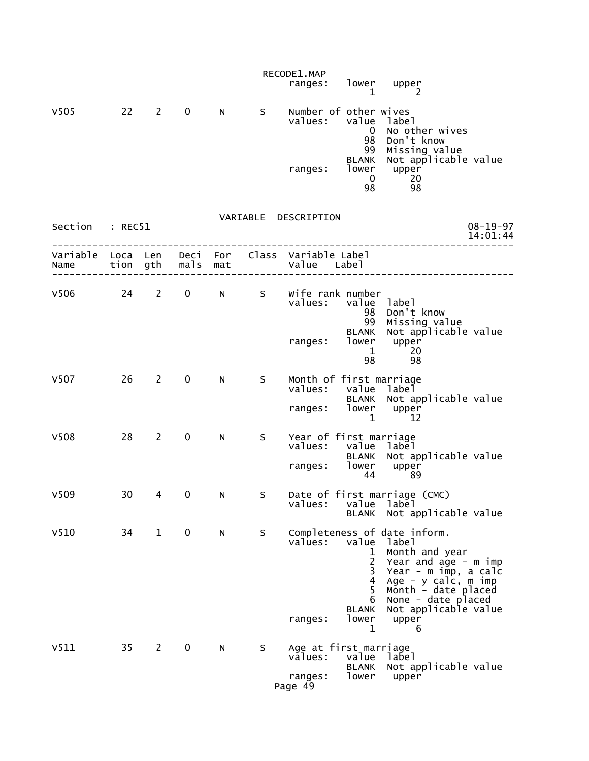```
                                      ranges:   lower   upper
                                                   1       2

V505        22    2    0     N      S    Number of other wives
                                         values:   value  label
                                                      0   No other wives
                                                     98   Don't know
                                                     99   Missing value
                                                  BLANK   Not applicable value
                                         ranges:   lower   upper
                                                      0      20
                                                     98      98
```

VARIABLE DESCRIPTION

```
Section   : REC51                                                         08-19-97
                                                                          14:01:44
--------------------------------------------------------------------------------
Variable  Loca  Len   Deci  For   Class  Variable Label
Name      tion  gth   mals  mat          Value    Label
--------------------------------------------------------------------------------

V506        24    2    0     N      S    Wife rank number
                                         values:   value  label
                                                     98   Don't know
                                                     99   Missing value
                                                  BLANK   Not applicable value
                                         ranges:   lower   upper
                                                      1      20
                                                     98      98

V507        26    2    0     N      S    Month of first marriage
                                         values:   value  label
                                                  BLANK   Not applicable value
                                         ranges:   lower   upper
                                                      1      12

V508        28    2    0     N      S    Year of first marriage
                                         values:   value  label
                                                  BLANK   Not applicable value
                                         ranges:   lower   upper
                                                     44      89

V509        30    4    0     N      S    Date of first marriage (CMC)
                                         values:   value  label
                                                  BLANK   Not applicable value

V510        34    1    0     N      S    Completeness of date inform.
                                         values:   value  label
                                                      1   Month and year
                                                      2   Year and age - m imp
                                                      3   Year - m imp, a calc
                                                      4   Age - y calc, m imp
                                                      5   Month - date placed
                                                      6   None - date placed
                                                  BLANK   Not applicable value
                                         ranges:   lower   upper
                                                      1       6

V511        35    2    0     N      S    Age at first marriage
                                         values:   value  label
                                                  BLANK   Not applicable value
                                         ranges:   lower   upper
```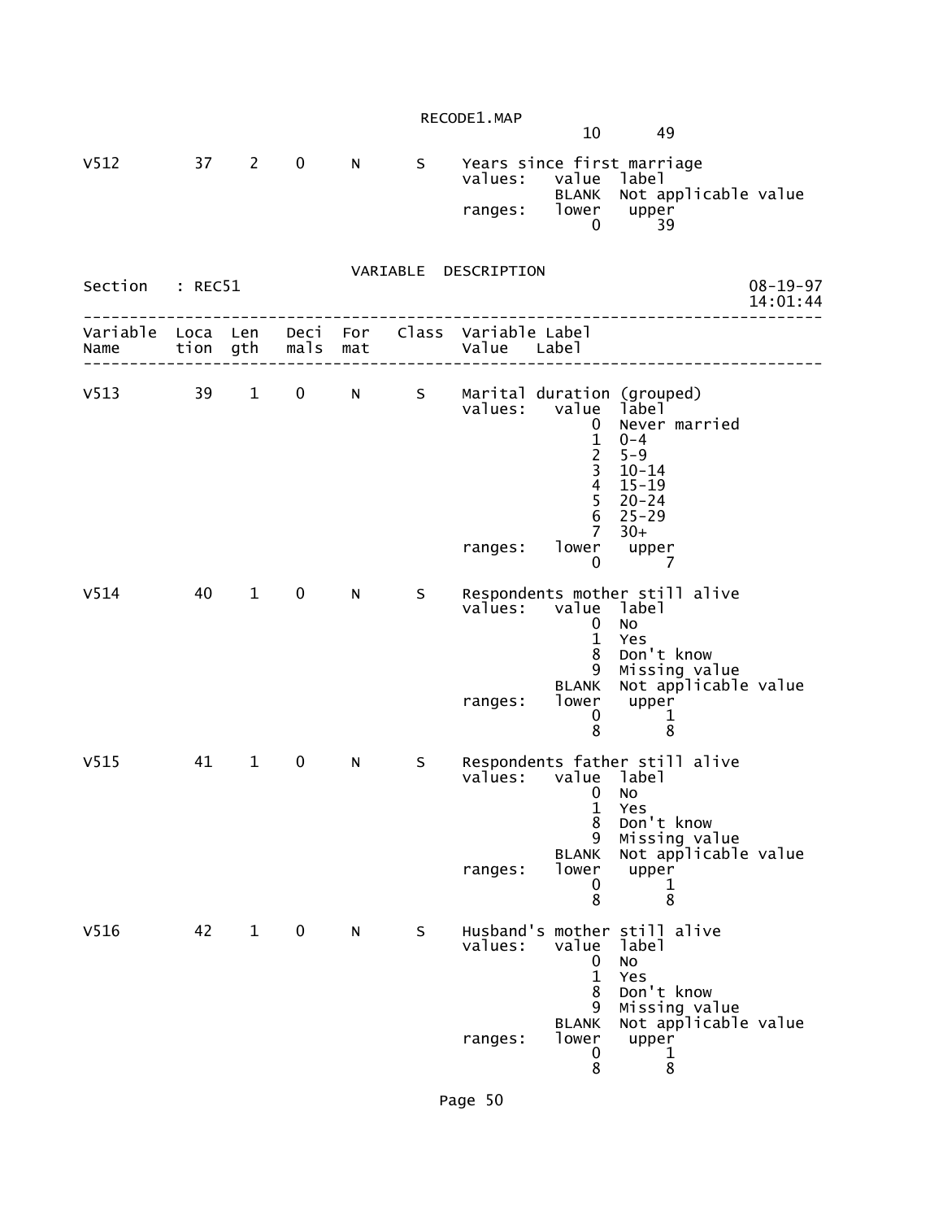```
                                                                10      49

V512         37    2    0     N      S     Years since first marriage
                                           values:   value  label
                                                     BLANK  Not applicable value
                                           ranges:   lower   upper
                                                         0      39


                                 VARIABLE  DESCRIPTION
Section   : REC51                                                          08-19-97
                                                                           14:01:44
-----------------------------------------------------------------------------------
Variable  Loca  Len   Deci  For   Class  Variable Label
Name      tion  gth   mals  mat          Value   Label
-----------------------------------------------------------------------------------

V513         39    1    0     N      S     Marital duration (grouped)
                                           values:   value  label
                                                         0  Never married
                                                         1  0-4
                                                         2  5-9
                                                         3  10-14
                                                         4  15-19
                                                         5  20-24
                                                         6  25-29
                                                         7  30+
                                           ranges:   lower   upper
                                                         0       7

V514         40    1    0     N      S     Respondents mother still alive
                                           values:   value  label
                                                         0  No
                                                         1  Yes
                                                         8  Don't know
                                                         9  Missing value
                                                     BLANK  Not applicable value
                                           ranges:   lower   upper
                                                         0       1
                                                         8       8

V515         41    1    0     N      S     Respondents father still alive
                                           values:   value  label
                                                         0  No
                                                         1  Yes
                                                         8  Don't know
                                                         9  Missing value
                                                     BLANK  Not applicable value
                                           ranges:   lower   upper
                                                         0       1
                                                         8       8

V516         42    1    0     N      S     Husband's mother still alive
                                           values:   value  label
                                                         0  No
                                                         1  Yes
                                                         8  Don't know
                                                         9  Missing value
                                                     BLANK  Not applicable value
                                           ranges:   lower   upper
                                                         0       1
                                                         8       8
```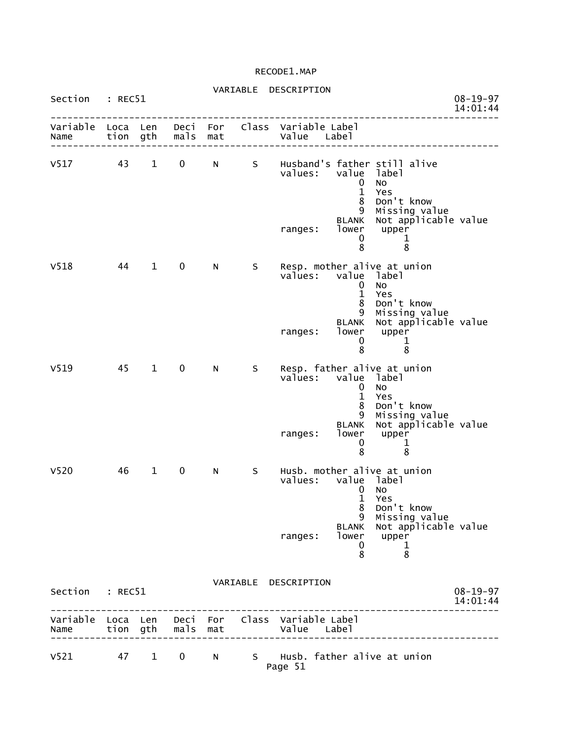VARIABLE DESCRIPTION

Section : REC51

```
--------------------------------------------------------------------------------
Variable  Loca  Len   Deci  For    Class  Variable Label
Name      tion  gth   mals  mat           Value    Label
--------------------------------------------------------------------------------

V517        43    1    0     N       S    Husband's father still alive
                                          values:   value  label
                                                        0  No
                                                        1  Yes
                                                        8  Don't know
                                                        9  Missing value
                                                    BLANK  Not applicable value
                                          ranges:   lower   upper
                                                        0       1
                                                        8       8

V518        44    1    0     N       S    Resp. mother alive at union
                                          values:   value  label
                                                        0  No
                                                        1  Yes
                                                        8  Don't know
                                                        9  Missing value
                                                    BLANK  Not applicable value
                                          ranges:   lower   upper
                                                        0       1
                                                        8       8

V519        45    1    0     N       S    Resp. father alive at union
                                          values:   value  label
                                                        0  No
                                                        1  Yes
                                                        8  Don't know
                                                        9  Missing value
                                                    BLANK  Not applicable value
                                          ranges:   lower   upper
                                                        0       1
                                                        8       8

V520        46    1    0     N       S    Husb. mother alive at union
                                          values:   value  label
                                                        0  No
                                                        1  Yes
                                                        8  Don't know
                                                        9  Missing value
                                                    BLANK  Not applicable value
                                          ranges:   lower   upper
                                                        0       1
                                                        8       8
```

VARIABLE DESCRIPTION

Section : REC51

```
--------------------------------------------------------------------------------
Variable  Loca  Len   Deci  For    Class  Variable Label
Name      tion  gth   mals  mat           Value    Label
--------------------------------------------------------------------------------

V521        47    1    0     N       S    Husb. father alive at union
```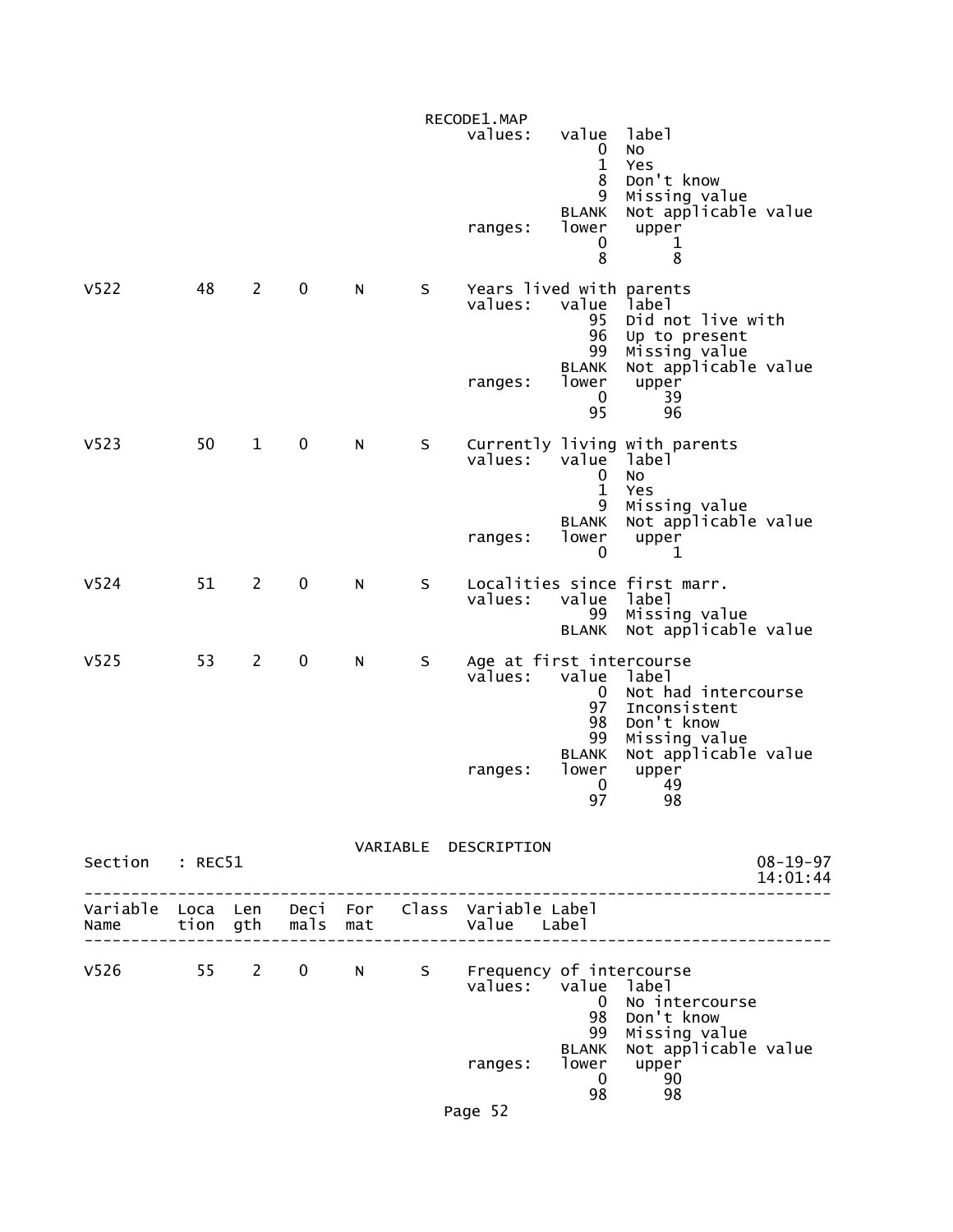```
                                            RECODE1.MAP
                                                values:   value  label
                                                              0  No
                                                              1  Yes
                                                              8  Don't know
                                                              9  Missing value
                                                          BLANK  Not applicable value
                                                ranges:   lower   upper
                                                              0       1
                                                              8       8

V522        48    2    0    N     S     Years lived with parents
                                                values:   value  label
                                                             95  Did not live with
                                                             96  Up to present
                                                             99  Missing value
                                                          BLANK  Not applicable value
                                                ranges:   lower   upper
                                                              0      39
                                                             95      96

V523        50    1    0    N     S     Currently living with parents
                                                values:   value  label
                                                              0  No
                                                              1  Yes
                                                              9  Missing value
                                                          BLANK  Not applicable value
                                                ranges:   lower   upper
                                                              0       1

V524        51    2    0    N     S     Localities since first marr.
                                                values:   value  label
                                                             99  Missing value
                                                          BLANK  Not applicable value

V525        53    2    0    N     S     Age at first intercourse
                                                values:   value  label
                                                              0  Not had intercourse
                                                             97  Inconsistent
                                                             98  Don't know
                                                             99  Missing value
                                                          BLANK  Not applicable value
                                                ranges:   lower   upper
                                                              0      49
                                                             97      98

                                    VARIABLE  DESCRIPTION
Section    : REC51                                                             08-19-97
                                                                               14:01:44
---------------------------------------------------------------------------------------
Variable  Loca  Len   Deci  For   Class  Variable Label
Name      tion  gth   mals  mat          Value   Label
---------------------------------------------------------------------------------------

V526        55    2    0    N     S     Frequency of intercourse
                                                values:   value  label
                                                              0  No intercourse
                                                             98  Don't know
                                                             99  Missing value
                                                          BLANK  Not applicable value
                                                ranges:   lower   upper
                                                              0      90
                                                             98      98
```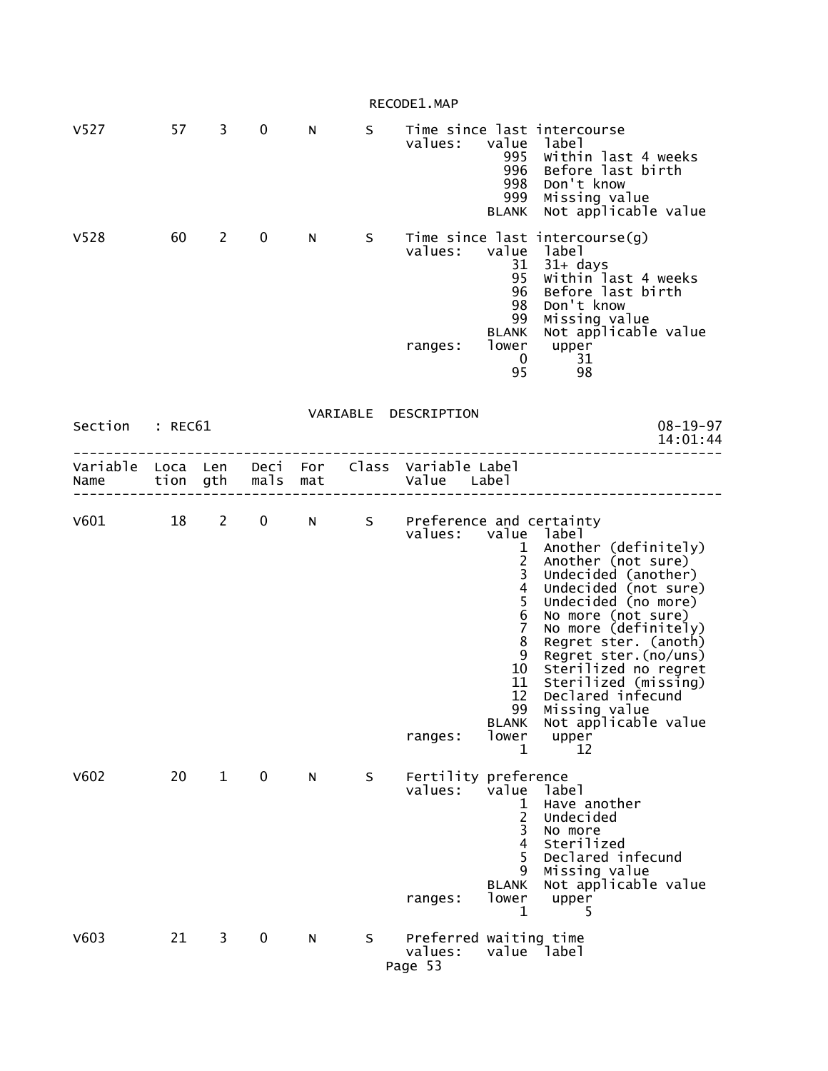| Variable Name | Location | Length | Decimals | Format | Class | Variable Label / Value Label |
|---|---|---|---|---|---|---|
| V527 | 57 | 3 | 0 | N | S | Time since last intercourse |

values:

| value | label |
|---|---|
| 995 | Within last 4 weeks |
| 996 | Before last birth |
| 998 | Don't know |
| 999 | Missing value |
| BLANK | Not applicable value |

| Variable Name | Location | Length | Decimals | Format | Class | Variable Label / Value Label |
|---|---|---|---|---|---|---|
| V528 | 60 | 2 | 0 | N | S | Time since last intercourse(g) |

values:

| value | label |
|---|---|
| 31 | 31+ days |
| 95 | Within last 4 weeks |
| 96 | Before last birth |
| 98 | Don't know |
| 99 | Missing value |
| BLANK | Not applicable value |

ranges:

| lower | upper |
|---|---|
| 0 | 31 |
| 95 | 98 |

## VARIABLE DESCRIPTION

Section : REC61 08-19-97 14:01:44

| Variable Name | Location | Length | Decimals | Format | Class | Variable Label / Value Label |
|---|---|---|---|---|---|---|
| V601 | 18 | 2 | 0 | N | S | Preference and certainty |

values:

| value | label |
|---|---|
| 1 | Another (definitely) |
| 2 | Another (not sure) |
| 3 | Undecided (another) |
| 4 | Undecided (not sure) |
| 5 | Undecided (no more) |
| 6 | No more (not sure) |
| 7 | No more (definitely) |
| 8 | Regret ster. (anoth) |
| 9 | Regret ster.(no/uns) |
| 10 | Sterilized no regret |
| 11 | Sterilized (missing) |
| 12 | Declared infecund |
| 99 | Missing value |
| BLANK | Not applicable value |

ranges:

| lower | upper |
|---|---|
| 1 | 12 |

| Variable Name | Location | Length | Decimals | Format | Class | Variable Label / Value Label |
|---|---|---|---|---|---|---|
| V602 | 20 | 1 | 0 | N | S | Fertility preference |

values:

| value | label |
|---|---|
| 1 | Have another |
| 2 | Undecided |
| 3 | No more |
| 4 | Sterilized |
| 5 | Declared infecund |
| 9 | Missing value |
| BLANK | Not applicable value |

ranges:

| lower | upper |
|---|---|
| 1 | 5 |

| Variable Name | Location | Length | Decimals | Format | Class | Variable Label / Value Label |
|---|---|---|---|---|---|---|
| V603 | 21 | 3 | 0 | N | S | Preferred waiting time |

values: value label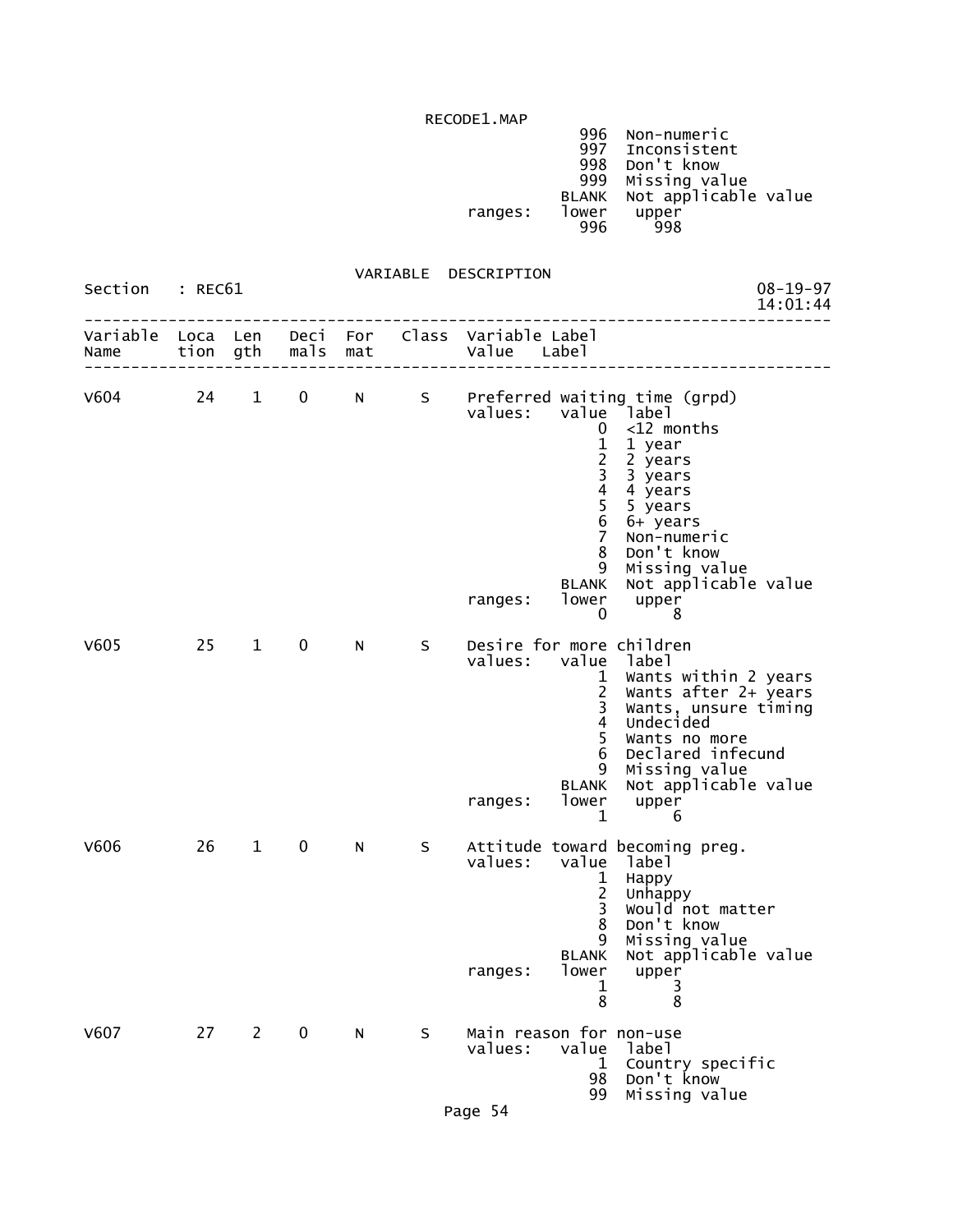```
                                                 996  Non-numeric
                                                 997  Inconsistent
                                                 998  Don't know
                                                 999  Missing value
                                               BLANK  Not applicable value
                                     ranges:   lower   upper
                                                 996     998
```

VARIABLE DESCRIPTION

Section : REC61

```
--------------------------------------------------------------------------------
Variable  Loca  Len   Deci  For   Class  Variable Label
Name      tion  gth   mals  mat          Value   Label
--------------------------------------------------------------------------------

V604        24    1    0     N      S    Preferred waiting time (grpd)
                                         values:   value  label
                                                       0  <12 months
                                                       1  1 year
                                                       2  2 years
                                                       3  3 years
                                                       4  4 years
                                                       5  5 years
                                                       6  6+ years
                                                       7  Non-numeric
                                                       8  Don't know
                                                       9  Missing value
                                                   BLANK  Not applicable value
                                         ranges:   lower   upper
                                                       0       8

V605        25    1    0     N      S    Desire for more children
                                         values:   value  label
                                                       1  Wants within 2 years
                                                       2  Wants after 2+ years
                                                       3  Wants, unsure timing
                                                       4  Undecided
                                                       5  Wants no more
                                                       6  Declared infecund
                                                       9  Missing value
                                                   BLANK  Not applicable value
                                         ranges:   lower   upper
                                                       1       6

V606        26    1    0     N      S    Attitude toward becoming preg.
                                         values:   value  label
                                                       1  Happy
                                                       2  Unhappy
                                                       3  Would not matter
                                                       8  Don't know
                                                       9  Missing value
                                                   BLANK  Not applicable value
                                         ranges:   lower   upper
                                                       1       3
                                                       8       8

V607        27    2    0     N      S    Main reason for non-use
                                         values:   value  label
                                                       1  Country specific
                                                      98  Don't know
                                                      99  Missing value
```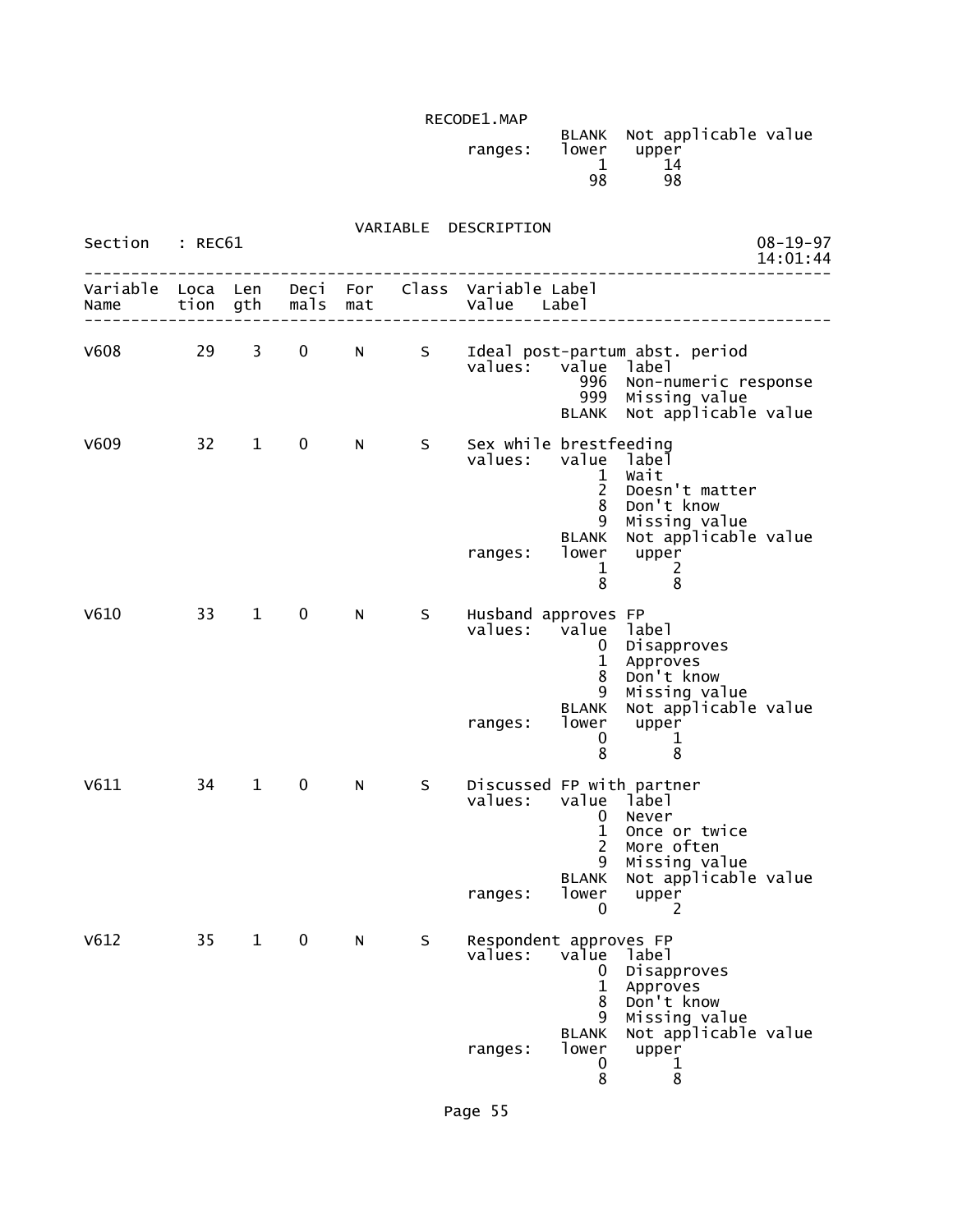RECODE1.MAP

```
                                      BLANK  Not applicable value
                           ranges:    lower   upper
                                          1      14
                                         98      98
```

VARIABLE DESCRIPTION

Section : REC61 08-19-97 14:01:44

```
--------------------------------------------------------------------------------
Variable  Loca  Len   Deci  For   Class  Variable Label
Name      tion  gth   mals  mat          Value    Label
--------------------------------------------------------------------------------

V608        29    3    0     N      S    Ideal post-partum abst. period
                                         values:   value  label
                                                     996  Non-numeric response
                                                     999  Missing value
                                                   BLANK  Not applicable value

V609        32    1    0     N      S    Sex while brestfeeding
                                         values:   value  label
                                                       1  Wait
                                                       2  Doesn't matter
                                                       8  Don't know
                                                       9  Missing value
                                                   BLANK  Not applicable value
                                         ranges:   lower   upper
                                                       1       2
                                                       8       8

V610        33    1    0     N      S    Husband approves FP
                                         values:   value  label
                                                       0  Disapproves
                                                       1  Approves
                                                       8  Don't know
                                                       9  Missing value
                                                   BLANK  Not applicable value
                                         ranges:   lower   upper
                                                       0       1
                                                       8       8

V611        34    1    0     N      S    Discussed FP with partner
                                         values:   value  label
                                                       0  Never
                                                       1  Once or twice
                                                       2  More often
                                                       9  Missing value
                                                   BLANK  Not applicable value
                                         ranges:   lower   upper
                                                       0       2

V612        35    1    0     N      S    Respondent approves FP
                                         values:   value  label
                                                       0  Disapproves
                                                       1  Approves
                                                       8  Don't know
                                                       9  Missing value
                                                   BLANK  Not applicable value
                                         ranges:   lower   upper
                                                       0       1
                                                       8       8
```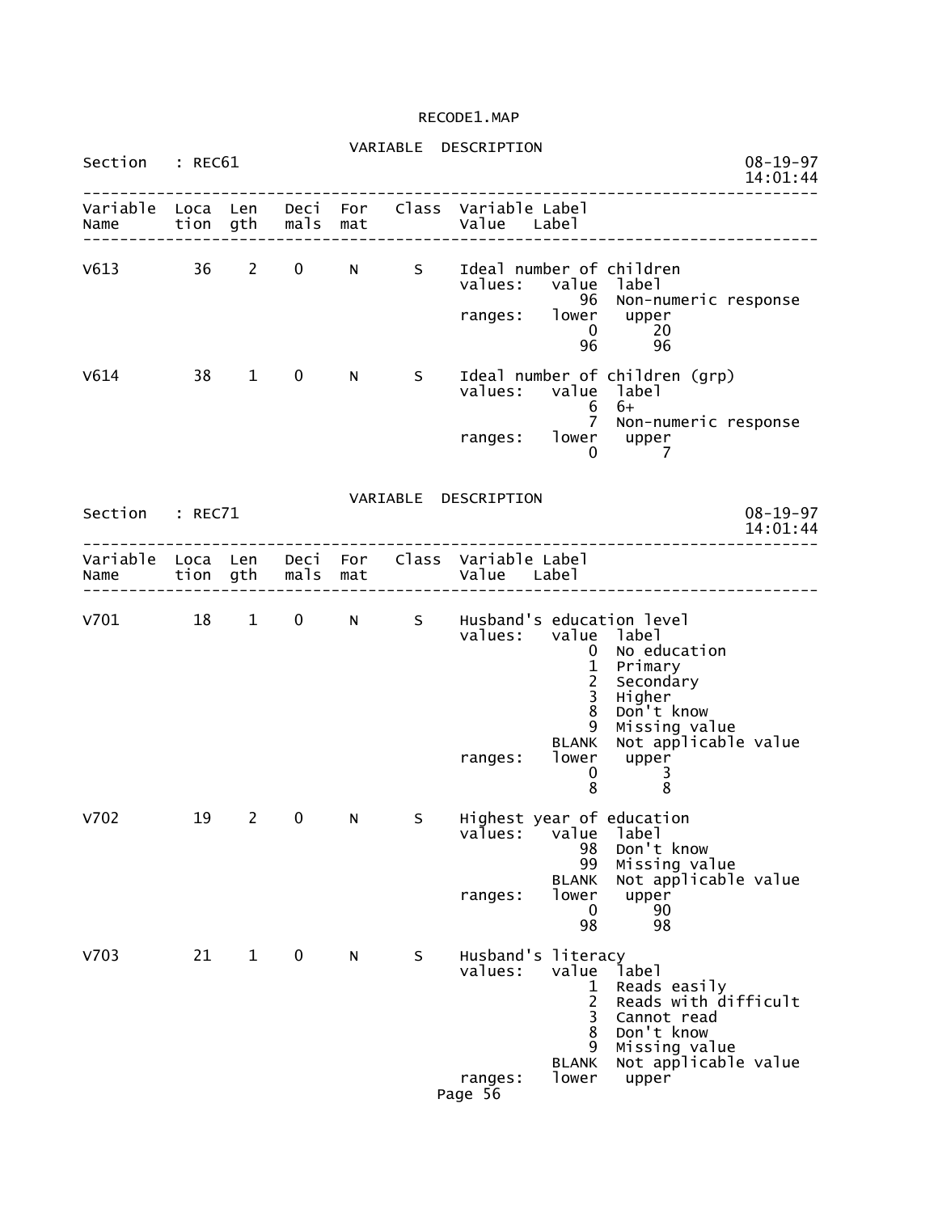RECODE1.MAP

VARIABLE DESCRIPTION

Section : REC61 08-19-97 14:01:44

```
--------------------------------------------------------------------------------
Variable  Loca  Len   Deci  For   Class  Variable Label
Name      tion  gth   mals  mat          Value   Label
--------------------------------------------------------------------------------

V613        36    2    0     N      S    Ideal number of children
                                         values:   value  label
                                                      96  Non-numeric response
                                         ranges:   lower   upper
                                                       0      20
                                                      96      96

V614        38    1    0     N      S    Ideal number of children (grp)
                                         values:   value  label
                                                       6  6+
                                                       7  Non-numeric response
                                         ranges:   lower   upper
                                                       0       7
```

VARIABLE DESCRIPTION

Section : REC71 08-19-97 14:01:44

```
--------------------------------------------------------------------------------
Variable  Loca  Len   Deci  For   Class  Variable Label
Name      tion  gth   mals  mat          Value   Label
--------------------------------------------------------------------------------

V701        18    1    0     N      S    Husband's education level
                                         values:   value  label
                                                       0  No education
                                                       1  Primary
                                                       2  Secondary
                                                       3  Higher
                                                       8  Don't know
                                                       9  Missing value
                                                   BLANK  Not applicable value
                                         ranges:   lower   upper
                                                       0       3
                                                       8       8

V702        19    2    0     N      S    Highest year of education
                                         values:   value  label
                                                      98  Don't know
                                                      99  Missing value
                                                   BLANK  Not applicable value
                                         ranges:   lower   upper
                                                       0      90
                                                      98      98

V703        21    1    0     N      S    Husband's literacy
                                         values:   value  label
                                                       1  Reads easily
                                                       2  Reads with difficult
                                                       3  Cannot read
                                                       8  Don't know
                                                       9  Missing value
                                                   BLANK  Not applicable value
                                         ranges:   lower   upper
```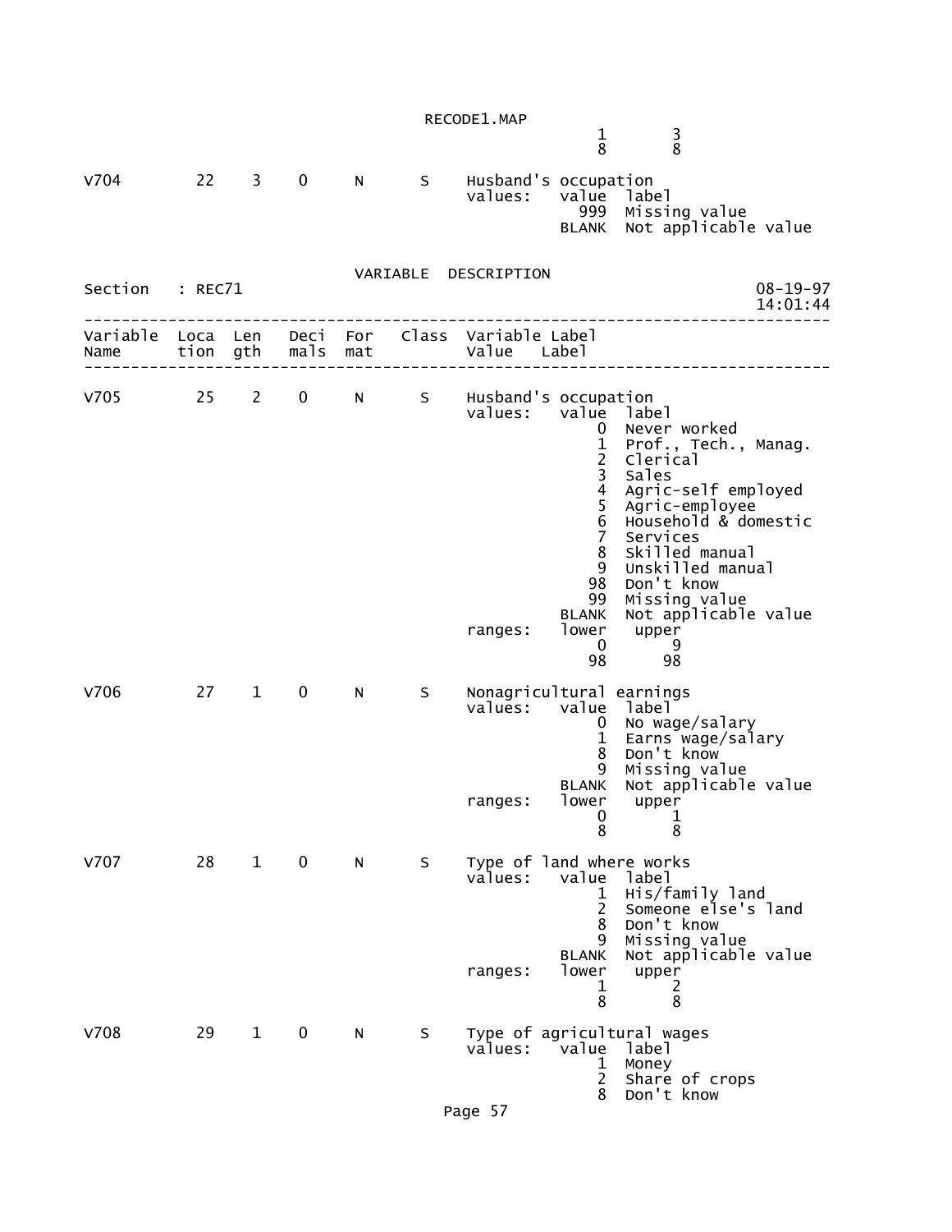```
                                                      1        3
                                                      8        8

V704         22    3    0     N      S    Husband's occupation
                                          values:   value  label
                                                      999  Missing value
                                                    BLANK  Not applicable value
```

VARIABLE  DESCRIPTION

```
Section   : REC71                                                     08-19-97
                                                                      14:01:44
------------------------------------------------------------------------------
Variable  Loca  Len   Deci  For   Class  Variable Label
Name      tion  gth   mals  mat          Value   Label
------------------------------------------------------------------------------

V705         25    2    0     N      S    Husband's occupation
                                          values:   value  label
                                                        0  Never worked
                                                        1  Prof., Tech., Manag.
                                                        2  Clerical
                                                        3  Sales
                                                        4  Agric-self employed
                                                        5  Agric-employee
                                                        6  Household & domestic
                                                        7  Services
                                                        8  Skilled manual
                                                        9  Unskilled manual
                                                       98  Don't know
                                                       99  Missing value
                                                    BLANK  Not applicable value
                                          ranges:   lower   upper
                                                        0       9
                                                       98      98

V706         27    1    0     N      S    Nonagricultural earnings
                                          values:   value  label
                                                        0  No wage/salary
                                                        1  Earns wage/salary
                                                        8  Don't know
                                                        9  Missing value
                                                    BLANK  Not applicable value
                                          ranges:   lower   upper
                                                        0       1
                                                        8       8

V707         28    1    0     N      S    Type of land where works
                                          values:   value  label
                                                        1  His/family land
                                                        2  Someone else's land
                                                        8  Don't know
                                                        9  Missing value
                                                    BLANK  Not applicable value
                                          ranges:   lower   upper
                                                        1       2
                                                        8       8

V708         29    1    0     N      S    Type of agricultural wages
                                          values:   value  label
                                                        1  Money
                                                        2  Share of crops
                                                        8  Don't know
```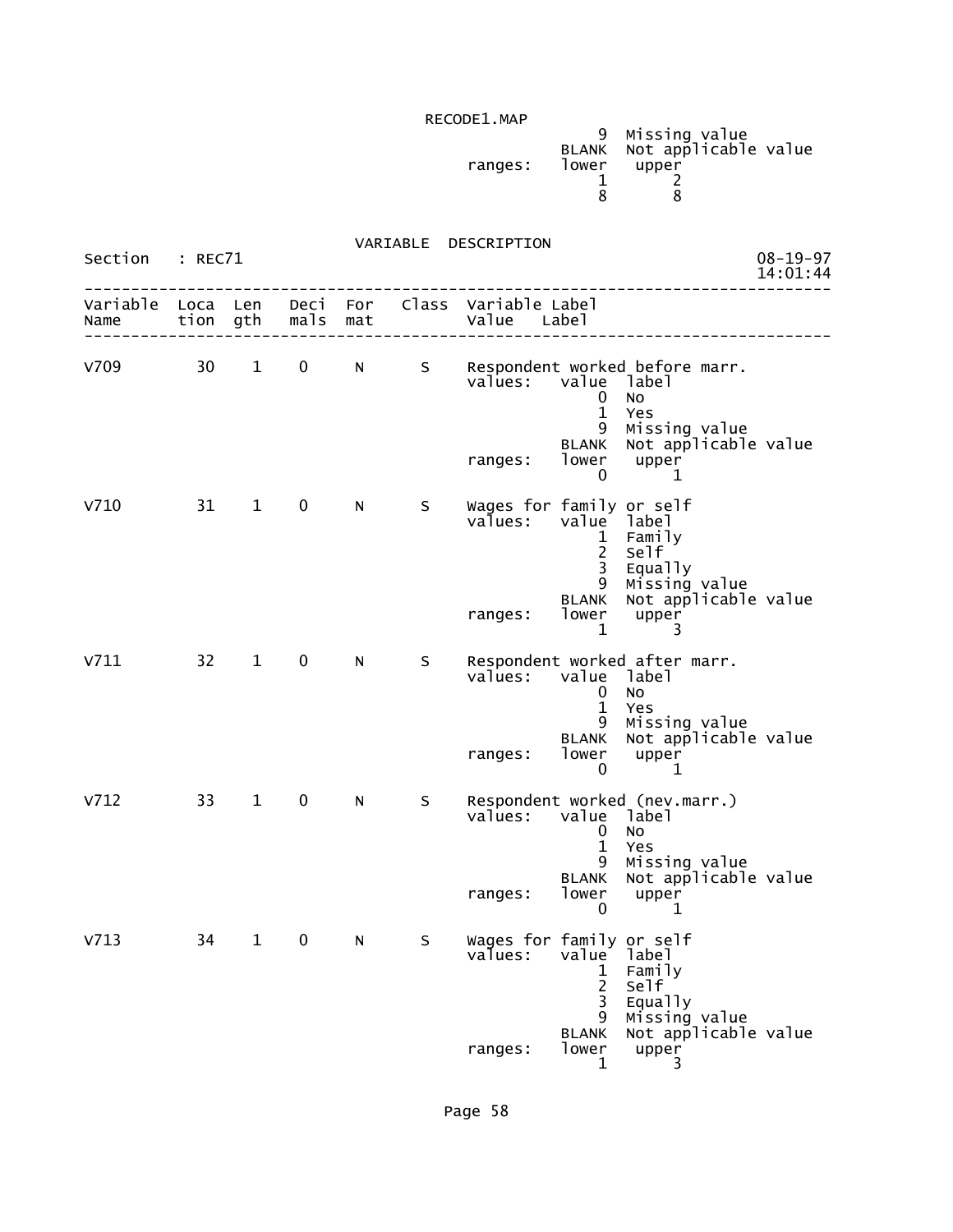```
                                                  9  Missing value
                                              BLANK  Not applicable value
                                  ranges:     lower   upper
                                                  1       2
                                                  8       8


                                  VARIABLE  DESCRIPTION
Section    : REC71                                                         08-19-97
                                                                           14:01:44
-----------------------------------------------------------------------------------
Variable  Loca  Len   Deci  For    Class  Variable Label
Name      tion  gth   mals  mat           Value    Label
-----------------------------------------------------------------------------------

V709        30    1    0     N      S     Respondent worked before marr.
                                          values:   value  label
                                                        0  No
                                                        1  Yes
                                                        9  Missing value
                                                    BLANK  Not applicable value
                                          ranges:   lower   upper
                                                        0       1

V710        31    1    0     N      S     Wages for family or self
                                          values:   value  label
                                                        1  Family
                                                        2  Self
                                                        3  Equally
                                                        9  Missing value
                                                    BLANK  Not applicable value
                                          ranges:   lower   upper
                                                        1       3

V711        32    1    0     N      S     Respondent worked after marr.
                                          values:   value  label
                                                        0  No
                                                        1  Yes
                                                        9  Missing value
                                                    BLANK  Not applicable value
                                          ranges:   lower   upper
                                                        0       1

V712        33    1    0     N      S     Respondent worked (nev.marr.)
                                          values:   value  label
                                                        0  No
                                                        1  Yes
                                                        9  Missing value
                                                    BLANK  Not applicable value
                                          ranges:   lower   upper
                                                        0       1

V713        34    1    0     N      S     Wages for family or self
                                          values:   value  label
                                                        1  Family
                                                        2  Self
                                                        3  Equally
                                                        9  Missing value
                                                    BLANK  Not applicable value
                                          ranges:   lower   upper
                                                        1       3
```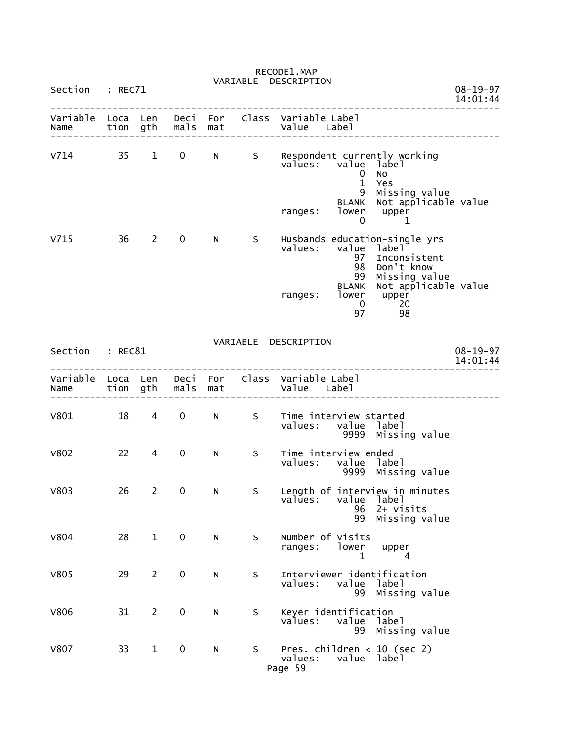RECODE1.MAP

VARIABLE DESCRIPTION

Section : REC71

08-19-97 14:01:44

| Variable Name | Location | Length | Decimals | Format | Class | Variable Label / Value Label |
|---|---|---|---|---|---|---|
| V714 | 35 | 1 | 0 | N | S | Respondent currently working |
| | | | | | | values: value label |
| | | | | | | 0 No |
| | | | | | | 1 Yes |
| | | | | | | 9 Missing value |
| | | | | | | BLANK Not applicable value |
| | | | | | | ranges: lower upper |
| | | | | | | 0 1 |
| V715 | 36 | 2 | 0 | N | S | Husbands education-single yrs |
| | | | | | | values: value label |
| | | | | | | 97 Inconsistent |
| | | | | | | 98 Don't know |
| | | | | | | 99 Missing value |
| | | | | | | BLANK Not applicable value |
| | | | | | | ranges: lower upper |
| | | | | | | 0 20 |
| | | | | | | 97 98 |

VARIABLE DESCRIPTION

Section : REC81

08-19-97 14:01:44

| Variable Name | Location | Length | Decimals | Format | Class | Variable Label / Value Label |
|---|---|---|---|---|---|---|
| V801 | 18 | 4 | 0 | N | S | Time interview started |
| | | | | | | values: value label |
| | | | | | | 9999 Missing value |
| V802 | 22 | 4 | 0 | N | S | Time interview ended |
| | | | | | | values: value label |
| | | | | | | 9999 Missing value |
| V803 | 26 | 2 | 0 | N | S | Length of interview in minutes |
| | | | | | | values: value label |
| | | | | | | 96 2+ visits |
| | | | | | | 99 Missing value |
| V804 | 28 | 1 | 0 | N | S | Number of visits |
| | | | | | | ranges: lower upper |
| | | | | | | 1 4 |
| V805 | 29 | 2 | 0 | N | S | Interviewer identification |
| | | | | | | values: value label |
| | | | | | | 99 Missing value |
| V806 | 31 | 2 | 0 | N | S | Keyer identification |
| | | | | | | values: value label |
| | | | | | | 99 Missing value |
| V807 | 33 | 1 | 0 | N | S | Pres. children < 10 (sec 2) |
| | | | | | | values: value label |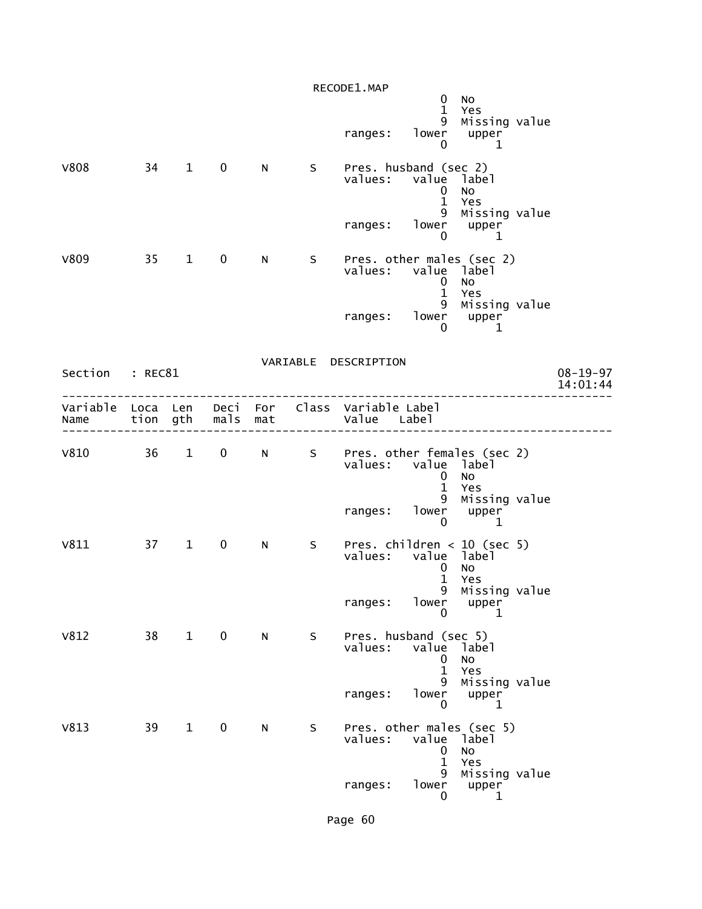| | | | | | | 0 No |
|---|---|---|---|---|---|---|
| | | | | | | 1 Yes |
| | | | | | | 9 Missing value |
| | | | | | | ranges: lower upper |
| | | | | | | 0 1 |
| V808 | 34 | 1 | 0 | N | S | Pres. husband (sec 2) |
| | | | | | | values: value label |
| | | | | | | 0 No |
| | | | | | | 1 Yes |
| | | | | | | 9 Missing value |
| | | | | | | ranges: lower upper |
| | | | | | | 0 1 |
| V809 | 35 | 1 | 0 | N | S | Pres. other males (sec 2) |
| | | | | | | values: value label |
| | | | | | | 0 No |
| | | | | | | 1 Yes |
| | | | | | | 9 Missing value |
| | | | | | | ranges: lower upper |
| | | | | | | 0 1 |

VARIABLE DESCRIPTION

Section : REC81 08-19-97 14:01:44

| Variable Name | Location | Length | Decimals | Format | Class | Variable Label / Value Label |
|---|---|---|---|---|---|---|
| V810 | 36 | 1 | 0 | N | S | Pres. other females (sec 2) |
| | | | | | | values: value label |
| | | | | | | 0 No |
| | | | | | | 1 Yes |
| | | | | | | 9 Missing value |
| | | | | | | ranges: lower upper |
| | | | | | | 0 1 |
| V811 | 37 | 1 | 0 | N | S | Pres. children < 10 (sec 5) |
| | | | | | | values: value label |
| | | | | | | 0 No |
| | | | | | | 1 Yes |
| | | | | | | 9 Missing value |
| | | | | | | ranges: lower upper |
| | | | | | | 0 1 |
| V812 | 38 | 1 | 0 | N | S | Pres. husband (sec 5) |
| | | | | | | values: value label |
| | | | | | | 0 No |
| | | | | | | 1 Yes |
| | | | | | | 9 Missing value |
| | | | | | | ranges: lower upper |
| | | | | | | 0 1 |
| V813 | 39 | 1 | 0 | N | S | Pres. other males (sec 5) |
| | | | | | | values: value label |
| | | | | | | 0 No |
| | | | | | | 1 Yes |
| | | | | | | 9 Missing value |
| | | | | | | ranges: lower upper |
| | | | | | | 0 1 |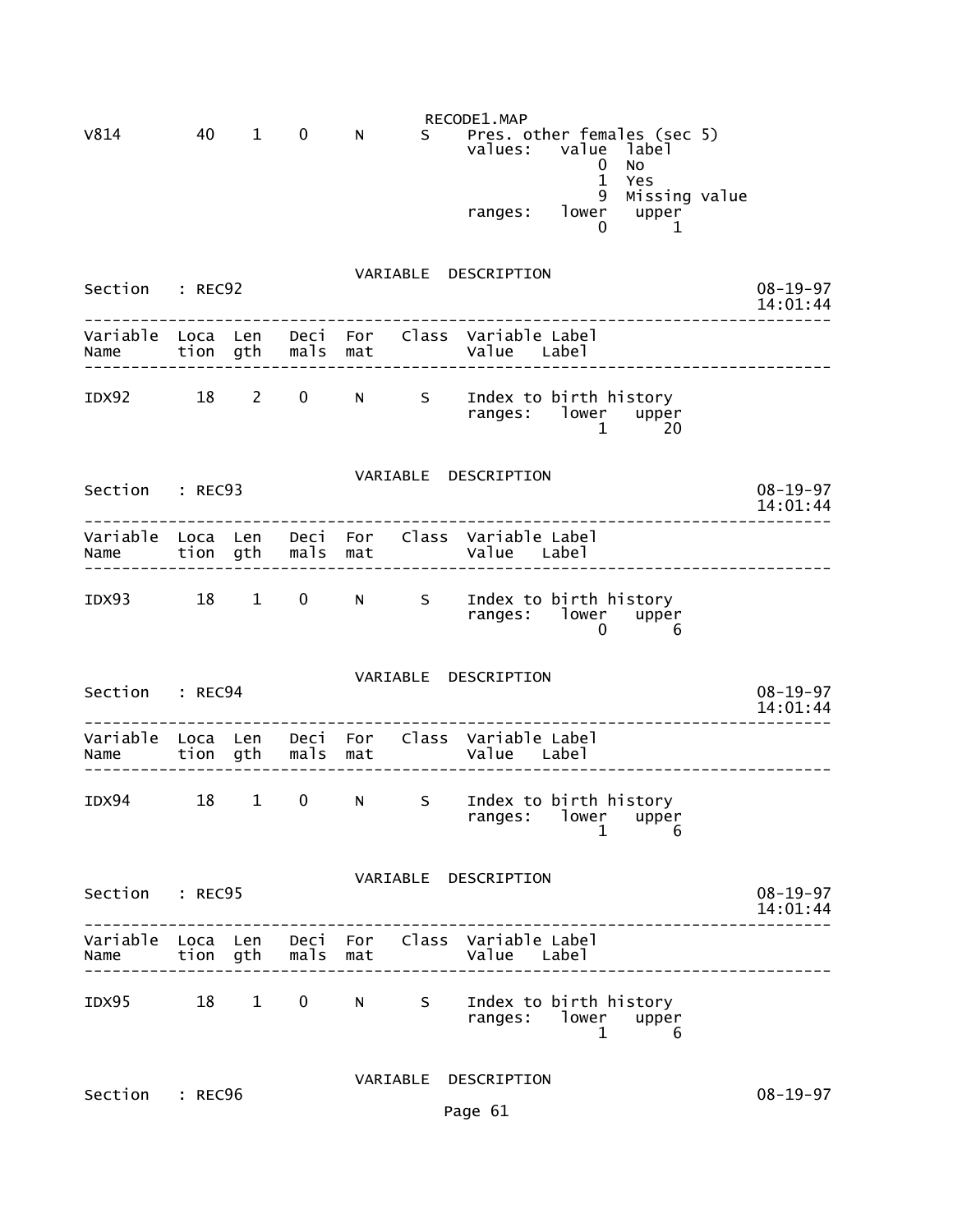| Variable Name | Location | Length | Decimals | Format | Class | Variable Label / Value Label |
|---|---|---|---|---|---|---|
| V814 | 40 | 1 | 0 | N | S | Pres. other females (sec 5) |
| | | | | | | values: value label |
| | | | | | | 0 No |
| | | | | | | 1 Yes |
| | | | | | | 9 Missing value |
| | | | | | | ranges: lower upper |
| | | | | | | 0 1 |

## VARIABLE DESCRIPTION

Section : REC92

08-19-97 14:01:44

| Variable Name | Location | Length | Decimals | Format | Class | Variable Label / Value Label |
|---|---|---|---|---|---|---|
| IDX92 | 18 | 2 | 0 | N | S | Index to birth history |
| | | | | | | ranges: lower upper |
| | | | | | | 1 20 |

## VARIABLE DESCRIPTION

Section : REC93

08-19-97 14:01:44

| Variable Name | Location | Length | Decimals | Format | Class | Variable Label / Value Label |
|---|---|---|---|---|---|---|
| IDX93 | 18 | 1 | 0 | N | S | Index to birth history |
| | | | | | | ranges: lower upper |
| | | | | | | 0 6 |

## VARIABLE DESCRIPTION

Section : REC94

08-19-97 14:01:44

| Variable Name | Location | Length | Decimals | Format | Class | Variable Label / Value Label |
|---|---|---|---|---|---|---|
| IDX94 | 18 | 1 | 0 | N | S | Index to birth history |
| | | | | | | ranges: lower upper |
| | | | | | | 1 6 |

## VARIABLE DESCRIPTION

Section : REC95

08-19-97 14:01:44

| Variable Name | Location | Length | Decimals | Format | Class | Variable Label / Value Label |
|---|---|---|---|---|---|---|
| IDX95 | 18 | 1 | 0 | N | S | Index to birth history |
| | | | | | | ranges: lower upper |
| | | | | | | 1 6 |

## VARIABLE DESCRIPTION

Section : REC96

08-19-97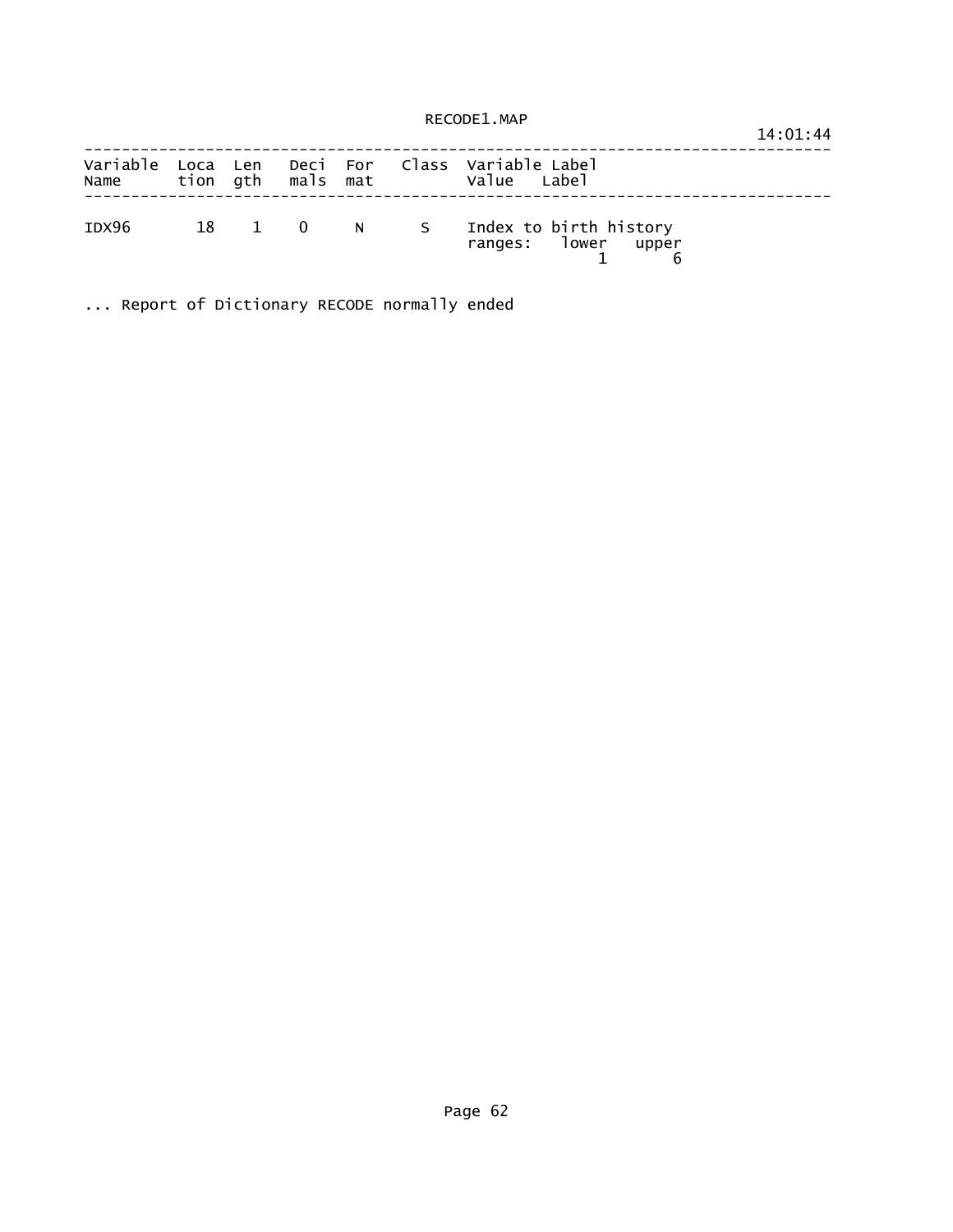RECODE1.MAP

14:01:44

| Variable Name | Location | Length | Decimals | Format | Class | Variable Label / Value Label |
|---|---|---|---|---|---|---|
| IDX96 | 18 | 1 | 0 | N | S | Index to birth history |
| | | | | | | ranges: lower 1, upper 6 |

... Report of Dictionary RECODE normally ended